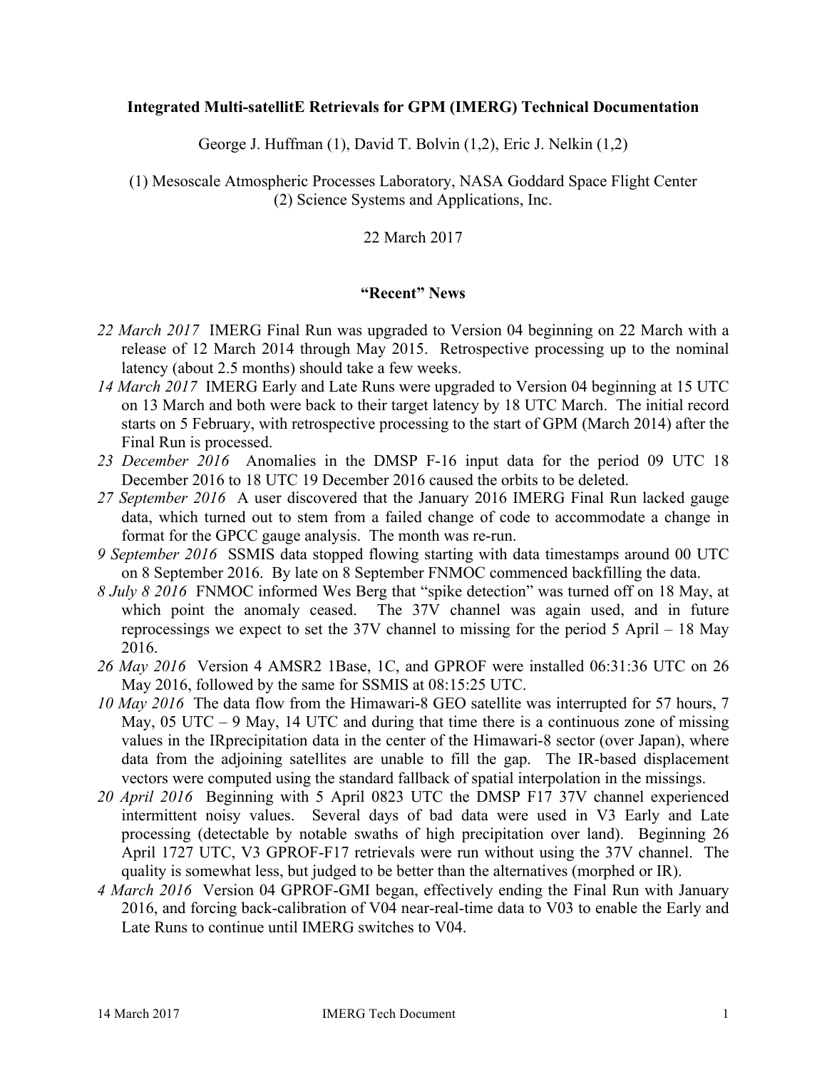**Integrated Multi-satellitE Retrievals for GPM (IMERG) Technical Documentation**

George J. Huffman (1), David T. Bolvin (1,2), Eric J. Nelkin (1,2)

(1) Mesoscale Atmospheric Processes Laboratory, NASA Goddard Space Flight Center
(2) Science Systems and Applications, Inc.

22 March 2017

## "Recent" News

*22 March 2017* IMERG Final Run was upgraded to Version 04 beginning on 22 March with a release of 12 March 2014 through May 2015. Retrospective processing up to the nominal latency (about 2.5 months) should take a few weeks.

*14 March 2017* IMERG Early and Late Runs were upgraded to Version 04 beginning at 15 UTC on 13 March and both were back to their target latency by 18 UTC March. The initial record starts on 5 February, with retrospective processing to the start of GPM (March 2014) after the Final Run is processed.

*23 December 2016* Anomalies in the DMSP F-16 input data for the period 09 UTC 18 December 2016 to 18 UTC 19 December 2016 caused the orbits to be deleted.

*27 September 2016* A user discovered that the January 2016 IMERG Final Run lacked gauge data, which turned out to stem from a failed change of code to accommodate a change in format for the GPCC gauge analysis. The month was re-run.

*9 September 2016* SSMIS data stopped flowing starting with data timestamps around 00 UTC on 8 September 2016. By late on 8 September FNMOC commenced backfilling the data.

*8 July 8 2016* FNMOC informed Wes Berg that "spike detection" was turned off on 18 May, at which point the anomaly ceased. The 37V channel was again used, and in future reprocessings we expect to set the 37V channel to missing for the period 5 April – 18 May 2016.

*26 May 2016* Version 4 AMSR2 1Base, 1C, and GPROF were installed 06:31:36 UTC on 26 May 2016, followed by the same for SSMIS at 08:15:25 UTC.

*10 May 2016* The data flow from the Himawari-8 GEO satellite was interrupted for 57 hours, 7 May, 05 UTC – 9 May, 14 UTC and during that time there is a continuous zone of missing values in the IRprecipitation data in the center of the Himawari-8 sector (over Japan), where data from the adjoining satellites are unable to fill the gap. The IR-based displacement vectors were computed using the standard fallback of spatial interpolation in the missings.

*20 April 2016* Beginning with 5 April 0823 UTC the DMSP F17 37V channel experienced intermittent noisy values. Several days of bad data were used in V3 Early and Late processing (detectable by notable swaths of high precipitation over land). Beginning 26 April 1727 UTC, V3 GPROF-F17 retrievals were run without using the 37V channel. The quality is somewhat less, but judged to be better than the alternatives (morphed or IR).

*4 March 2016* Version 04 GPROF-GMI began, effectively ending the Final Run with January 2016, and forcing back-calibration of V04 near-real-time data to V03 to enable the Early and Late Runs to continue until IMERG switches to V04.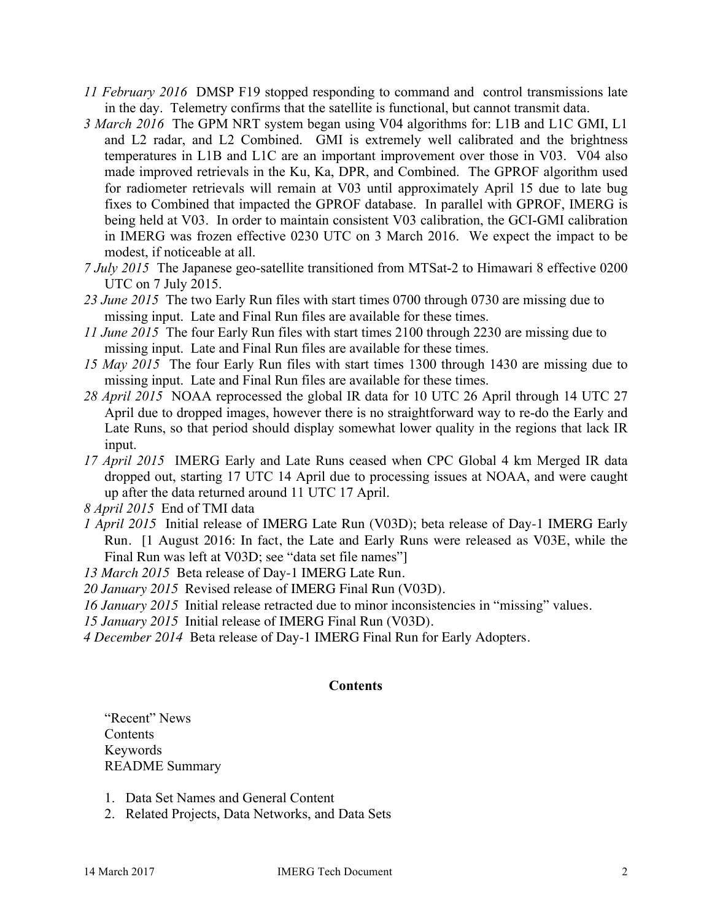*11 February 2016* DMSP F19 stopped responding to command and control transmissions late in the day. Telemetry confirms that the satellite is functional, but cannot transmit data.

*3 March 2016* The GPM NRT system began using V04 algorithms for: L1B and L1C GMI, L1 and L2 radar, and L2 Combined. GMI is extremely well calibrated and the brightness temperatures in L1B and L1C are an important improvement over those in V03. V04 also made improved retrievals in the Ku, Ka, DPR, and Combined. The GPROF algorithm used for radiometer retrievals will remain at V03 until approximately April 15 due to late bug fixes to Combined that impacted the GPROF database. In parallel with GPROF, IMERG is being held at V03. In order to maintain consistent V03 calibration, the GCI-GMI calibration in IMERG was frozen effective 0230 UTC on 3 March 2016. We expect the impact to be modest, if noticeable at all.

*7 July 2015* The Japanese geo-satellite transitioned from MTSat-2 to Himawari 8 effective 0200 UTC on 7 July 2015.

*23 June 2015* The two Early Run files with start times 0700 through 0730 are missing due to missing input. Late and Final Run files are available for these times.

*11 June 2015* The four Early Run files with start times 2100 through 2230 are missing due to missing input. Late and Final Run files are available for these times.

*15 May 2015* The four Early Run files with start times 1300 through 1430 are missing due to missing input. Late and Final Run files are available for these times.

*28 April 2015* NOAA reprocessed the global IR data for 10 UTC 26 April through 14 UTC 27 April due to dropped images, however there is no straightforward way to re-do the Early and Late Runs, so that period should display somewhat lower quality in the regions that lack IR input.

*17 April 2015* IMERG Early and Late Runs ceased when CPC Global 4 km Merged IR data dropped out, starting 17 UTC 14 April due to processing issues at NOAA, and were caught up after the data returned around 11 UTC 17 April.

*8 April 2015* End of TMI data

*1 April 2015* Initial release of IMERG Late Run (V03D); beta release of Day-1 IMERG Early Run. [1 August 2016: In fact, the Late and Early Runs were released as V03E, while the Final Run was left at V03D; see "data set file names"]

*13 March 2015* Beta release of Day-1 IMERG Late Run.

*20 January 2015* Revised release of IMERG Final Run (V03D).

*16 January 2015* Initial release retracted due to minor inconsistencies in "missing" values.

*15 January 2015* Initial release of IMERG Final Run (V03D).

*4 December 2014* Beta release of Day-1 IMERG Final Run for Early Adopters.

**Contents**

"Recent" News
Contents
Keywords
README Summary

1. Data Set Names and General Content
2. Related Projects, Data Networks, and Data Sets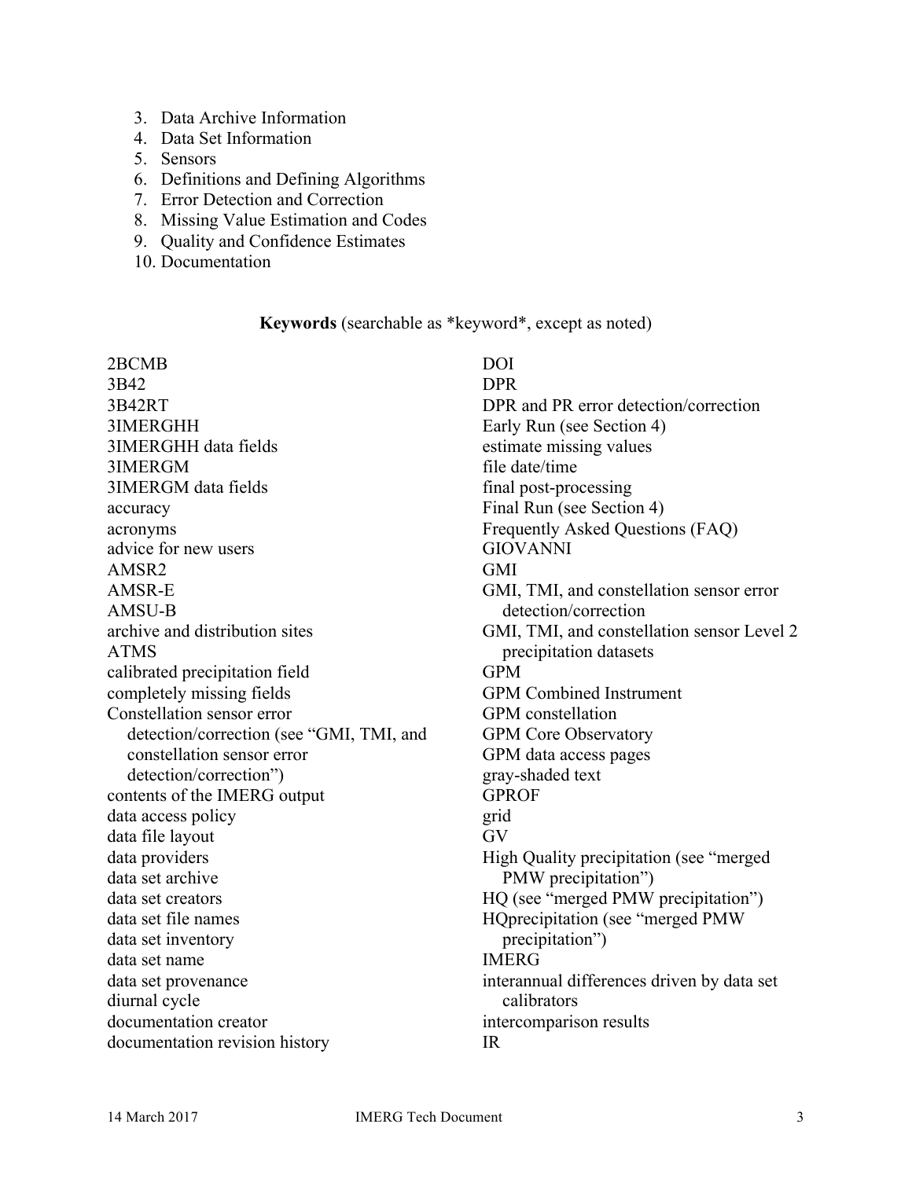3. Data Archive Information
4. Data Set Information
5. Sensors
6. Definitions and Defining Algorithms
7. Error Detection and Correction
8. Missing Value Estimation and Codes
9. Quality and Confidence Estimates
10. Documentation

**Keywords** (searchable as *keyword*, except as noted)

2BCMB
3B42
3B42RT
3IMERGHH
3IMERGHH data fields
3IMERGM
3IMERGM data fields
accuracy
acronyms
advice for new users
AMSR2
AMSR-E
AMSU-B
archive and distribution sites
ATMS
calibrated precipitation field
completely missing fields
Constellation sensor error detection/correction (see "GMI, TMI, and constellation sensor error detection/correction")
contents of the IMERG output
data access policy
data file layout
data providers
data set archive
data set creators
data set file names
data set inventory
data set name
data set provenance
diurnal cycle
documentation creator
documentation revision history
DOI
DPR
DPR and PR error detection/correction
Early Run (see Section 4)
estimate missing values
file date/time
final post-processing
Final Run (see Section 4)
Frequently Asked Questions (FAQ)
GIOVANNI
GMI
GMI, TMI, and constellation sensor error detection/correction
GMI, TMI, and constellation sensor Level 2 precipitation datasets
GPM
GPM Combined Instrument
GPM constellation
GPM Core Observatory
GPM data access pages
gray-shaded text
GPROF
grid
GV
High Quality precipitation (see "merged PMW precipitation")
HQ (see "merged PMW precipitation")
HQprecipitation (see "merged PMW precipitation")
IMERG
interannual differences driven by data set calibrators
intercomparison results
IR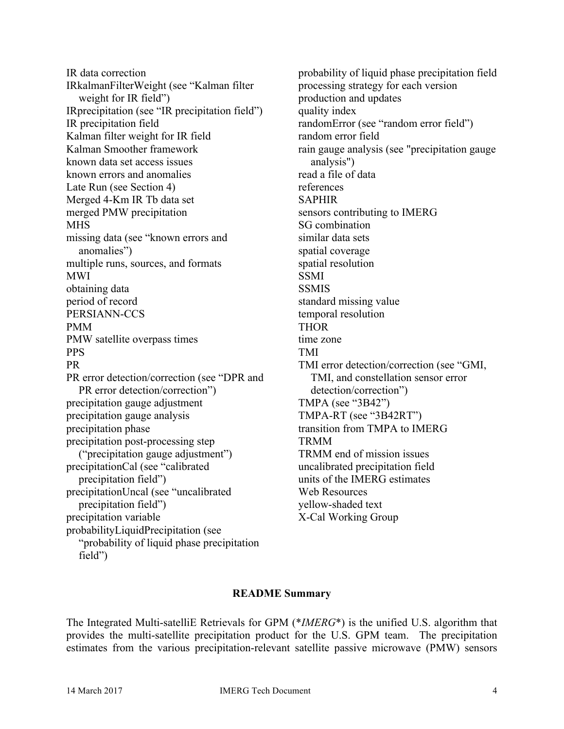IR data correction
IRkalmanFilterWeight (see “Kalman filter weight for IR field”)
IRprecipitation (see “IR precipitation field”)
IR precipitation field
Kalman filter weight for IR field
Kalman Smoother framework
known data set access issues
known errors and anomalies
Late Run (see Section 4)
Merged 4-Km IR Tb data set
merged PMW precipitation
MHS
missing data (see “known errors and anomalies”)
multiple runs, sources, and formats
MWI
obtaining data
period of record
PERSIANN-CCS
PMM
PMW satellite overpass times
PPS
PR
PR error detection/correction (see “DPR and PR error detection/correction”)
precipitation gauge adjustment
precipitation gauge analysis
precipitation phase
precipitation post-processing step (“precipitation gauge adjustment”)
precipitationCal (see “calibrated precipitation field”)
precipitationUncal (see “uncalibrated precipitation field”)
precipitation variable
probabilityLiquidPrecipitation (see “probability of liquid phase precipitation field”)
probability of liquid phase precipitation field
processing strategy for each version
production and updates
quality index
randomError (see “random error field”)
random error field
rain gauge analysis (see "precipitation gauge analysis")
read a file of data
references
SAPHIR
sensors contributing to IMERG
SG combination
similar data sets
spatial coverage
spatial resolution
SSMI
SSMIS
standard missing value
temporal resolution
THOR
time zone
TMI
TMI error detection/correction (see “GMI, TMI, and constellation sensor error detection/correction”)
TMPA (see “3B42”)
TMPA-RT (see “3B42RT”)
transition from TMPA to IMERG
TRMM
TRMM end of mission issues
uncalibrated precipitation field
units of the IMERG estimates
Web Resources
yellow-shaded text
X-Cal Working Group

## README Summary

The Integrated Multi-satelliE Retrievals for GPM (**IMERG**) is the unified U.S. algorithm that provides the multi-satellite precipitation product for the U.S. GPM team. The precipitation estimates from the various precipitation-relevant satellite passive microwave (PMW) sensors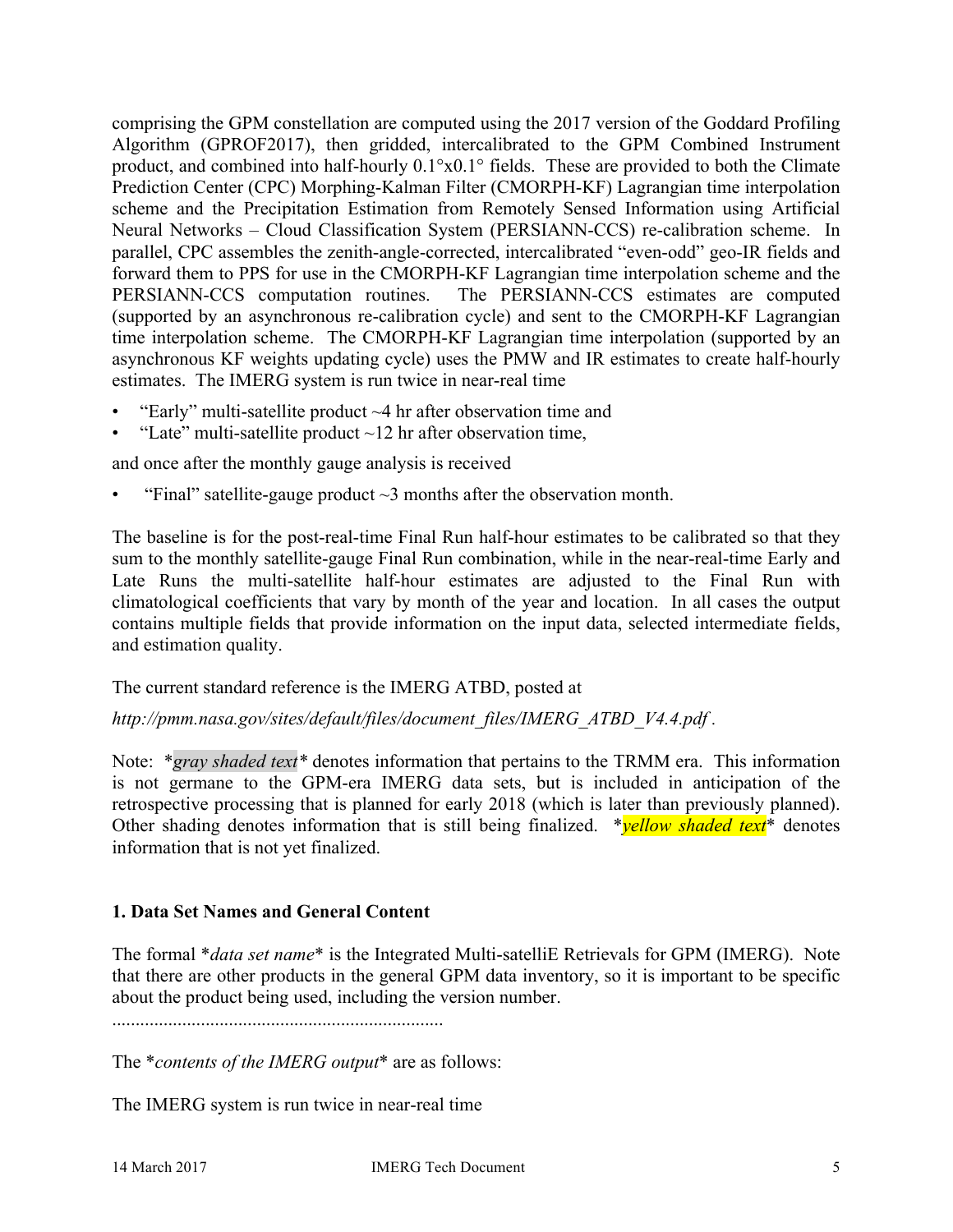comprising the GPM constellation are computed using the 2017 version of the Goddard Profiling Algorithm (GPROF2017), then gridded, intercalibrated to the GPM Combined Instrument product, and combined into half-hourly 0.1°x0.1° fields. These are provided to both the Climate Prediction Center (CPC) Morphing-Kalman Filter (CMORPH-KF) Lagrangian time interpolation scheme and the Precipitation Estimation from Remotely Sensed Information using Artificial Neural Networks – Cloud Classification System (PERSIANN-CCS) re-calibration scheme. In parallel, CPC assembles the zenith-angle-corrected, intercalibrated "even-odd" geo-IR fields and forward them to PPS for use in the CMORPH-KF Lagrangian time interpolation scheme and the PERSIANN-CCS computation routines. The PERSIANN-CCS estimates are computed (supported by an asynchronous re-calibration cycle) and sent to the CMORPH-KF Lagrangian time interpolation scheme. The CMORPH-KF Lagrangian time interpolation (supported by an asynchronous KF weights updating cycle) uses the PMW and IR estimates to create half-hourly estimates. The IMERG system is run twice in near-real time

- "Early" multi-satellite product ~4 hr after observation time and
- "Late" multi-satellite product ~12 hr after observation time,

and once after the monthly gauge analysis is received

- "Final" satellite-gauge product ~3 months after the observation month.

The baseline is for the post-real-time Final Run half-hour estimates to be calibrated so that they sum to the monthly satellite-gauge Final Run combination, while in the near-real-time Early and Late Runs the multi-satellite half-hour estimates are adjusted to the Final Run with climatological coefficients that vary by month of the year and location. In all cases the output contains multiple fields that provide information on the input data, selected intermediate fields, and estimation quality.

The current standard reference is the IMERG ATBD, posted at

*http://pmm.nasa.gov/sites/default/files/document_files/IMERG_ATBD_V4.4.pdf* .

Note: **gray shaded text** denotes information that pertains to the TRMM era. This information is not germane to the GPM-era IMERG data sets, but is included in anticipation of the retrospective processing that is planned for early 2018 (which is later than previously planned). Other shading denotes information that is still being finalized. **yellow shaded text** denotes information that is not yet finalized.

## 1. Data Set Names and General Content

The formal *data set name* is the Integrated Multi-satelliE Retrievals for GPM (IMERG). Note that there are other products in the general GPM data inventory, so it is important to be specific about the product being used, including the version number.

.......................................................................

The *contents of the IMERG output* are as follows:

The IMERG system is run twice in near-real time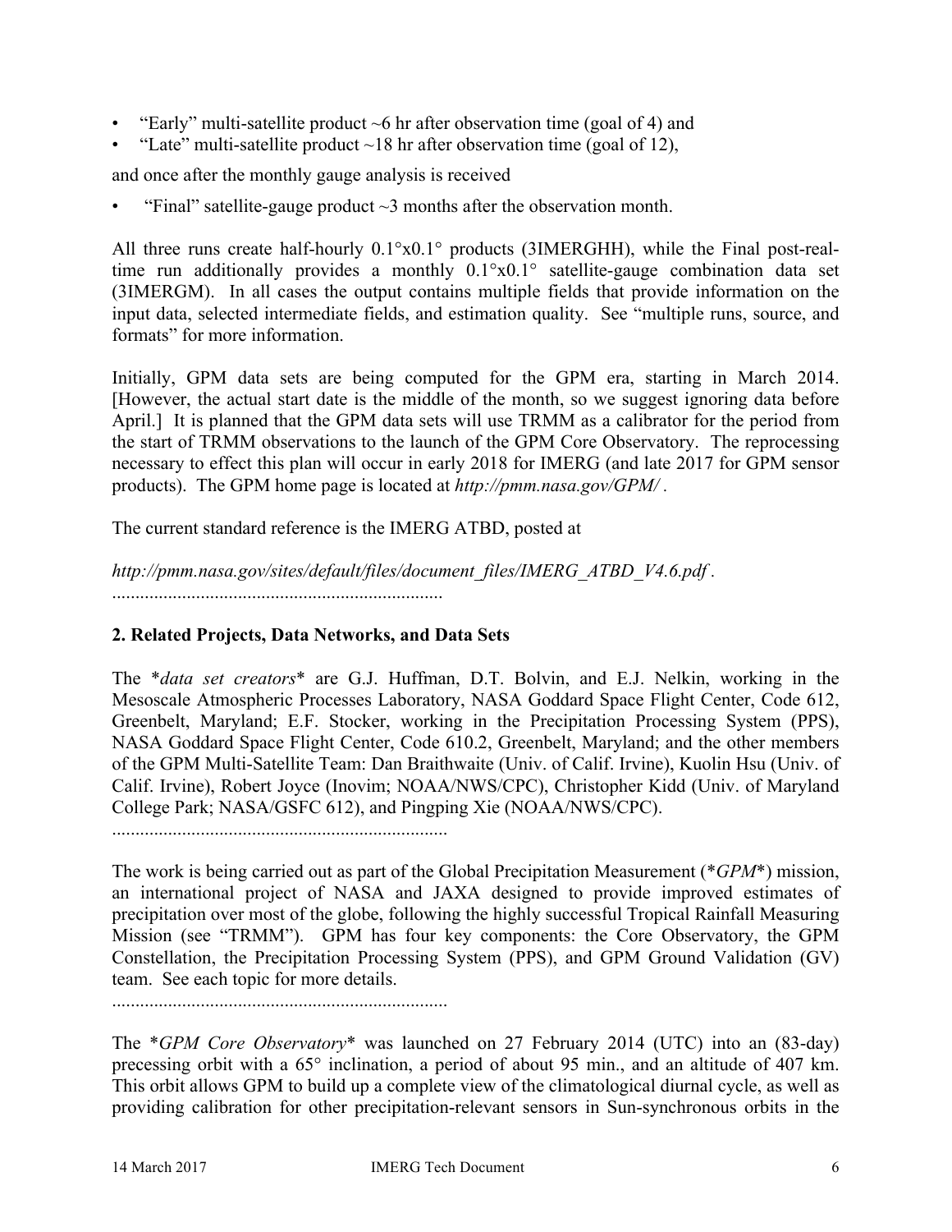- "Early" multi-satellite product ~6 hr after observation time (goal of 4) and
- "Late" multi-satellite product ~18 hr after observation time (goal of 12),

and once after the monthly gauge analysis is received

- "Final" satellite-gauge product ~3 months after the observation month.

All three runs create half-hourly 0.1°x0.1° products (3IMERGHH), while the Final post-real-time run additionally provides a monthly 0.1°x0.1° satellite-gauge combination data set (3IMERGM). In all cases the output contains multiple fields that provide information on the input data, selected intermediate fields, and estimation quality. See "multiple runs, source, and formats" for more information.

Initially, GPM data sets are being computed for the GPM era, starting in March 2014. [However, the actual start date is the middle of the month, so we suggest ignoring data before April.] It is planned that the GPM data sets will use TRMM as a calibrator for the period from the start of TRMM observations to the launch of the GPM Core Observatory. The reprocessing necessary to effect this plan will occur in early 2018 for IMERG (and late 2017 for GPM sensor products). The GPM home page is located at *http://pmm.nasa.gov/GPM/* .

The current standard reference is the IMERG ATBD, posted at

*http://pmm.nasa.gov/sites/default/files/document_files/IMERG_ATBD_V4.6.pdf* .

.......................................................................

## 2. Related Projects, Data Networks, and Data Sets

The *\*data set creators\** are G.J. Huffman, D.T. Bolvin, and E.J. Nelkin, working in the Mesoscale Atmospheric Processes Laboratory, NASA Goddard Space Flight Center, Code 612, Greenbelt, Maryland; E.F. Stocker, working in the Precipitation Processing System (PPS), NASA Goddard Space Flight Center, Code 610.2, Greenbelt, Maryland; and the other members of the GPM Multi-Satellite Team: Dan Braithwaite (Univ. of Calif. Irvine), Kuolin Hsu (Univ. of Calif. Irvine), Robert Joyce (Inovim; NOAA/NWS/CPC), Christopher Kidd (Univ. of Maryland College Park; NASA/GSFC 612), and Pingping Xie (NOAA/NWS/CPC).

.......................................................................

The work is being carried out as part of the Global Precipitation Measurement (*\*GPM\**) mission, an international project of NASA and JAXA designed to provide improved estimates of precipitation over most of the globe, following the highly successful Tropical Rainfall Measuring Mission (see "TRMM"). GPM has four key components: the Core Observatory, the GPM Constellation, the Precipitation Processing System (PPS), and GPM Ground Validation (GV) team. See each topic for more details.

.......................................................................

The *\*GPM Core Observatory\** was launched on 27 February 2014 (UTC) into an (83-day) precessing orbit with a 65° inclination, a period of about 95 min., and an altitude of 407 km. This orbit allows GPM to build up a complete view of the climatological diurnal cycle, as well as providing calibration for other precipitation-relevant sensors in Sun-synchronous orbits in the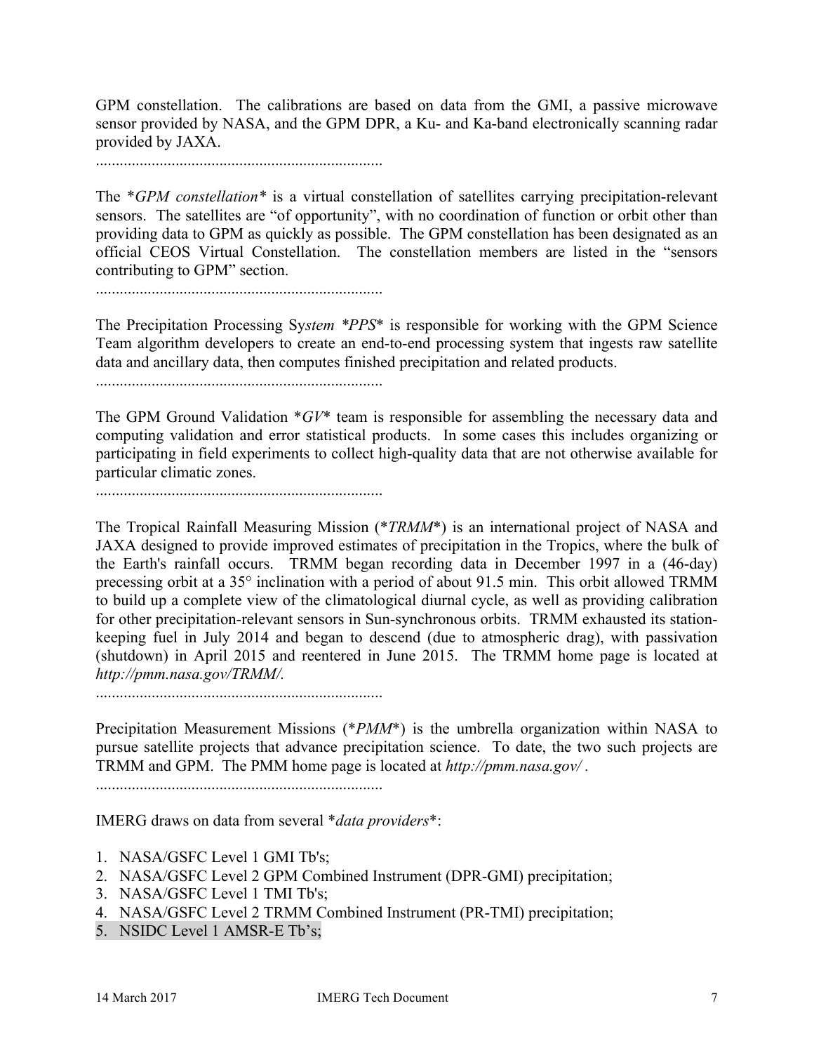GPM constellation. The calibrations are based on data from the GMI, a passive microwave sensor provided by NASA, and the GPM DPR, a Ku- and Ka-band electronically scanning radar provided by JAXA.

........................................................................

The **GPM constellation** is a virtual constellation of satellites carrying precipitation-relevant sensors. The satellites are "of opportunity", with no coordination of function or orbit other than providing data to GPM as quickly as possible. The GPM constellation has been designated as an official CEOS Virtual Constellation. The constellation members are listed in the "sensors contributing to GPM" section.

........................................................................

The Precipitation Processing Sy*stem *PPS** is responsible for working with the GPM Science Team algorithm developers to create an end-to-end processing system that ingests raw satellite data and ancillary data, then computes finished precipitation and related products.

........................................................................

The GPM Ground Validation **GV** team is responsible for assembling the necessary data and computing validation and error statistical products. In some cases this includes organizing or participating in field experiments to collect high-quality data that are not otherwise available for particular climatic zones.

........................................................................

The Tropical Rainfall Measuring Mission (**TRMM**) is an international project of NASA and JAXA designed to provide improved estimates of precipitation in the Tropics, where the bulk of the Earth's rainfall occurs. TRMM began recording data in December 1997 in a (46-day) precessing orbit at a 35° inclination with a period of about 91.5 min. This orbit allowed TRMM to build up a complete view of the climatological diurnal cycle, as well as providing calibration for other precipitation-relevant sensors in Sun-synchronous orbits. TRMM exhausted its station-keeping fuel in July 2014 and began to descend (due to atmospheric drag), with passivation (shutdown) in April 2015 and reentered in June 2015. The TRMM home page is located at *http://pmm.nasa.gov/TRMM/.*

........................................................................

Precipitation Measurement Missions (**PMM**) is the umbrella organization within NASA to pursue satellite projects that advance precipitation science. To date, the two such projects are TRMM and GPM. The PMM home page is located at *http://pmm.nasa.gov/* .

........................................................................

IMERG draws on data from several **data providers**:

1. NASA/GSFC Level 1 GMI Tb's;
2. NASA/GSFC Level 2 GPM Combined Instrument (DPR-GMI) precipitation;
3. NASA/GSFC Level 1 TMI Tb's;
4. NASA/GSFC Level 2 TRMM Combined Instrument (PR-TMI) precipitation;
5. NSIDC Level 1 AMSR-E Tb's;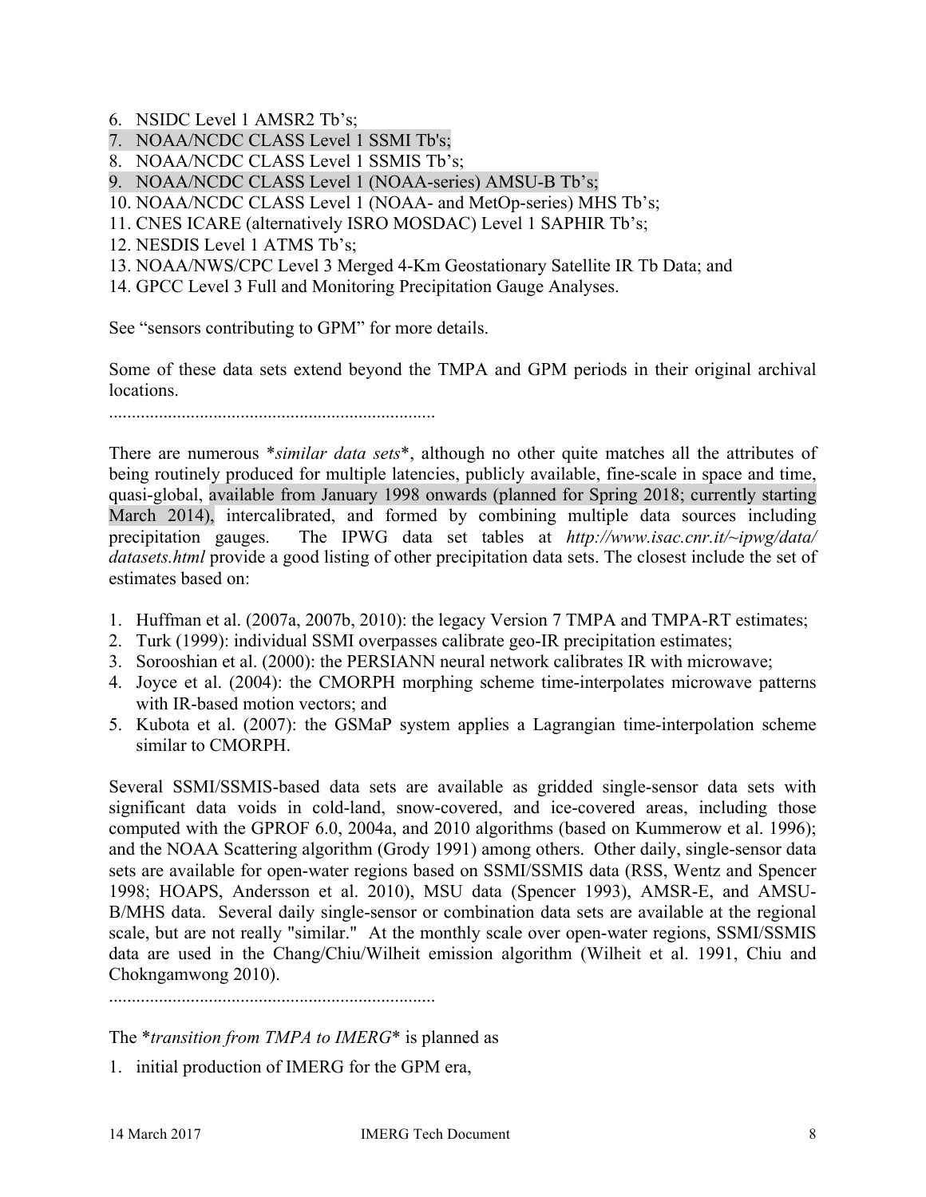6. NSIDC Level 1 AMSR2 Tb's;
7. NOAA/NCDC CLASS Level 1 SSMI Tb's;
8. NOAA/NCDC CLASS Level 1 SSMIS Tb's;
9. NOAA/NCDC CLASS Level 1 (NOAA-series) AMSU-B Tb's;
10. NOAA/NCDC CLASS Level 1 (NOAA- and MetOp-series) MHS Tb's;
11. CNES ICARE (alternatively ISRO MOSDAC) Level 1 SAPHIR Tb's;
12. NESDIS Level 1 ATMS Tb's;
13. NOAA/NWS/CPC Level 3 Merged 4-Km Geostationary Satellite IR Tb Data; and
14. GPCC Level 3 Full and Monitoring Precipitation Gauge Analyses.

See "sensors contributing to GPM" for more details.

Some of these data sets extend beyond the TMPA and GPM periods in their original archival locations.

........................................................................

There are numerous \**similar data sets*\*, although no other quite matches all the attributes of being routinely produced for multiple latencies, publicly available, fine-scale in space and time, quasi-global, available from January 1998 onwards (planned for Spring 2018; currently starting March 2014), intercalibrated, and formed by combining multiple data sources including precipitation gauges. The IPWG data set tables at *http://www.isac.cnr.it/~ipwg/data/datasets.html* provide a good listing of other precipitation data sets. The closest include the set of estimates based on:

1. Huffman et al. (2007a, 2007b, 2010): the legacy Version 7 TMPA and TMPA-RT estimates;
2. Turk (1999): individual SSMI overpasses calibrate geo-IR precipitation estimates;
3. Sorooshian et al. (2000): the PERSIANN neural network calibrates IR with microwave;
4. Joyce et al. (2004): the CMORPH morphing scheme time-interpolates microwave patterns with IR-based motion vectors; and
5. Kubota et al. (2007): the GSMaP system applies a Lagrangian time-interpolation scheme similar to CMORPH.

Several SSMI/SSMIS-based data sets are available as gridded single-sensor data sets with significant data voids in cold-land, snow-covered, and ice-covered areas, including those computed with the GPROF 6.0, 2004a, and 2010 algorithms (based on Kummerow et al. 1996); and the NOAA Scattering algorithm (Grody 1991) among others. Other daily, single-sensor data sets are available for open-water regions based on SSMI/SSMIS data (RSS, Wentz and Spencer 1998; HOAPS, Andersson et al. 2010), MSU data (Spencer 1993), AMSR-E, and AMSU-B/MHS data. Several daily single-sensor or combination data sets are available at the regional scale, but are not really "similar." At the monthly scale over open-water regions, SSMI/SSMIS data are used in the Chang/Chiu/Wilheit emission algorithm (Wilheit et al. 1991, Chiu and Chokngamwong 2010).

........................................................................

The \**transition from TMPA to IMERG*\* is planned as

1. initial production of IMERG for the GPM era,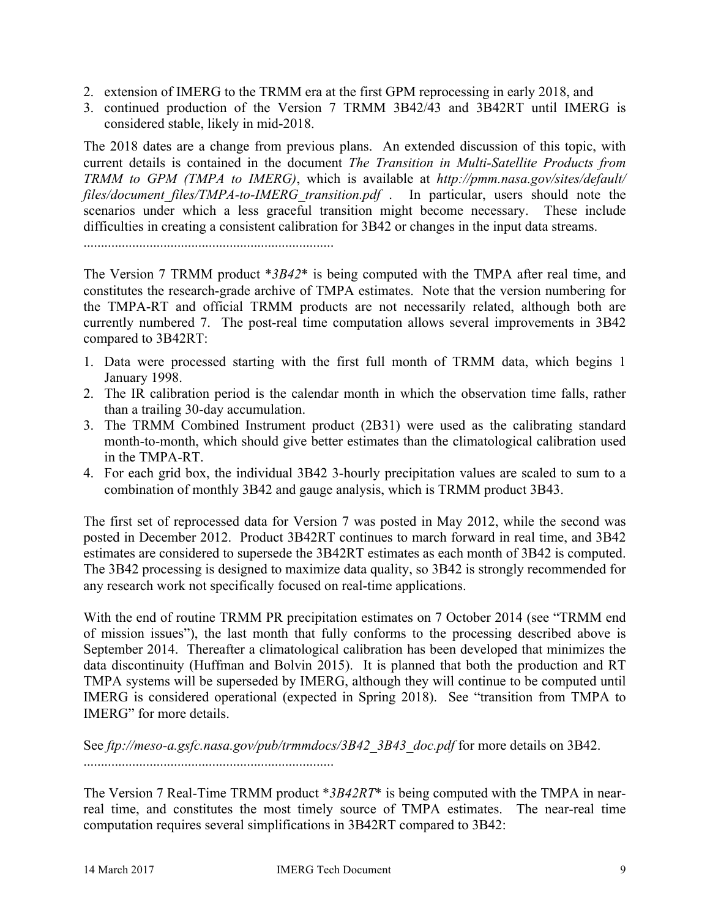2. extension of IMERG to the TRMM era at the first GPM reprocessing in early 2018, and
3. continued production of the Version 7 TRMM 3B42/43 and 3B42RT until IMERG is considered stable, likely in mid-2018.

The 2018 dates are a change from previous plans. An extended discussion of this topic, with current details is contained in the document *The Transition in Multi-Satellite Products from TRMM to GPM (TMPA to IMERG)*, which is available at *http://pmm.nasa.gov/sites/default/files/document_files/TMPA-to-IMERG_transition.pdf* . In particular, users should note the scenarios under which a less graceful transition might become necessary. These include difficulties in creating a consistent calibration for 3B42 or changes in the input data streams.

........................................................................

The Version 7 TRMM product **3B42** is being computed with the TMPA after real time, and constitutes the research-grade archive of TMPA estimates. Note that the version numbering for the TMPA-RT and official TRMM products are not necessarily related, although both are currently numbered 7. The post-real time computation allows several improvements in 3B42 compared to 3B42RT:

1. Data were processed starting with the first full month of TRMM data, which begins 1 January 1998.
2. The IR calibration period is the calendar month in which the observation time falls, rather than a trailing 30-day accumulation.
3. The TRMM Combined Instrument product (2B31) were used as the calibrating standard month-to-month, which should give better estimates than the climatological calibration used in the TMPA-RT.
4. For each grid box, the individual 3B42 3-hourly precipitation values are scaled to sum to a combination of monthly 3B42 and gauge analysis, which is TRMM product 3B43.

The first set of reprocessed data for Version 7 was posted in May 2012, while the second was posted in December 2012. Product 3B42RT continues to march forward in real time, and 3B42 estimates are considered to supersede the 3B42RT estimates as each month of 3B42 is computed. The 3B42 processing is designed to maximize data quality, so 3B42 is strongly recommended for any research work not specifically focused on real-time applications.

With the end of routine TRMM PR precipitation estimates on 7 October 2014 (see "TRMM end of mission issues"), the last month that fully conforms to the processing described above is September 2014. Thereafter a climatological calibration has been developed that minimizes the data discontinuity (Huffman and Bolvin 2015). It is planned that both the production and RT TMPA systems will be superseded by IMERG, although they will continue to be computed until IMERG is considered operational (expected in Spring 2018). See "transition from TMPA to IMERG" for more details.

See *ftp://meso-a.gsfc.nasa.gov/pub/trmmdocs/3B42_3B43_doc.pdf* for more details on 3B42.

........................................................................

The Version 7 Real-Time TRMM product **3B42RT** is being computed with the TMPA in near-real time, and constitutes the most timely source of TMPA estimates. The near-real time computation requires several simplifications in 3B42RT compared to 3B42: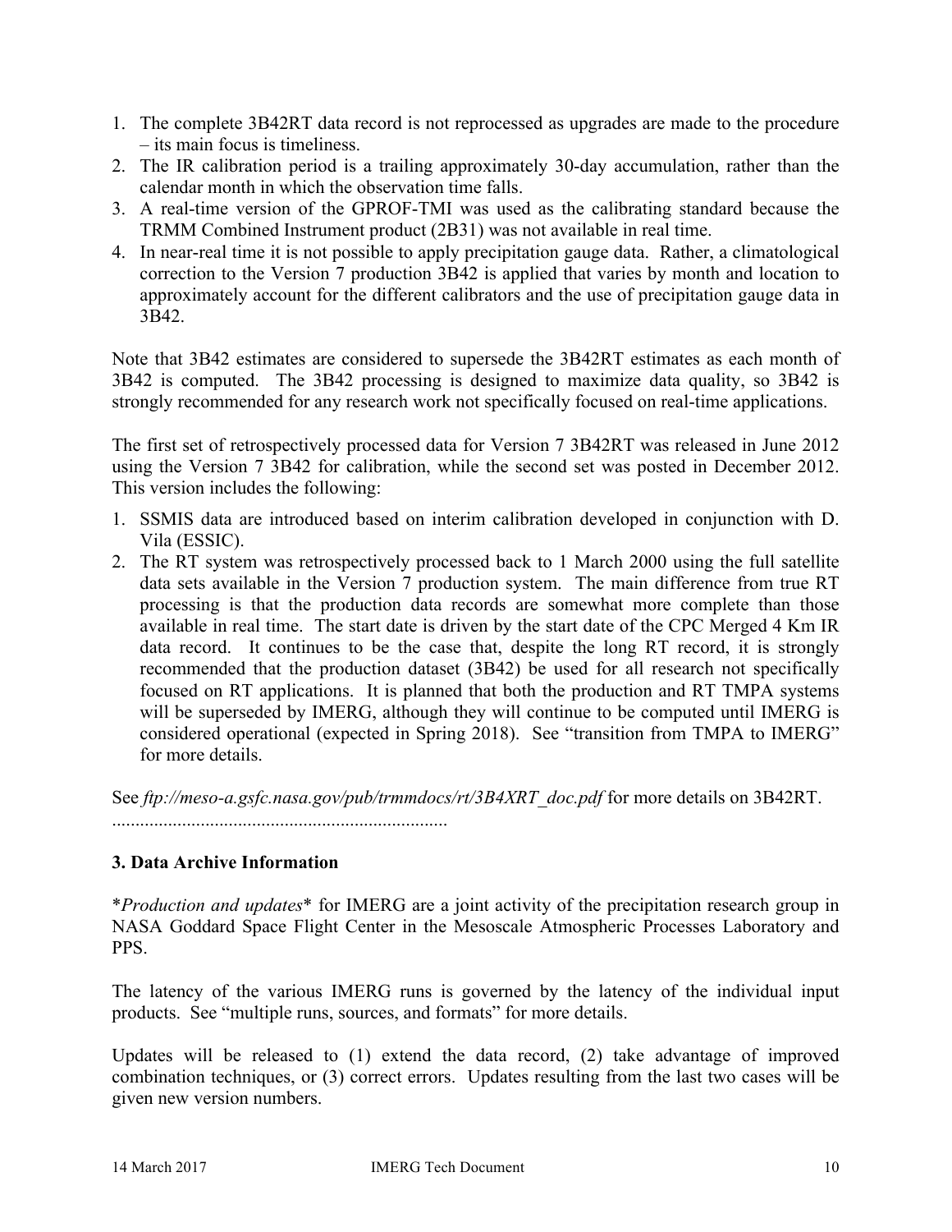1. The complete 3B42RT data record is not reprocessed as upgrades are made to the procedure – its main focus is timeliness.
2. The IR calibration period is a trailing approximately 30-day accumulation, rather than the calendar month in which the observation time falls.
3. A real-time version of the GPROF-TMI was used as the calibrating standard because the TRMM Combined Instrument product (2B31) was not available in real time.
4. In near-real time it is not possible to apply precipitation gauge data. Rather, a climatological correction to the Version 7 production 3B42 is applied that varies by month and location to approximately account for the different calibrators and the use of precipitation gauge data in 3B42.

Note that 3B42 estimates are considered to supersede the 3B42RT estimates as each month of 3B42 is computed. The 3B42 processing is designed to maximize data quality, so 3B42 is strongly recommended for any research work not specifically focused on real-time applications.

The first set of retrospectively processed data for Version 7 3B42RT was released in June 2012 using the Version 7 3B42 for calibration, while the second set was posted in December 2012. This version includes the following:

1. SSMIS data are introduced based on interim calibration developed in conjunction with D. Vila (ESSIC).
2. The RT system was retrospectively processed back to 1 March 2000 using the full satellite data sets available in the Version 7 production system. The main difference from true RT processing is that the production data records are somewhat more complete than those available in real time. The start date is driven by the start date of the CPC Merged 4 Km IR data record. It continues to be the case that, despite the long RT record, it is strongly recommended that the production dataset (3B42) be used for all research not specifically focused on RT applications. It is planned that both the production and RT TMPA systems will be superseded by IMERG, although they will continue to be computed until IMERG is considered operational (expected in Spring 2018). See "transition from TMPA to IMERG" for more details.

See *ftp://meso-a.gsfc.nasa.gov/pub/trmmdocs/rt/3B4XRT_doc.pdf* for more details on 3B42RT.

........................................................................

### 3. Data Archive Information

\**Production and updates*\* for IMERG are a joint activity of the precipitation research group in NASA Goddard Space Flight Center in the Mesoscale Atmospheric Processes Laboratory and PPS.

The latency of the various IMERG runs is governed by the latency of the individual input products. See "multiple runs, sources, and formats" for more details.

Updates will be released to (1) extend the data record, (2) take advantage of improved combination techniques, or (3) correct errors. Updates resulting from the last two cases will be given new version numbers.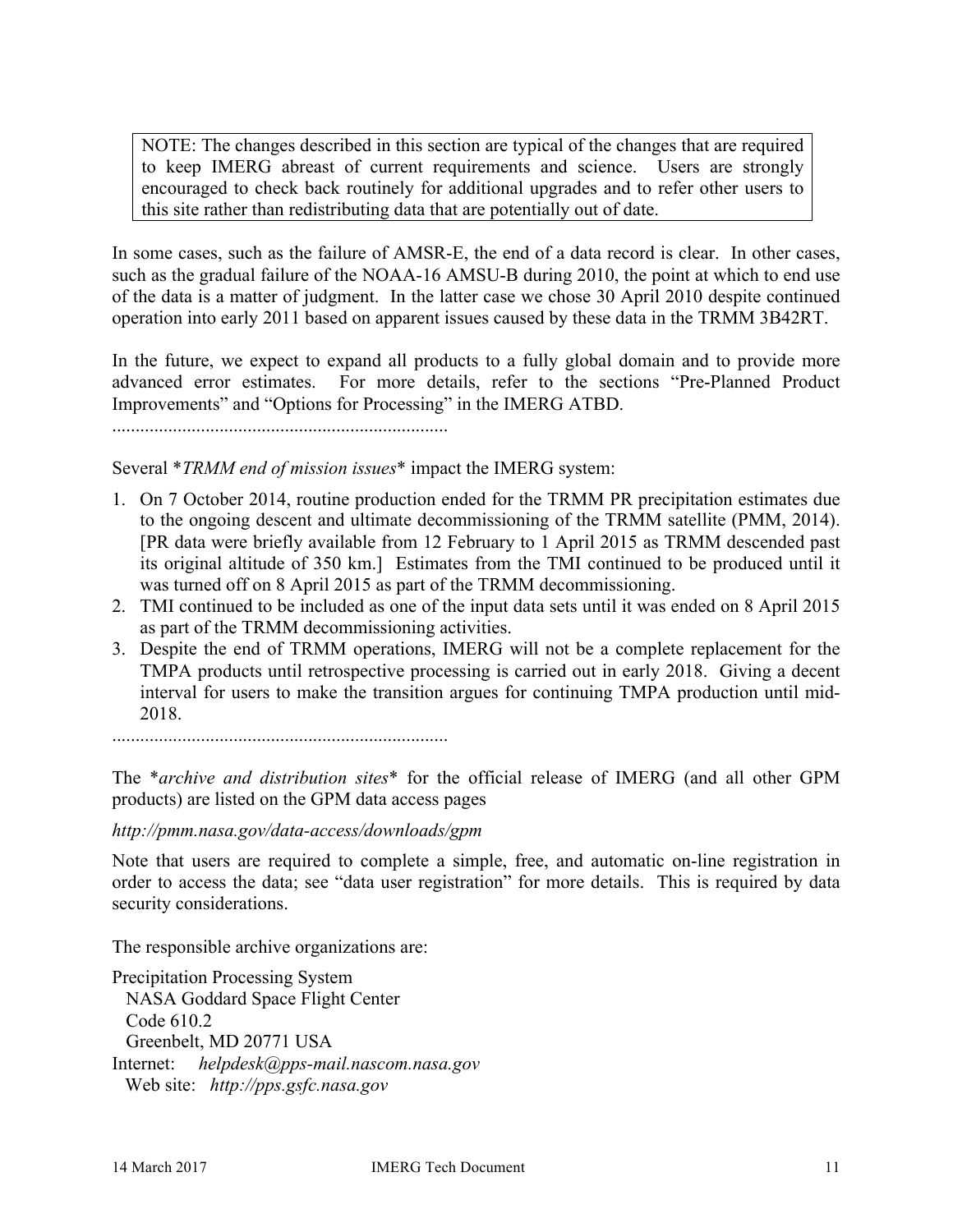> NOTE: The changes described in this section are typical of the changes that are required to keep IMERG abreast of current requirements and science. Users are strongly encouraged to check back routinely for additional upgrades and to refer other users to this site rather than redistributing data that are potentially out of date.

In some cases, such as the failure of AMSR-E, the end of a data record is clear. In other cases, such as the gradual failure of the NOAA-16 AMSU-B during 2010, the point at which to end use of the data is a matter of judgment. In the latter case we chose 30 April 2010 despite continued operation into early 2011 based on apparent issues caused by these data in the TRMM 3B42RT.

In the future, we expect to expand all products to a fully global domain and to provide more advanced error estimates. For more details, refer to the sections "Pre-Planned Product Improvements" and "Options for Processing" in the IMERG ATBD.

.......................................................................

Several **TRMM end of mission issues** impact the IMERG system:

1. On 7 October 2014, routine production ended for the TRMM PR precipitation estimates due to the ongoing descent and ultimate decommissioning of the TRMM satellite (PMM, 2014). [PR data were briefly available from 12 February to 1 April 2015 as TRMM descended past its original altitude of 350 km.] Estimates from the TMI continued to be produced until it was turned off on 8 April 2015 as part of the TRMM decommissioning.
2. TMI continued to be included as one of the input data sets until it was ended on 8 April 2015 as part of the TRMM decommissioning activities.
3. Despite the end of TRMM operations, IMERG will not be a complete replacement for the TMPA products until retrospective processing is carried out in early 2018. Giving a decent interval for users to make the transition argues for continuing TMPA production until mid-2018.

.......................................................................

The **archive and distribution sites** for the official release of IMERG (and all other GPM products) are listed on the GPM data access pages

*http://pmm.nasa.gov/data-access/downloads/gpm*

Note that users are required to complete a simple, free, and automatic on-line registration in order to access the data; see "data user registration" for more details. This is required by data security considerations.

The responsible archive organizations are:

Precipitation Processing System
NASA Goddard Space Flight Center
Code 610.2
Greenbelt, MD 20771 USA
Internet: *helpdesk@pps-mail.nascom.nasa.gov*
Web site: *http://pps.gsfc.nasa.gov*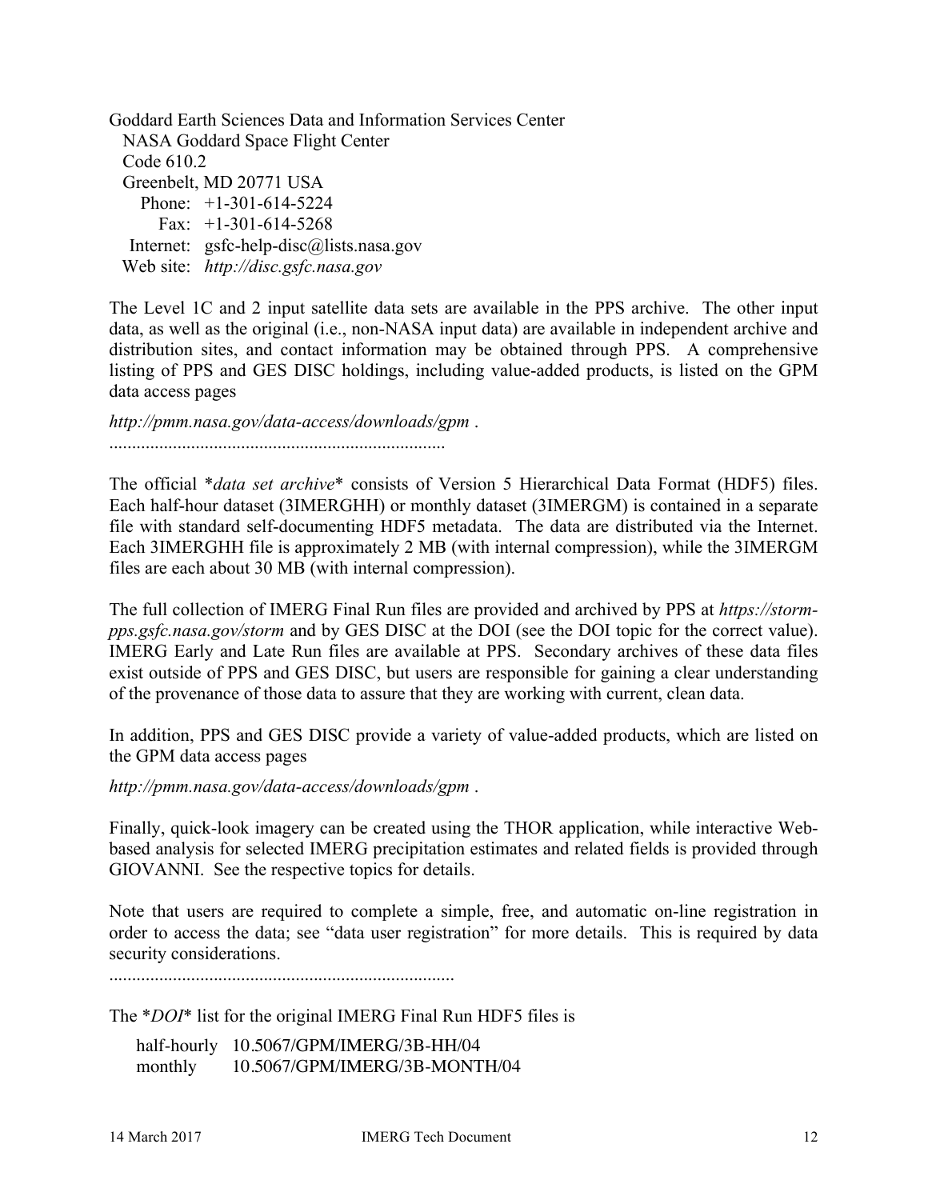Goddard Earth Sciences Data and Information Services Center
  NASA Goddard Space Flight Center
  Code 610.2
  Greenbelt, MD 20771 USA
    Phone: +1-301-614-5224
    Fax: +1-301-614-5268
  Internet: gsfc-help-disc@lists.nasa.gov
  Web site: *http://disc.gsfc.nasa.gov*

The Level 1C and 2 input satellite data sets are available in the PPS archive. The other input data, as well as the original (i.e., non-NASA input data) are available in independent archive and distribution sites, and contact information may be obtained through PPS. A comprehensive listing of PPS and GES DISC holdings, including value-added products, is listed on the GPM data access pages

*http://pmm.nasa.gov/data-access/downloads/gpm* .

..........................................................................

The official \**data set archive*\* consists of Version 5 Hierarchical Data Format (HDF5) files. Each half-hour dataset (3IMERGHH) or monthly dataset (3IMERGM) is contained in a separate file with standard self-documenting HDF5 metadata. The data are distributed via the Internet. Each 3IMERGHH file is approximately 2 MB (with internal compression), while the 3IMERGM files are each about 30 MB (with internal compression).

The full collection of IMERG Final Run files are provided and archived by PPS at *https://storm-pps.gsfc.nasa.gov/storm* and by GES DISC at the DOI (see the DOI topic for the correct value). IMERG Early and Late Run files are available at PPS. Secondary archives of these data files exist outside of PPS and GES DISC, but users are responsible for gaining a clear understanding of the provenance of those data to assure that they are working with current, clean data.

In addition, PPS and GES DISC provide a variety of value-added products, which are listed on the GPM data access pages

*http://pmm.nasa.gov/data-access/downloads/gpm* .

Finally, quick-look imagery can be created using the THOR application, while interactive Web-based analysis for selected IMERG precipitation estimates and related fields is provided through GIOVANNI. See the respective topics for details.

Note that users are required to complete a simple, free, and automatic on-line registration in order to access the data; see "data user registration" for more details. This is required by data security considerations.

..........................................................................

The \**DOI*\* list for the original IMERG Final Run HDF5 files is

  half-hourly 10.5067/GPM/IMERG/3B-HH/04
  monthly 10.5067/GPM/IMERG/3B-MONTH/04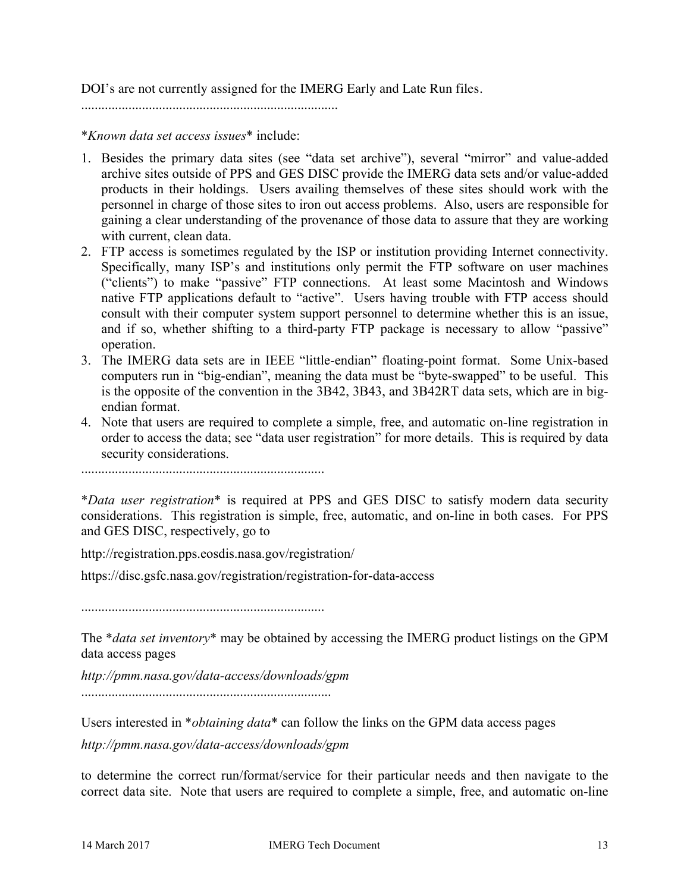DOI's are not currently assigned for the IMERG Early and Late Run files.

............................................................................

**Known data set access issues** include:

1. Besides the primary data sites (see "data set archive"), several "mirror" and value-added archive sites outside of PPS and GES DISC provide the IMERG data sets and/or value-added products in their holdings. Users availing themselves of these sites should work with the personnel in charge of those sites to iron out access problems. Also, users are responsible for gaining a clear understanding of the provenance of those data to assure that they are working with current, clean data.
2. FTP access is sometimes regulated by the ISP or institution providing Internet connectivity. Specifically, many ISP's and institutions only permit the FTP software on user machines ("clients") to make "passive" FTP connections. At least some Macintosh and Windows native FTP applications default to "active". Users having trouble with FTP access should consult with their computer system support personnel to determine whether this is an issue, and if so, whether shifting to a third-party FTP package is necessary to allow "passive" operation.
3. The IMERG data sets are in IEEE "little-endian" floating-point format. Some Unix-based computers run in "big-endian", meaning the data must be "byte-swapped" to be useful. This is the opposite of the convention in the 3B42, 3B43, and 3B42RT data sets, which are in big-endian format.
4. Note that users are required to complete a simple, free, and automatic on-line registration in order to access the data; see "data user registration" for more details. This is required by data security considerations.

........................................................................

**Data user registration** is required at PPS and GES DISC to satisfy modern data security considerations. This registration is simple, free, automatic, and on-line in both cases. For PPS and GES DISC, respectively, go to

http://registration.pps.eosdis.nasa.gov/registration/

https://disc.gsfc.nasa.gov/registration/registration-for-data-access

........................................................................

The **data set inventory** may be obtained by accessing the IMERG product listings on the GPM data access pages

*http://pmm.nasa.gov/data-access/downloads/gpm*

........................................................................

Users interested in **obtaining data** can follow the links on the GPM data access pages

*http://pmm.nasa.gov/data-access/downloads/gpm*

to determine the correct run/format/service for their particular needs and then navigate to the correct data site. Note that users are required to complete a simple, free, and automatic on-line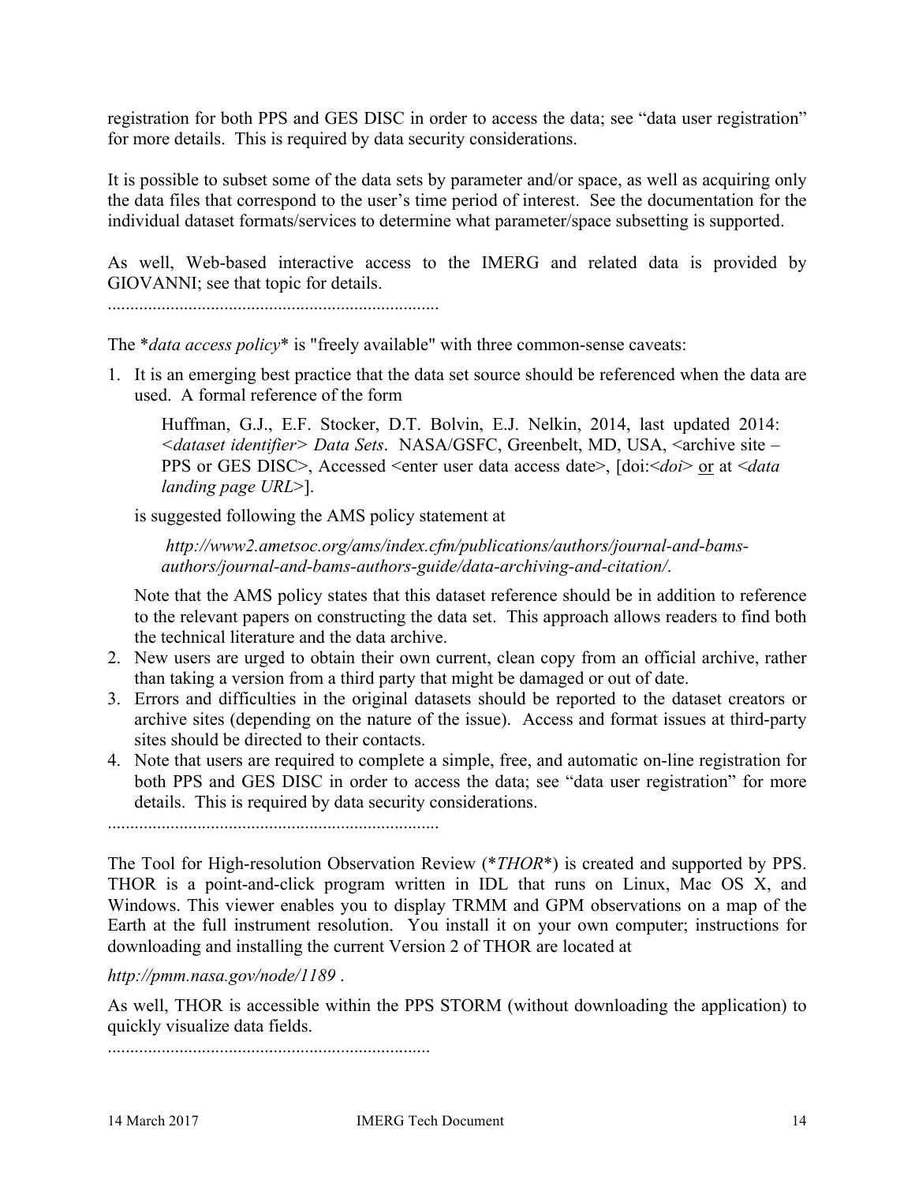registration for both PPS and GES DISC in order to access the data; see "data user registration" for more details. This is required by data security considerations.

It is possible to subset some of the data sets by parameter and/or space, as well as acquiring only the data files that correspond to the user's time period of interest. See the documentation for the individual dataset formats/services to determine what parameter/space subsetting is supported.

As well, Web-based interactive access to the IMERG and related data is provided by GIOVANNI; see that topic for details.

..........................................................................

The *_data access policy_* is "freely available" with three common-sense caveats:

1. It is an emerging best practice that the data set source should be referenced when the data are used. A formal reference of the form

   Huffman, G.J., E.F. Stocker, D.T. Bolvin, E.J. Nelkin, 2014, last updated 2014: _<dataset identifier> Data Sets_. NASA/GSFC, Greenbelt, MD, USA, <archive site – PPS or GES DISC>, Accessed <enter user data access date>, [doi:<_doi_> or at <_data landing page URL_>].

   is suggested following the AMS policy statement at

   _http://www2.ametsoc.org/ams/index.cfm/publications/authors/journal-and-bams-authors/journal-and-bams-authors-guide/data-archiving-and-citation/_.

   Note that the AMS policy states that this dataset reference should be in addition to reference to the relevant papers on constructing the data set. This approach allows readers to find both the technical literature and the data archive.
2. New users are urged to obtain their own current, clean copy from an official archive, rather than taking a version from a third party that might be damaged or out of date.
3. Errors and difficulties in the original datasets should be reported to the dataset creators or archive sites (depending on the nature of the issue). Access and format issues at third-party sites should be directed to their contacts.
4. Note that users are required to complete a simple, free, and automatic on-line registration for both PPS and GES DISC in order to access the data; see "data user registration" for more details. This is required by data security considerations.

..........................................................................

The Tool for High-resolution Observation Review (*_THOR_*) is created and supported by PPS. THOR is a point-and-click program written in IDL that runs on Linux, Mac OS X, and Windows. This viewer enables you to display TRMM and GPM observations on a map of the Earth at the full instrument resolution. You install it on your own computer; instructions for downloading and installing the current Version 2 of THOR are located at

_http://pmm.nasa.gov/node/1189_ .

As well, THOR is accessible within the PPS STORM (without downloading the application) to quickly visualize data fields.

..........................................................................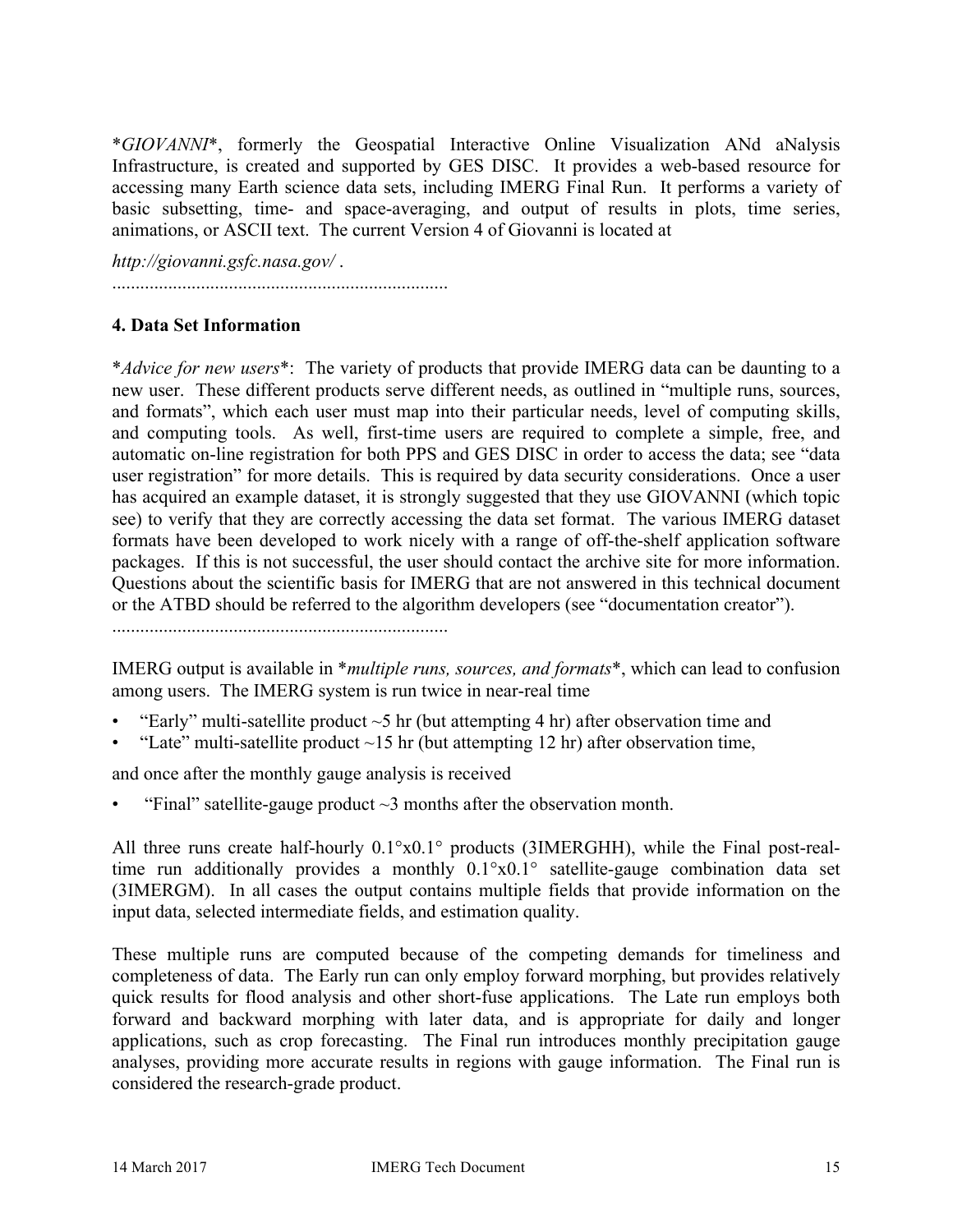*GIOVANNI*\*, formerly the Geospatial Interactive Online Visualization ANd aNalysis Infrastructure, is created and supported by GES DISC. It provides a web-based resource for accessing many Earth science data sets, including IMERG Final Run. It performs a variety of basic subsetting, time- and space-averaging, and output of results in plots, time series, animations, or ASCII text. The current Version 4 of Giovanni is located at

*http://giovanni.gsfc.nasa.gov/* .

........................................................................

## 4. Data Set Information

\**Advice for new users*\*: The variety of products that provide IMERG data can be daunting to a new user. These different products serve different needs, as outlined in "multiple runs, sources, and formats", which each user must map into their particular needs, level of computing skills, and computing tools. As well, first-time users are required to complete a simple, free, and automatic on-line registration for both PPS and GES DISC in order to access the data; see "data user registration" for more details. This is required by data security considerations. Once a user has acquired an example dataset, it is strongly suggested that they use GIOVANNI (which topic see) to verify that they are correctly accessing the data set format. The various IMERG dataset formats have been developed to work nicely with a range of off-the-shelf application software packages. If this is not successful, the user should contact the archive site for more information. Questions about the scientific basis for IMERG that are not answered in this technical document or the ATBD should be referred to the algorithm developers (see "documentation creator").

........................................................................

IMERG output is available in \**multiple runs, sources, and formats*\*, which can lead to confusion among users. The IMERG system is run twice in near-real time

- "Early" multi-satellite product ~5 hr (but attempting 4 hr) after observation time and
- "Late" multi-satellite product ~15 hr (but attempting 12 hr) after observation time,

and once after the monthly gauge analysis is received

- "Final" satellite-gauge product ~3 months after the observation month.

All three runs create half-hourly 0.1°x0.1° products (3IMERGHH), while the Final post-real-time run additionally provides a monthly 0.1°x0.1° satellite-gauge combination data set (3IMERGM). In all cases the output contains multiple fields that provide information on the input data, selected intermediate fields, and estimation quality.

These multiple runs are computed because of the competing demands for timeliness and completeness of data. The Early run can only employ forward morphing, but provides relatively quick results for flood analysis and other short-fuse applications. The Late run employs both forward and backward morphing with later data, and is appropriate for daily and longer applications, such as crop forecasting. The Final run introduces monthly precipitation gauge analyses, providing more accurate results in regions with gauge information. The Final run is considered the research-grade product.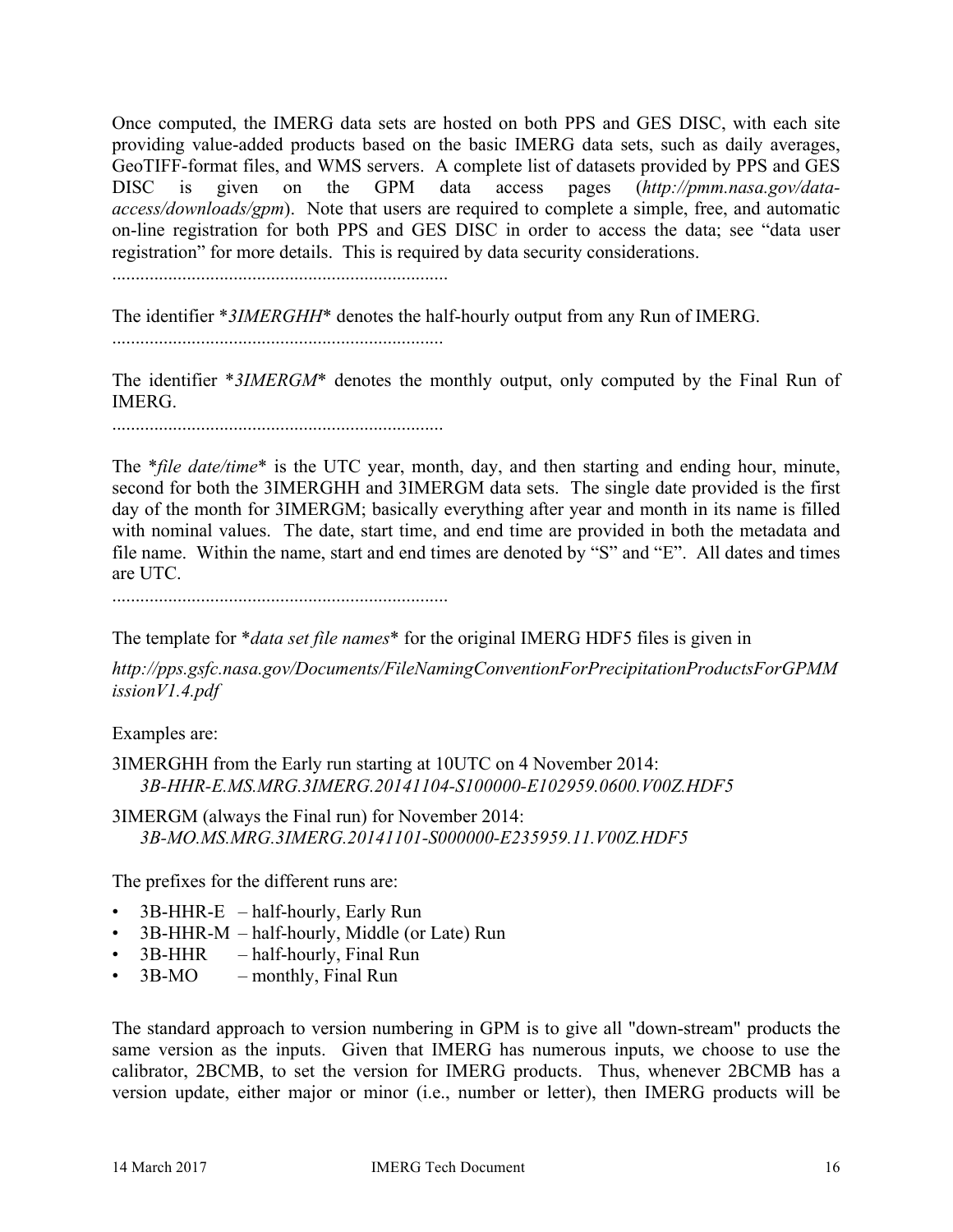Once computed, the IMERG data sets are hosted on both PPS and GES DISC, with each site providing value-added products based on the basic IMERG data sets, such as daily averages, GeoTIFF-format files, and WMS servers. A complete list of datasets provided by PPS and GES DISC is given on the GPM data access pages (*http://pmm.nasa.gov/data-access/downloads/gpm*). Note that users are required to complete a simple, free, and automatic on-line registration for both PPS and GES DISC in order to access the data; see "data user registration" for more details. This is required by data security considerations.

.......................................................................

The identifier **3IMERGHH** denotes the half-hourly output from any Run of IMERG.

.......................................................................

The identifier **3IMERGM** denotes the monthly output, only computed by the Final Run of IMERG.

.......................................................................

The **file date/time** is the UTC year, month, day, and then starting and ending hour, minute, second for both the 3IMERGHH and 3IMERGM data sets. The single date provided is the first day of the month for 3IMERGM; basically everything after year and month in its name is filled with nominal values. The date, start time, and end time are provided in both the metadata and file name. Within the name, start and end times are denoted by "S" and "E". All dates and times are UTC.

.......................................................................

The template for **data set file names** for the original IMERG HDF5 files is given in

*http://pps.gsfc.nasa.gov/Documents/FileNamingConventionForPrecipitationProductsForGPMMissionV1.4.pdf*

Examples are:

3IMERGHH from the Early run starting at 10UTC on 4 November 2014:
*3B-HHR-E.MS.MRG.3IMERG.20141104-S100000-E102959.0600.V00Z.HDF5*

3IMERGM (always the Final run) for November 2014:
*3B-MO.MS.MRG.3IMERG.20141101-S000000-E235959.11.V00Z.HDF5*

The prefixes for the different runs are:

- 3B-HHR-E – half-hourly, Early Run
- 3B-HHR-M – half-hourly, Middle (or Late) Run
- 3B-HHR – half-hourly, Final Run
- 3B-MO – monthly, Final Run

The standard approach to version numbering in GPM is to give all "down-stream" products the same version as the inputs. Given that IMERG has numerous inputs, we choose to use the calibrator, 2BCMB, to set the version for IMERG products. Thus, whenever 2BCMB has a version update, either major or minor (i.e., number or letter), then IMERG products will be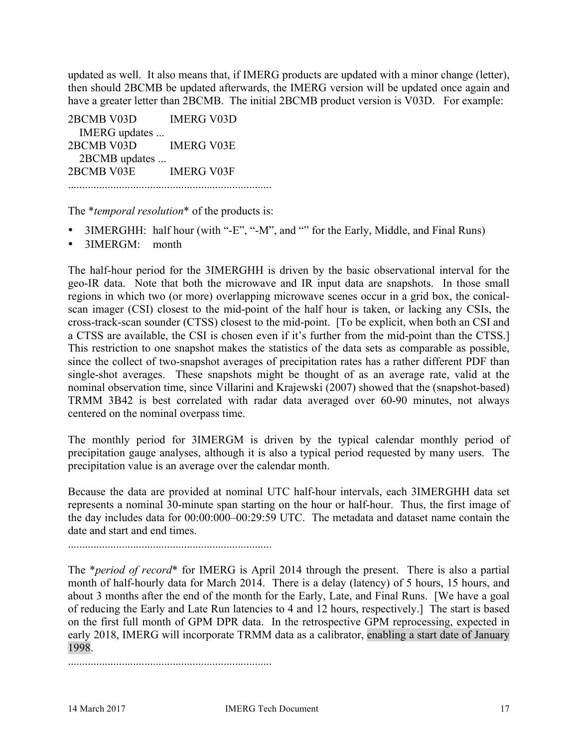updated as well. It also means that, if IMERG products are updated with a minor change (letter), then should 2BCMB be updated afterwards, the IMERG version will be updated once again and have a greater letter than 2BCMB. The initial 2BCMB product version is V03D. For example:

```
2BCMB V03D        IMERG V03D
   IMERG updates ...
2BCMB V03D        IMERG V03E
   2BCMB updates ...
2BCMB V03E        IMERG V03F
```

........................................................................

The **temporal resolution** of the products is:

- 3IMERGHH: half hour (with "-E", "-M", and "" for the Early, Middle, and Final Runs)
- 3IMERGM: month

The half-hour period for the 3IMERGHH is driven by the basic observational interval for the geo-IR data. Note that both the microwave and IR input data are snapshots. In those small regions in which two (or more) overlapping microwave scenes occur in a grid box, the conical-scan imager (CSI) closest to the mid-point of the half hour is taken, or lacking any CSIs, the cross-track-scan sounder (CTSS) closest to the mid-point. [To be explicit, when both an CSI and a CTSS are available, the CSI is chosen even if it's further from the mid-point than the CTSS.] This restriction to one snapshot makes the statistics of the data sets as comparable as possible, since the collect of two-snapshot averages of precipitation rates has a rather different PDF than single-shot averages. These snapshots might be thought of as an average rate, valid at the nominal observation time, since Villarini and Krajewski (2007) showed that the (snapshot-based) TRMM 3B42 is best correlated with radar data averaged over 60-90 minutes, not always centered on the nominal overpass time.

The monthly period for 3IMERGM is driven by the typical calendar monthly period of precipitation gauge analyses, although it is also a typical period requested by many users. The precipitation value is an average over the calendar month.

Because the data are provided at nominal UTC half-hour intervals, each 3IMERGHH data set represents a nominal 30-minute span starting on the hour or half-hour. Thus, the first image of the day includes data for 00:00:000–00:29:59 UTC. The metadata and dataset name contain the date and start and end times.

........................................................................

The **period of record** for IMERG is April 2014 through the present. There is also a partial month of half-hourly data for March 2014. There is a delay (latency) of 5 hours, 15 hours, and about 3 months after the end of the month for the Early, Late, and Final Runs. [We have a goal of reducing the Early and Late Run latencies to 4 and 12 hours, respectively.] The start is based on the first full month of GPM DPR data. In the retrospective GPM reprocessing, expected in early 2018, IMERG will incorporate TRMM data as a calibrator, enabling a start date of January 1998.

........................................................................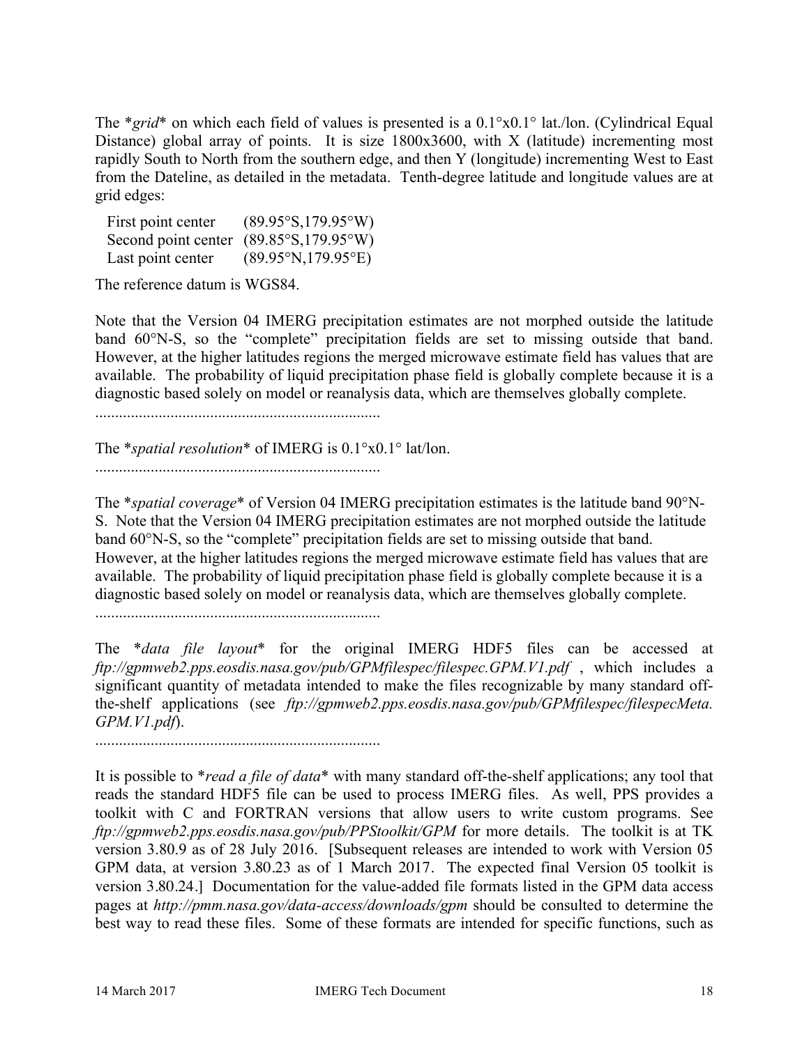The *grid* on which each field of values is presented is a 0.1°x0.1° lat./lon. (Cylindrical Equal Distance) global array of points. It is size 1800x3600, with X (latitude) incrementing most rapidly South to North from the southern edge, and then Y (longitude) incrementing West to East from the Dateline, as detailed in the metadata. Tenth-degree latitude and longitude values are at grid edges:

| | |
|---|---|
| First point center | (89.95°S,179.95°W) |
| Second point center | (89.85°S,179.95°W) |
| Last point center | (89.95°N,179.95°E) |

The reference datum is WGS84.

Note that the Version 04 IMERG precipitation estimates are not morphed outside the latitude band 60°N-S, so the "complete" precipitation fields are set to missing outside that band. However, at the higher latitudes regions the merged microwave estimate field has values that are available. The probability of liquid precipitation phase field is globally complete because it is a diagnostic based solely on model or reanalysis data, which are themselves globally complete.

........................................................................

The *spatial resolution* of IMERG is 0.1°x0.1° lat/lon.

........................................................................

The *spatial coverage* of Version 04 IMERG precipitation estimates is the latitude band 90°N-S. Note that the Version 04 IMERG precipitation estimates are not morphed outside the latitude band 60°N-S, so the "complete" precipitation fields are set to missing outside that band. However, at the higher latitudes regions the merged microwave estimate field has values that are available. The probability of liquid precipitation phase field is globally complete because it is a diagnostic based solely on model or reanalysis data, which are themselves globally complete.

........................................................................

The *data file layout* for the original IMERG HDF5 files can be accessed at *ftp://gpmweb2.pps.eosdis.nasa.gov/pub/GPMfilespec/filespec.GPM.V1.pdf* , which includes a significant quantity of metadata intended to make the files recognizable by many standard off-the-shelf applications (see *ftp://gpmweb2.pps.eosdis.nasa.gov/pub/GPMfilespec/filespecMeta.GPM.V1.pdf*).

........................................................................

It is possible to *read a file of data* with many standard off-the-shelf applications; any tool that reads the standard HDF5 file can be used to process IMERG files. As well, PPS provides a toolkit with C and FORTRAN versions that allow users to write custom programs. See *ftp://gpmweb2.pps.eosdis.nasa.gov/pub/PPStoolkit/GPM* for more details. The toolkit is at TK version 3.80.9 as of 28 July 2016. [Subsequent releases are intended to work with Version 05 GPM data, at version 3.80.23 as of 1 March 2017. The expected final Version 05 toolkit is version 3.80.24.] Documentation for the value-added file formats listed in the GPM data access pages at *http://pmm.nasa.gov/data-access/downloads/gpm* should be consulted to determine the best way to read these files. Some of these formats are intended for specific functions, such as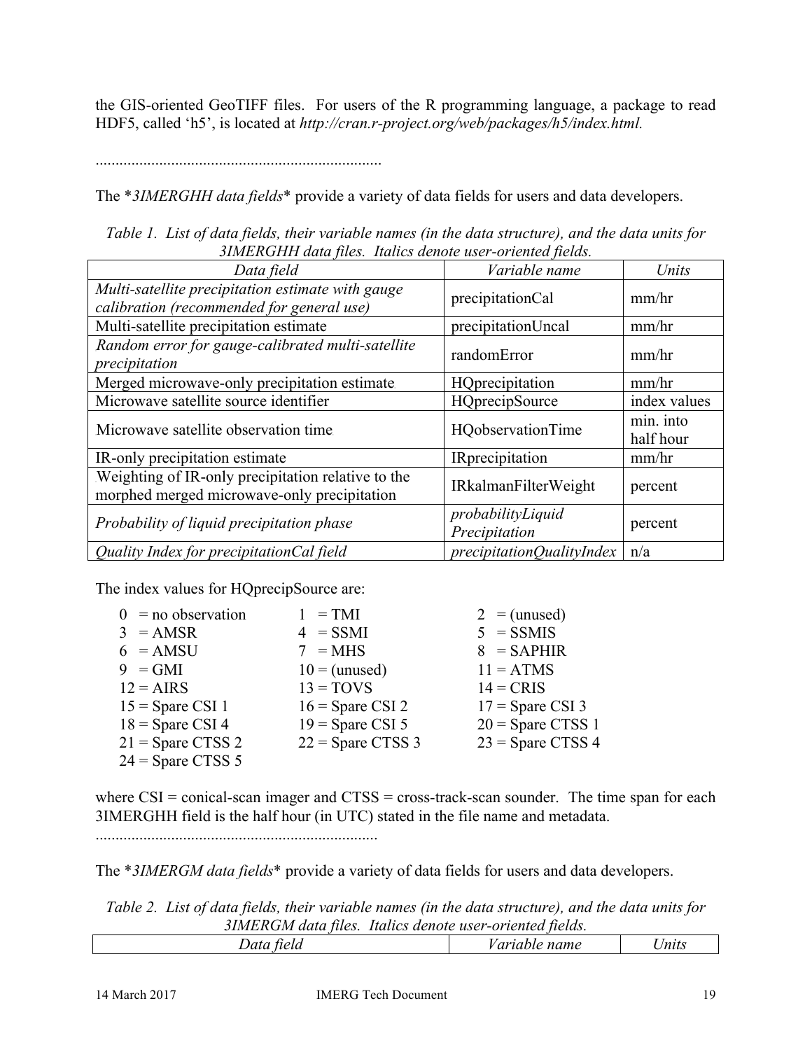the GIS-oriented GeoTIFF files. For users of the R programming language, a package to read HDF5, called 'h5', is located at *http://cran.r-project.org/web/packages/h5/index.html.*

........................................................................

The **3IMERGHH data fields** provide a variety of data fields for users and data developers.

*Table 1. List of data fields, their variable names (in the data structure), and the data units for 3IMERGHH data files. Italics denote user-oriented fields.*

| *Data field* | *Variable name* | *Units* |
|---|---|---|
| *Multi-satellite precipitation estimate with gauge calibration (recommended for general use)* | precipitationCal | mm/hr |
| Multi-satellite precipitation estimate | precipitationUncal | mm/hr |
| *Random error for gauge-calibrated multi-satellite precipitation* | randomError | mm/hr |
| Merged microwave-only precipitation estimate | HQprecipitation | mm/hr |
| Microwave satellite source identifier | HQprecipSource | index values |
| Microwave satellite observation time | HQobservationTime | min. into half hour |
| IR-only precipitation estimate | IRprecipitation | mm/hr |
| Weighting of IR-only precipitation relative to the morphed merged microwave-only precipitation | IRkalmanFilterWeight | percent |
| *Probability of liquid precipitation phase* | *probabilityLiquid Precipitation* | percent |
| *Quality Index for precipitationCal field* | *precipitationQualityIndex* | n/a |

The index values for HQprecipSource are:

- 0 = no observation
- 1 = TMI
- 2 = (unused)
- 3 = AMSR
- 4 = SSMI
- 5 = SSMIS
- 6 = AMSU
- 7 = MHS
- 8 = SAPHIR
- 9 = GMI
- 10 = (unused)
- 11 = ATMS
- 12 = AIRS
- 13 = TOVS
- 14 = CRIS
- 15 = Spare CSI 1
- 16 = Spare CSI 2
- 17 = Spare CSI 3
- 18 = Spare CSI 4
- 19 = Spare CSI 5
- 20 = Spare CTSS 1
- 21 = Spare CTSS 2
- 22 = Spare CTSS 3
- 23 = Spare CTSS 4
- 24 = Spare CTSS 5

where CSI = conical-scan imager and CTSS = cross-track-scan sounder. The time span for each 3IMERGHH field is the half hour (in UTC) stated in the file name and metadata.

........................................................................

The **3IMERGM data fields** provide a variety of data fields for users and data developers.

*Table 2. List of data fields, their variable names (in the data structure), and the data units for 3IMERGM data files. Italics denote user-oriented fields.*

| *Data field* | *Variable name* | *Units* |
|---|---|---|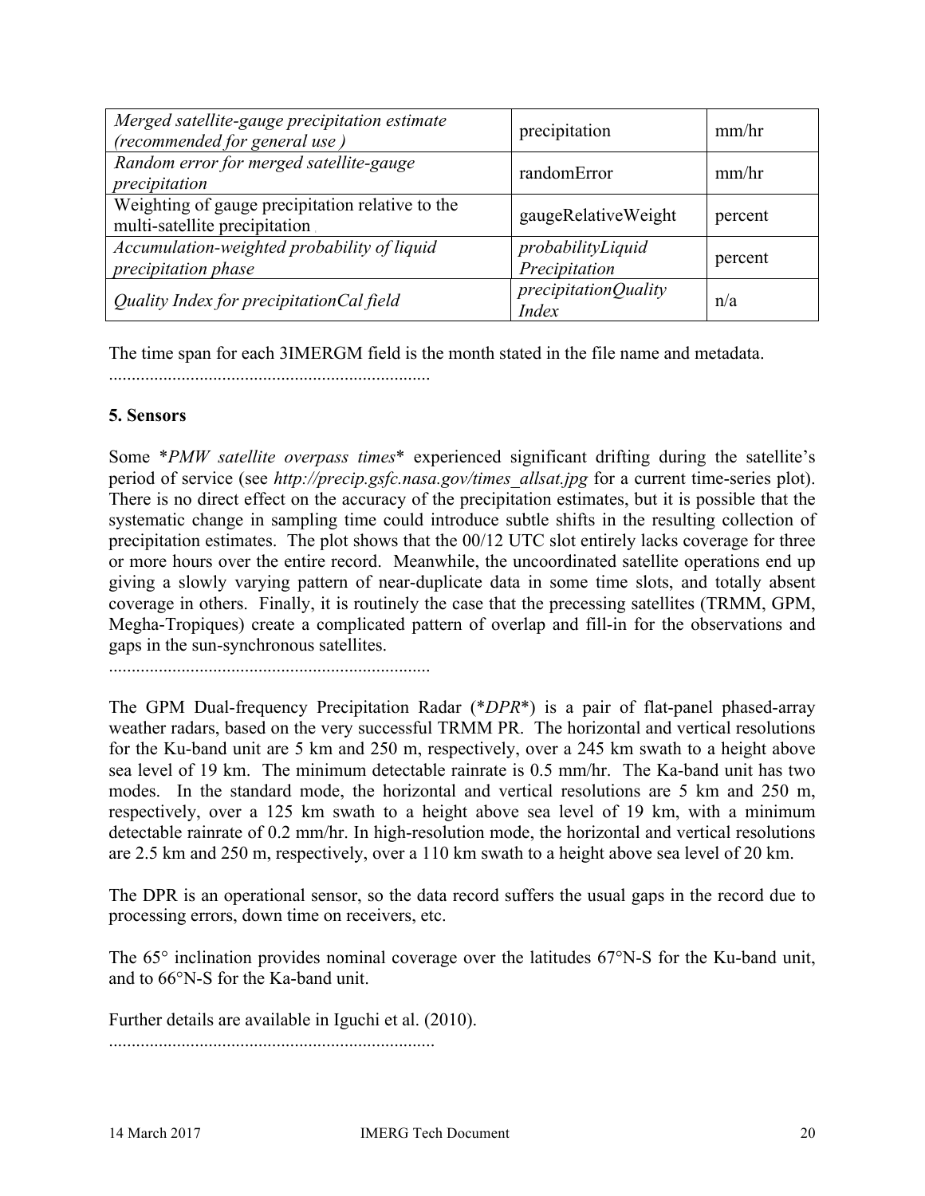| *Merged satellite-gauge precipitation estimate (recommended for general use )* | precipitation | mm/hr |
|---|---|---|
| *Random error for merged satellite-gauge precipitation* | randomError | mm/hr |
| Weighting of gauge precipitation relative to the multi-satellite precipitation | gaugeRelativeWeight | percent |
| *Accumulation-weighted probability of liquid precipitation phase* | *probabilityLiquid Precipitation* | percent |
| *Quality Index for precipitationCal field* | *precipitationQuality Index* | n/a |

The time span for each 3IMERGM field is the month stated in the file name and metadata.

.......................................................................

**5. Sensors**

Some \**PMW satellite overpass times*\* experienced significant drifting during the satellite's period of service (see *http://precip.gsfc.nasa.gov/times_allsat.jpg* for a current time-series plot). There is no direct effect on the accuracy of the precipitation estimates, but it is possible that the systematic change in sampling time could introduce subtle shifts in the resulting collection of precipitation estimates. The plot shows that the 00/12 UTC slot entirely lacks coverage for three or more hours over the entire record. Meanwhile, the uncoordinated satellite operations end up giving a slowly varying pattern of near-duplicate data in some time slots, and totally absent coverage in others. Finally, it is routinely the case that the precessing satellites (TRMM, GPM, Megha-Tropiques) create a complicated pattern of overlap and fill-in for the observations and gaps in the sun-synchronous satellites.

.......................................................................

The GPM Dual-frequency Precipitation Radar (\**DPR*\*) is a pair of flat-panel phased-array weather radars, based on the very successful TRMM PR. The horizontal and vertical resolutions for the Ku-band unit are 5 km and 250 m, respectively, over a 245 km swath to a height above sea level of 19 km. The minimum detectable rainrate is 0.5 mm/hr. The Ka-band unit has two modes. In the standard mode, the horizontal and vertical resolutions are 5 km and 250 m, respectively, over a 125 km swath to a height above sea level of 19 km, with a minimum detectable rainrate of 0.2 mm/hr. In high-resolution mode, the horizontal and vertical resolutions are 2.5 km and 250 m, respectively, over a 110 km swath to a height above sea level of 20 km.

The DPR is an operational sensor, so the data record suffers the usual gaps in the record due to processing errors, down time on receivers, etc.

The 65° inclination provides nominal coverage over the latitudes 67°N-S for the Ku-band unit, and to 66°N-S for the Ka-band unit.

Further details are available in Iguchi et al. (2010).

.......................................................................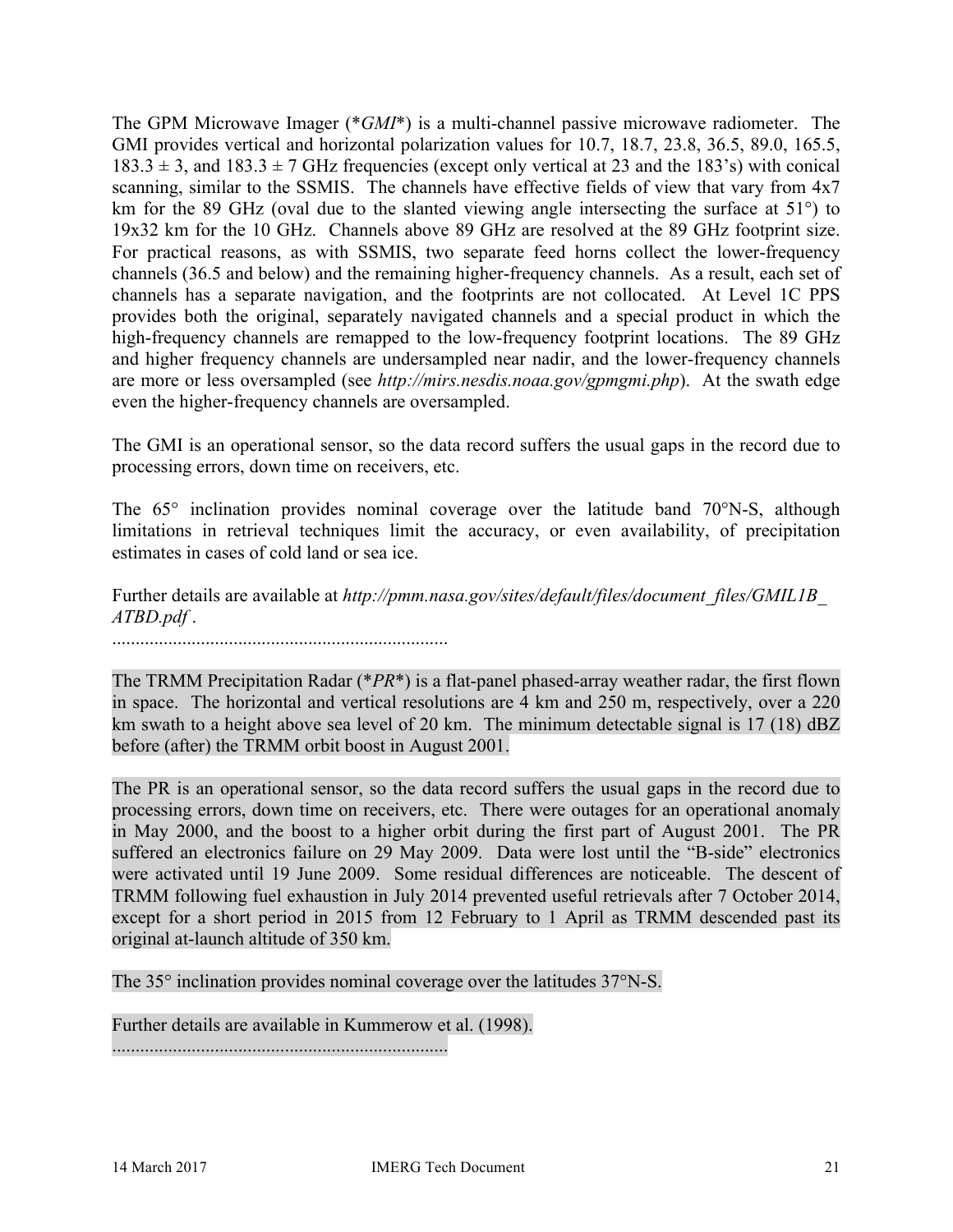The GPM Microwave Imager (*GMI*) is a multi-channel passive microwave radiometer. The GMI provides vertical and horizontal polarization values for 10.7, 18.7, 23.8, 36.5, 89.0, 165.5, 183.3 ± 3, and 183.3 ± 7 GHz frequencies (except only vertical at 23 and the 183's) with conical scanning, similar to the SSMIS. The channels have effective fields of view that vary from 4x7 km for the 89 GHz (oval due to the slanted viewing angle intersecting the surface at 51°) to 19x32 km for the 10 GHz. Channels above 89 GHz are resolved at the 89 GHz footprint size. For practical reasons, as with SSMIS, two separate feed horns collect the lower-frequency channels (36.5 and below) and the remaining higher-frequency channels. As a result, each set of channels has a separate navigation, and the footprints are not collocated. At Level 1C PPS provides both the original, separately navigated channels and a special product in which the high-frequency channels are remapped to the low-frequency footprint locations. The 89 GHz and higher frequency channels are undersampled near nadir, and the lower-frequency channels are more or less oversampled (see *http://mirs.nesdis.noaa.gov/gpmgmi.php*). At the swath edge even the higher-frequency channels are oversampled.

The GMI is an operational sensor, so the data record suffers the usual gaps in the record due to processing errors, down time on receivers, etc.

The 65° inclination provides nominal coverage over the latitude band 70°N-S, although limitations in retrieval techniques limit the accuracy, or even availability, of precipitation estimates in cases of cold land or sea ice.

Further details are available at *http://pmm.nasa.gov/sites/default/files/document_files/GMIL1B_ATBD.pdf* .

.......................................................................

The TRMM Precipitation Radar (*PR*) is a flat-panel phased-array weather radar, the first flown in space. The horizontal and vertical resolutions are 4 km and 250 m, respectively, over a 220 km swath to a height above sea level of 20 km. The minimum detectable signal is 17 (18) dBZ before (after) the TRMM orbit boost in August 2001.

The PR is an operational sensor, so the data record suffers the usual gaps in the record due to processing errors, down time on receivers, etc. There were outages for an operational anomaly in May 2000, and the boost to a higher orbit during the first part of August 2001. The PR suffered an electronics failure on 29 May 2009. Data were lost until the "B-side" electronics were activated until 19 June 2009. Some residual differences are noticeable. The descent of TRMM following fuel exhaustion in July 2014 prevented useful retrievals after 7 October 2014, except for a short period in 2015 from 12 February to 1 April as TRMM descended past its original at-launch altitude of 350 km.

The 35° inclination provides nominal coverage over the latitudes 37°N-S.

Further details are available in Kummerow et al. (1998).

.......................................................................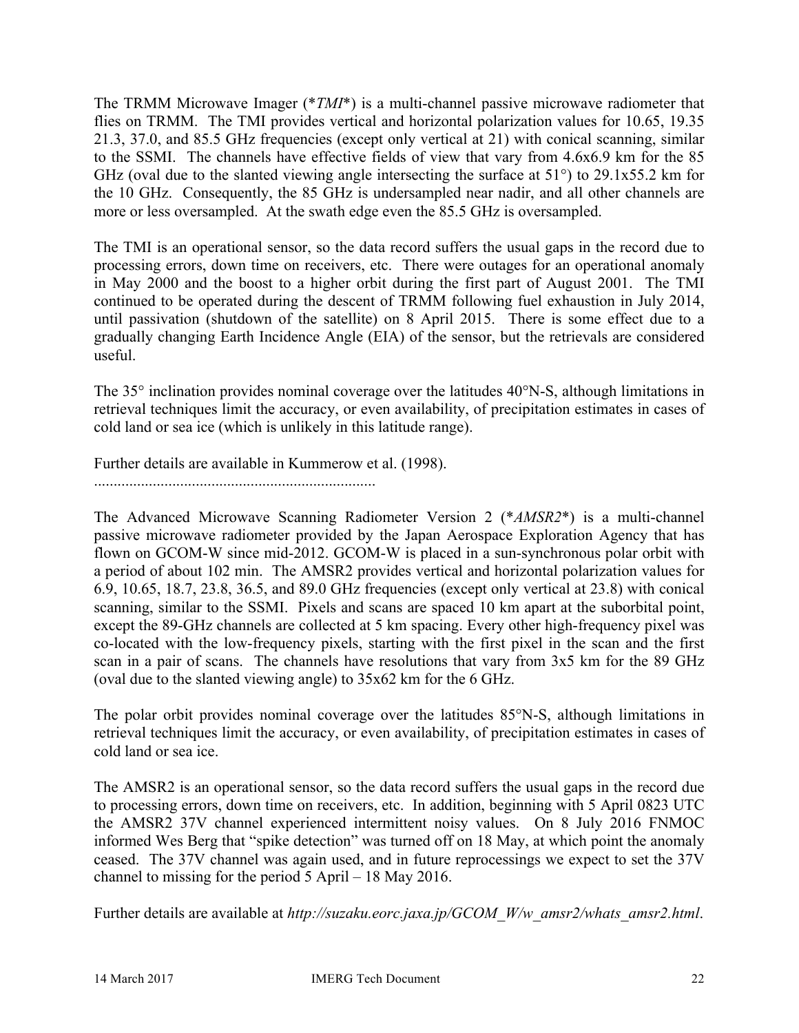The TRMM Microwave Imager (**TMI**) is a multi-channel passive microwave radiometer that flies on TRMM. The TMI provides vertical and horizontal polarization values for 10.65, 19.35 21.3, 37.0, and 85.5 GHz frequencies (except only vertical at 21) with conical scanning, similar to the SSMI. The channels have effective fields of view that vary from 4.6x6.9 km for the 85 GHz (oval due to the slanted viewing angle intersecting the surface at 51°) to 29.1x55.2 km for the 10 GHz. Consequently, the 85 GHz is undersampled near nadir, and all other channels are more or less oversampled. At the swath edge even the 85.5 GHz is oversampled.

The TMI is an operational sensor, so the data record suffers the usual gaps in the record due to processing errors, down time on receivers, etc. There were outages for an operational anomaly in May 2000 and the boost to a higher orbit during the first part of August 2001. The TMI continued to be operated during the descent of TRMM following fuel exhaustion in July 2014, until passivation (shutdown of the satellite) on 8 April 2015. There is some effect due to a gradually changing Earth Incidence Angle (EIA) of the sensor, but the retrievals are considered useful.

The 35° inclination provides nominal coverage over the latitudes 40°N-S, although limitations in retrieval techniques limit the accuracy, or even availability, of precipitation estimates in cases of cold land or sea ice (which is unlikely in this latitude range).

Further details are available in Kummerow et al. (1998).

........................................................................

The Advanced Microwave Scanning Radiometer Version 2 (**AMSR2**) is a multi-channel passive microwave radiometer provided by the Japan Aerospace Exploration Agency that has flown on GCOM-W since mid-2012. GCOM-W is placed in a sun-synchronous polar orbit with a period of about 102 min. The AMSR2 provides vertical and horizontal polarization values for 6.9, 10.65, 18.7, 23.8, 36.5, and 89.0 GHz frequencies (except only vertical at 23.8) with conical scanning, similar to the SSMI. Pixels and scans are spaced 10 km apart at the suborbital point, except the 89-GHz channels are collected at 5 km spacing. Every other high-frequency pixel was co-located with the low-frequency pixels, starting with the first pixel in the scan and the first scan in a pair of scans. The channels have resolutions that vary from 3x5 km for the 89 GHz (oval due to the slanted viewing angle) to 35x62 km for the 6 GHz.

The polar orbit provides nominal coverage over the latitudes 85°N-S, although limitations in retrieval techniques limit the accuracy, or even availability, of precipitation estimates in cases of cold land or sea ice.

The AMSR2 is an operational sensor, so the data record suffers the usual gaps in the record due to processing errors, down time on receivers, etc. In addition, beginning with 5 April 0823 UTC the AMSR2 37V channel experienced intermittent noisy values. On 8 July 2016 FNMOC informed Wes Berg that "spike detection" was turned off on 18 May, at which point the anomaly ceased. The 37V channel was again used, and in future reprocessings we expect to set the 37V channel to missing for the period 5 April – 18 May 2016.

Further details are available at *http://suzaku.eorc.jaxa.jp/GCOM_W/w_amsr2/whats_amsr2.html*.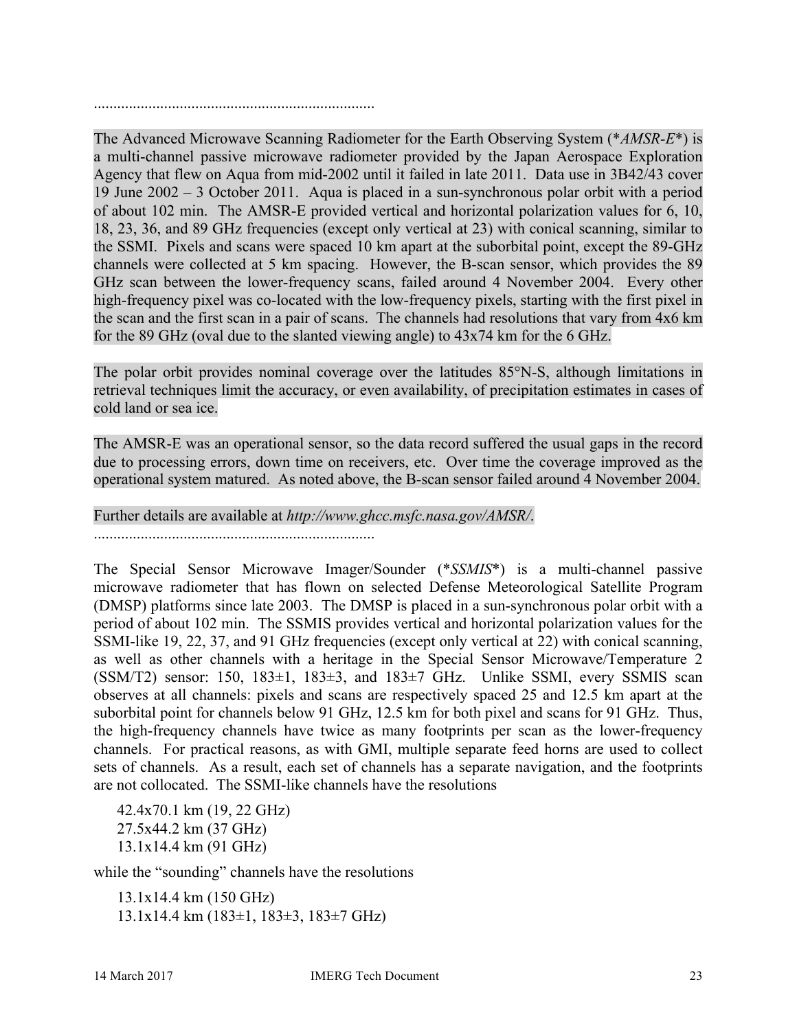........................................................................

The Advanced Microwave Scanning Radiometer for the Earth Observing System (**AMSR-E**) is a multi-channel passive microwave radiometer provided by the Japan Aerospace Exploration Agency that flew on Aqua from mid-2002 until it failed in late 2011. Data use in 3B42/43 cover 19 June 2002 – 3 October 2011. Aqua is placed in a sun-synchronous polar orbit with a period of about 102 min. The AMSR-E provided vertical and horizontal polarization values for 6, 10, 18, 23, 36, and 89 GHz frequencies (except only vertical at 23) with conical scanning, similar to the SSMI. Pixels and scans were spaced 10 km apart at the suborbital point, except the 89-GHz channels were collected at 5 km spacing. However, the B-scan sensor, which provides the 89 GHz scan between the lower-frequency scans, failed around 4 November 2004. Every other high-frequency pixel was co-located with the low-frequency pixels, starting with the first pixel in the scan and the first scan in a pair of scans. The channels had resolutions that vary from 4x6 km for the 89 GHz (oval due to the slanted viewing angle) to 43x74 km for the 6 GHz.

The polar orbit provides nominal coverage over the latitudes 85°N-S, although limitations in retrieval techniques limit the accuracy, or even availability, of precipitation estimates in cases of cold land or sea ice.

The AMSR-E was an operational sensor, so the data record suffered the usual gaps in the record due to processing errors, down time on receivers, etc. Over time the coverage improved as the operational system matured. As noted above, the B-scan sensor failed around 4 November 2004.

Further details are available at *http://www.ghcc.msfc.nasa.gov/AMSR/*.

........................................................................

The Special Sensor Microwave Imager/Sounder (**SSMIS**) is a multi-channel passive microwave radiometer that has flown on selected Defense Meteorological Satellite Program (DMSP) platforms since late 2003. The DMSP is placed in a sun-synchronous polar orbit with a period of about 102 min. The SSMIS provides vertical and horizontal polarization values for the SSMI-like 19, 22, 37, and 91 GHz frequencies (except only vertical at 22) with conical scanning, as well as other channels with a heritage in the Special Sensor Microwave/Temperature 2 (SSM/T2) sensor: 150, 183±1, 183±3, and 183±7 GHz. Unlike SSMI, every SSMIS scan observes at all channels: pixels and scans are respectively spaced 25 and 12.5 km apart at the suborbital point for channels below 91 GHz, 12.5 km for both pixel and scans for 91 GHz. Thus, the high-frequency channels have twice as many footprints per scan as the lower-frequency channels. For practical reasons, as with GMI, multiple separate feed horns are used to collect sets of channels. As a result, each set of channels has a separate navigation, and the footprints are not collocated. The SSMI-like channels have the resolutions

42.4x70.1 km (19, 22 GHz)
27.5x44.2 km (37 GHz)
13.1x14.4 km (91 GHz)

while the "sounding" channels have the resolutions

13.1x14.4 km (150 GHz)
13.1x14.4 km (183±1, 183±3, 183±7 GHz)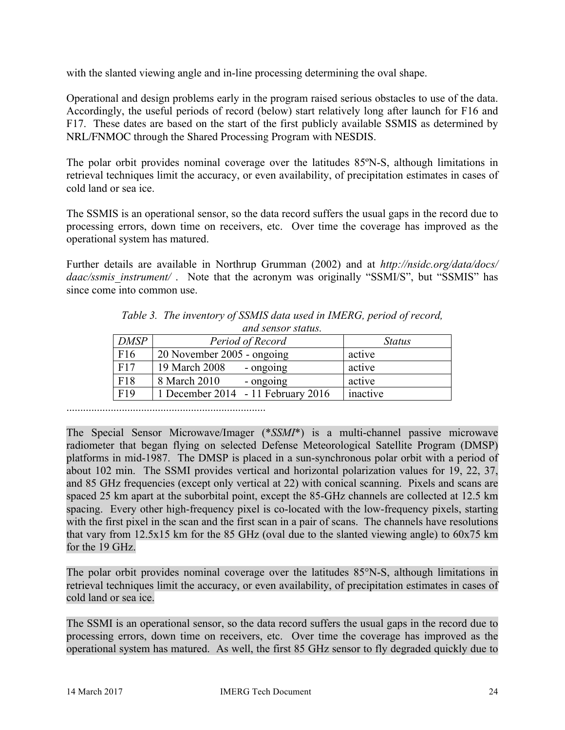with the slanted viewing angle and in-line processing determining the oval shape.

Operational and design problems early in the program raised serious obstacles to use of the data. Accordingly, the useful periods of record (below) start relatively long after launch for F16 and F17. These dates are based on the start of the first publicly available SSMIS as determined by NRL/FNMOC through the Shared Processing Program with NESDIS.

The polar orbit provides nominal coverage over the latitudes 85ºN-S, although limitations in retrieval techniques limit the accuracy, or even availability, of precipitation estimates in cases of cold land or sea ice.

The SSMIS is an operational sensor, so the data record suffers the usual gaps in the record due to processing errors, down time on receivers, etc. Over time the coverage has improved as the operational system has matured.

Further details are available in Northrup Grumman (2002) and at *http://nsidc.org/data/docs/daac/ssmis_instrument/* . Note that the acronym was originally "SSMI/S", but "SSMIS" has since come into common use.

*Table 3. The inventory of SSMIS data used in IMERG, period of record, and sensor status.*

| *DMSP* | *Period of Record* | *Status* |
|---|---|---|
| F16 | 20 November 2005 - ongoing | active |
| F17 | 19 March 2008 - ongoing | active |
| F18 | 8 March 2010 - ongoing | active |
| F19 | 1 December 2014 - 11 February 2016 | inactive |

.......................................................................

The Special Sensor Microwave/Imager (**SSMI**) is a multi-channel passive microwave radiometer that began flying on selected Defense Meteorological Satellite Program (DMSP) platforms in mid-1987. The DMSP is placed in a sun-synchronous polar orbit with a period of about 102 min. The SSMI provides vertical and horizontal polarization values for 19, 22, 37, and 85 GHz frequencies (except only vertical at 22) with conical scanning. Pixels and scans are spaced 25 km apart at the suborbital point, except the 85-GHz channels are collected at 12.5 km spacing. Every other high-frequency pixel is co-located with the low-frequency pixels, starting with the first pixel in the scan and the first scan in a pair of scans. The channels have resolutions that vary from 12.5x15 km for the 85 GHz (oval due to the slanted viewing angle) to 60x75 km for the 19 GHz.

The polar orbit provides nominal coverage over the latitudes 85°N-S, although limitations in retrieval techniques limit the accuracy, or even availability, of precipitation estimates in cases of cold land or sea ice.

The SSMI is an operational sensor, so the data record suffers the usual gaps in the record due to processing errors, down time on receivers, etc. Over time the coverage has improved as the operational system has matured. As well, the first 85 GHz sensor to fly degraded quickly due to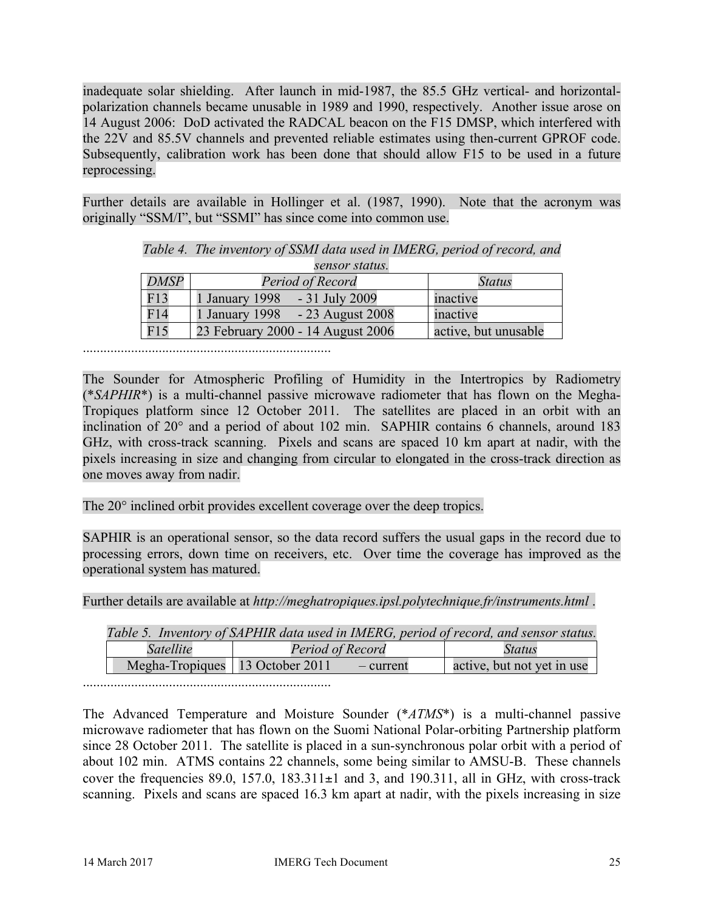inadequate solar shielding. After launch in mid-1987, the 85.5 GHz vertical- and horizontal-polarization channels became unusable in 1989 and 1990, respectively. Another issue arose on 14 August 2006: DoD activated the RADCAL beacon on the F15 DMSP, which interfered with the 22V and 85.5V channels and prevented reliable estimates using then-current GPROF code. Subsequently, calibration work has been done that should allow F15 to be used in a future reprocessing.

Further details are available in Hollinger et al. (1987, 1990). Note that the acronym was originally "SSM/I", but "SSMI" has since come into common use.

*Table 4. The inventory of SSMI data used in IMERG, period of record, and sensor status.*

| *DMSP* | *Period of Record* | *Status* |
|---|---|---|
| F13 | 1 January 1998 - 31 July 2009 | inactive |
| F14 | 1 January 1998 - 23 August 2008 | inactive |
| F15 | 23 February 2000 - 14 August 2006 | active, but unusable |

........................................................................

The Sounder for Atmospheric Profiling of Humidity in the Intertropics by Radiometry (**SAPHIR**) is a multi-channel passive microwave radiometer that has flown on the Megha-Tropiques platform since 12 October 2011. The satellites are placed in an orbit with an inclination of 20° and a period of about 102 min. SAPHIR contains 6 channels, around 183 GHz, with cross-track scanning. Pixels and scans are spaced 10 km apart at nadir, with the pixels increasing in size and changing from circular to elongated in the cross-track direction as one moves away from nadir.

The 20° inclined orbit provides excellent coverage over the deep tropics.

SAPHIR is an operational sensor, so the data record suffers the usual gaps in the record due to processing errors, down time on receivers, etc. Over time the coverage has improved as the operational system has matured.

Further details are available at *http://meghatropiques.ipsl.polytechnique.fr/instruments.html* .

*Table 5. Inventory of SAPHIR data used in IMERG, period of record, and sensor status.*

| *Satellite* | *Period of Record* | *Status* |
|---|---|---|
| Megha-Tropiques | 13 October 2011 – current | active, but not yet in use |

........................................................................

The Advanced Temperature and Moisture Sounder (**ATMS**) is a multi-channel passive microwave radiometer that has flown on the Suomi National Polar-orbiting Partnership platform since 28 October 2011. The satellite is placed in a sun-synchronous polar orbit with a period of about 102 min. ATMS contains 22 channels, some being similar to AMSU-B. These channels cover the frequencies 89.0, 157.0, 183.311±1 and 3, and 190.311, all in GHz, with cross-track scanning. Pixels and scans are spaced 16.3 km apart at nadir, with the pixels increasing in size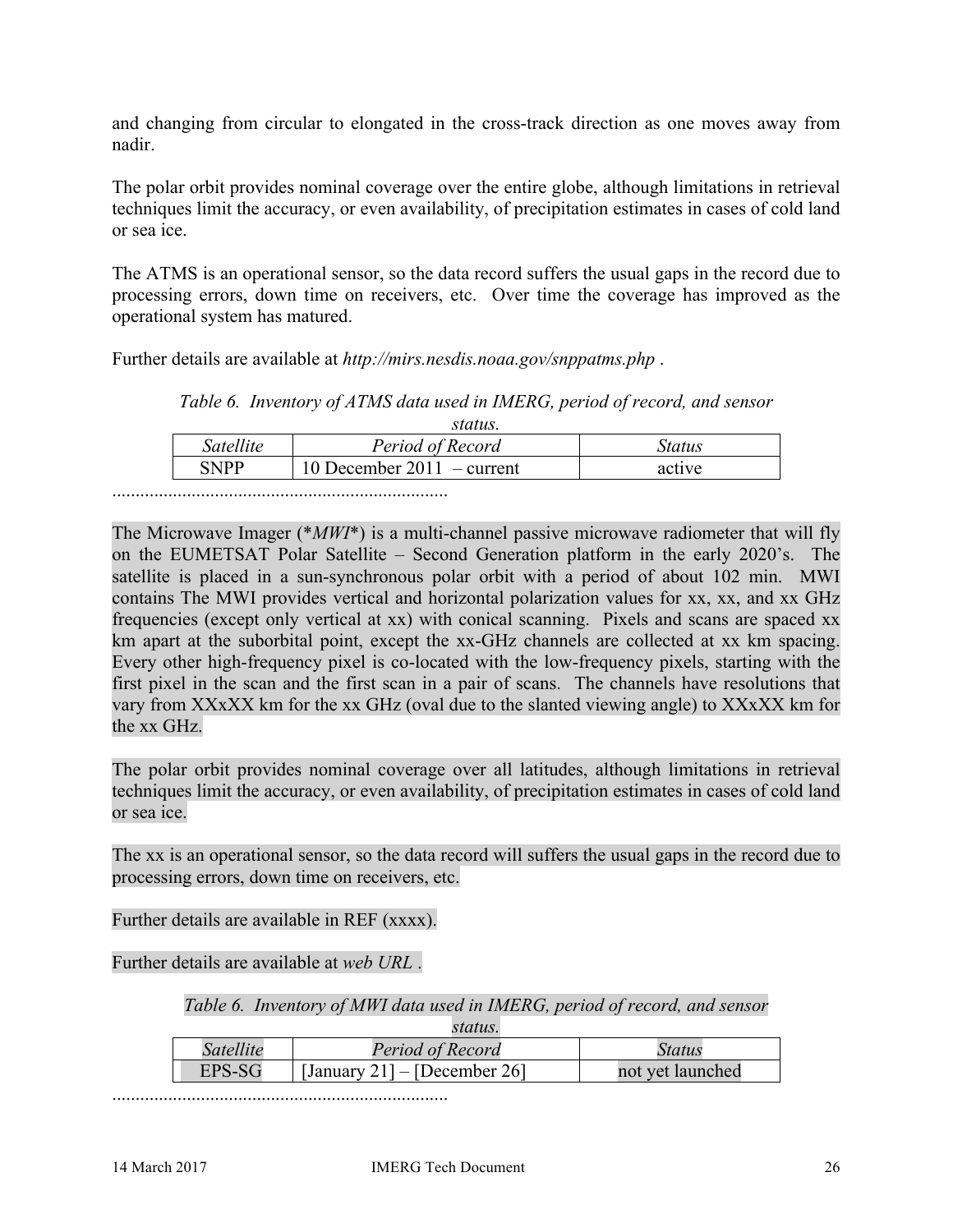and changing from circular to elongated in the cross-track direction as one moves away from nadir.

The polar orbit provides nominal coverage over the entire globe, although limitations in retrieval techniques limit the accuracy, or even availability, of precipitation estimates in cases of cold land or sea ice.

The ATMS is an operational sensor, so the data record suffers the usual gaps in the record due to processing errors, down time on receivers, etc. Over time the coverage has improved as the operational system has matured.

Further details are available at *http://mirs.nesdis.noaa.gov/snppatms.php* .

*Table 6. Inventory of ATMS data used in IMERG, period of record, and sensor status.*

| *Satellite* | *Period of Record* | *Status* |
|---|---|---|
| SNPP | 10 December 2011 – current | active |

........................................................................

The Microwave Imager (**MWI**) is a multi-channel passive microwave radiometer that will fly on the EUMETSAT Polar Satellite – Second Generation platform in the early 2020's. The satellite is placed in a sun-synchronous polar orbit with a period of about 102 min. MWI contains The MWI provides vertical and horizontal polarization values for xx, xx, and xx GHz frequencies (except only vertical at xx) with conical scanning. Pixels and scans are spaced xx km apart at the suborbital point, except the xx-GHz channels are collected at xx km spacing. Every other high-frequency pixel is co-located with the low-frequency pixels, starting with the first pixel in the scan and the first scan in a pair of scans. The channels have resolutions that vary from XXxXX km for the xx GHz (oval due to the slanted viewing angle) to XXxXX km for the xx GHz.

The polar orbit provides nominal coverage over all latitudes, although limitations in retrieval techniques limit the accuracy, or even availability, of precipitation estimates in cases of cold land or sea ice.

The xx is an operational sensor, so the data record will suffers the usual gaps in the record due to processing errors, down time on receivers, etc.

Further details are available in REF (xxxx).

Further details are available at *web URL* .

*Table 6. Inventory of MWI data used in IMERG, period of record, and sensor status.*

| *Satellite* | *Period of Record* | *Status* |
|---|---|---|
| EPS-SG | [January 21] – [December 26] | not yet launched |

........................................................................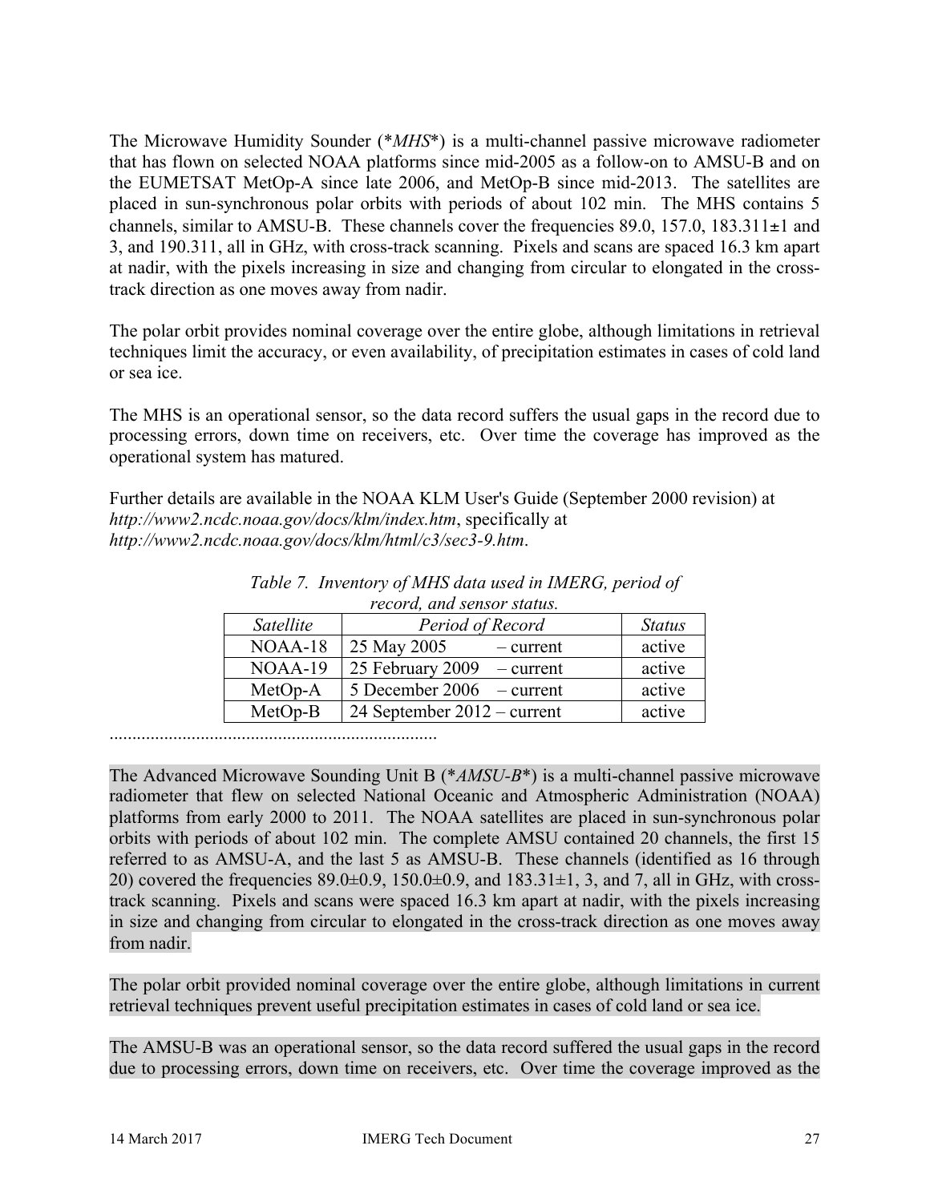The Microwave Humidity Sounder (**MHS**) is a multi-channel passive microwave radiometer that has flown on selected NOAA platforms since mid-2005 as a follow-on to AMSU-B and on the EUMETSAT MetOp-A since late 2006, and MetOp-B since mid-2013. The satellites are placed in sun-synchronous polar orbits with periods of about 102 min. The MHS contains 5 channels, similar to AMSU-B. These channels cover the frequencies 89.0, 157.0, 183.311±1 and 3, and 190.311, all in GHz, with cross-track scanning. Pixels and scans are spaced 16.3 km apart at nadir, with the pixels increasing in size and changing from circular to elongated in the cross-track direction as one moves away from nadir.

The polar orbit provides nominal coverage over the entire globe, although limitations in retrieval techniques limit the accuracy, or even availability, of precipitation estimates in cases of cold land or sea ice.

The MHS is an operational sensor, so the data record suffers the usual gaps in the record due to processing errors, down time on receivers, etc. Over time the coverage has improved as the operational system has matured.

Further details are available in the NOAA KLM User's Guide (September 2000 revision) at *http://www2.ncdc.noaa.gov/docs/klm/index.htm*, specifically at *http://www2.ncdc.noaa.gov/docs/klm/html/c3/sec3-9.htm*.

*Table 7. Inventory of MHS data used in IMERG, period of record, and sensor status.*

| *Satellite* | *Period of Record* | *Status* |
|---|---|---|
| NOAA-18 | 25 May 2005 – current | active |
| NOAA-19 | 25 February 2009 – current | active |
| MetOp-A | 5 December 2006 – current | active |
| MetOp-B | 24 September 2012 – current | active |

........................................................................

The Advanced Microwave Sounding Unit B (**AMSU-B**) is a multi-channel passive microwave radiometer that flew on selected National Oceanic and Atmospheric Administration (NOAA) platforms from early 2000 to 2011. The NOAA satellites are placed in sun-synchronous polar orbits with periods of about 102 min. The complete AMSU contained 20 channels, the first 15 referred to as AMSU-A, and the last 5 as AMSU-B. These channels (identified as 16 through 20) covered the frequencies 89.0±0.9, 150.0±0.9, and 183.31±1, 3, and 7, all in GHz, with cross-track scanning. Pixels and scans were spaced 16.3 km apart at nadir, with the pixels increasing in size and changing from circular to elongated in the cross-track direction as one moves away from nadir.

The polar orbit provided nominal coverage over the entire globe, although limitations in current retrieval techniques prevent useful precipitation estimates in cases of cold land or sea ice.

The AMSU-B was an operational sensor, so the data record suffered the usual gaps in the record due to processing errors, down time on receivers, etc. Over time the coverage improved as the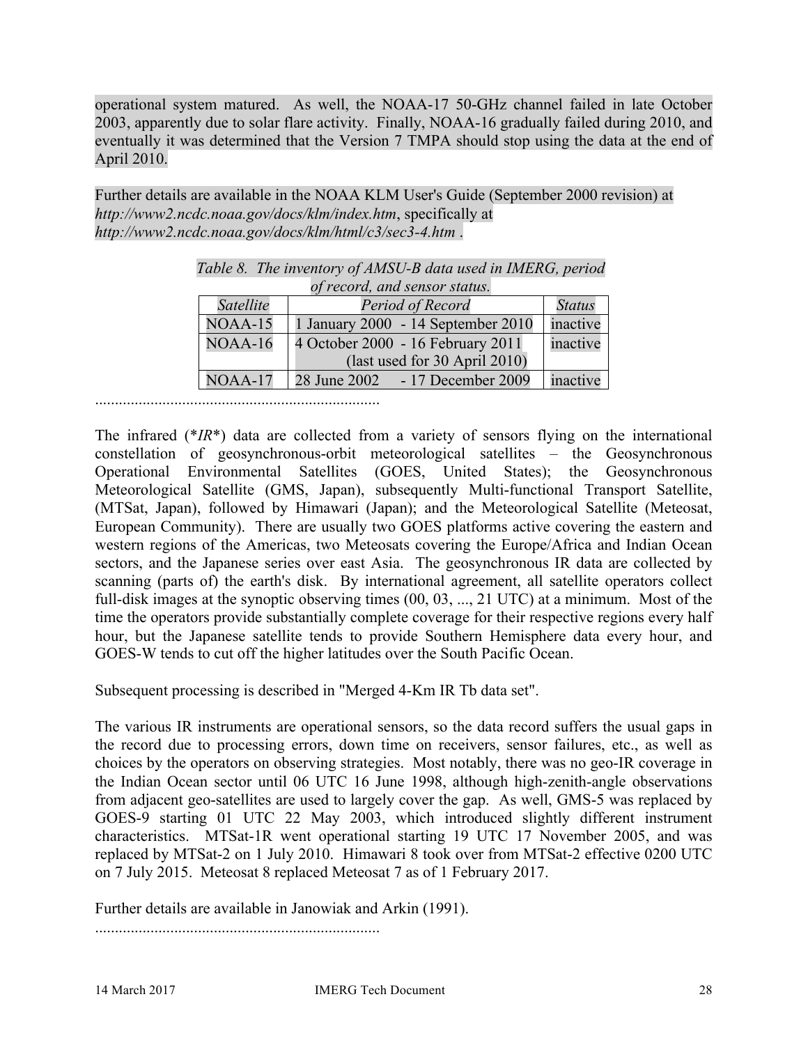operational system matured. As well, the NOAA-17 50-GHz channel failed in late October 2003, apparently due to solar flare activity. Finally, NOAA-16 gradually failed during 2010, and eventually it was determined that the Version 7 TMPA should stop using the data at the end of April 2010.

Further details are available in the NOAA KLM User's Guide (September 2000 revision) at *http://www2.ncdc.noaa.gov/docs/klm/index.htm*, specifically at *http://www2.ncdc.noaa.gov/docs/klm/html/c3/sec3-4.htm* .

*Table 8. The inventory of AMSU-B data used in IMERG, period of record, and sensor status.*

| *Satellite* | *Period of Record* | *Status* |
|---|---|---|
| NOAA-15 | 1 January 2000 - 14 September 2010 | inactive |
| NOAA-16 | 4 October 2000 - 16 February 2011 (last used for 30 April 2010) | inactive |
| NOAA-17 | 28 June 2002 - 17 December 2009 | inactive |

.......................................................................

The infrared (**IR**) data are collected from a variety of sensors flying on the international constellation of geosynchronous-orbit meteorological satellites – the Geosynchronous Operational Environmental Satellites (GOES, United States); the Geosynchronous Meteorological Satellite (GMS, Japan), subsequently Multi-functional Transport Satellite, (MTSat, Japan), followed by Himawari (Japan); and the Meteorological Satellite (Meteosat, European Community). There are usually two GOES platforms active covering the eastern and western regions of the Americas, two Meteosats covering the Europe/Africa and Indian Ocean sectors, and the Japanese series over east Asia. The geosynchronous IR data are collected by scanning (parts of) the earth's disk. By international agreement, all satellite operators collect full-disk images at the synoptic observing times (00, 03, ..., 21 UTC) at a minimum. Most of the time the operators provide substantially complete coverage for their respective regions every half hour, but the Japanese satellite tends to provide Southern Hemisphere data every hour, and GOES-W tends to cut off the higher latitudes over the South Pacific Ocean.

Subsequent processing is described in "Merged 4-Km IR Tb data set".

The various IR instruments are operational sensors, so the data record suffers the usual gaps in the record due to processing errors, down time on receivers, sensor failures, etc., as well as choices by the operators on observing strategies. Most notably, there was no geo-IR coverage in the Indian Ocean sector until 06 UTC 16 June 1998, although high-zenith-angle observations from adjacent geo-satellites are used to largely cover the gap. As well, GMS-5 was replaced by GOES-9 starting 01 UTC 22 May 2003, which introduced slightly different instrument characteristics. MTSat-1R went operational starting 19 UTC 17 November 2005, and was replaced by MTSat-2 on 1 July 2010. Himawari 8 took over from MTSat-2 effective 0200 UTC on 7 July 2015. Meteosat 8 replaced Meteosat 7 as of 1 February 2017.

Further details are available in Janowiak and Arkin (1991).

.......................................................................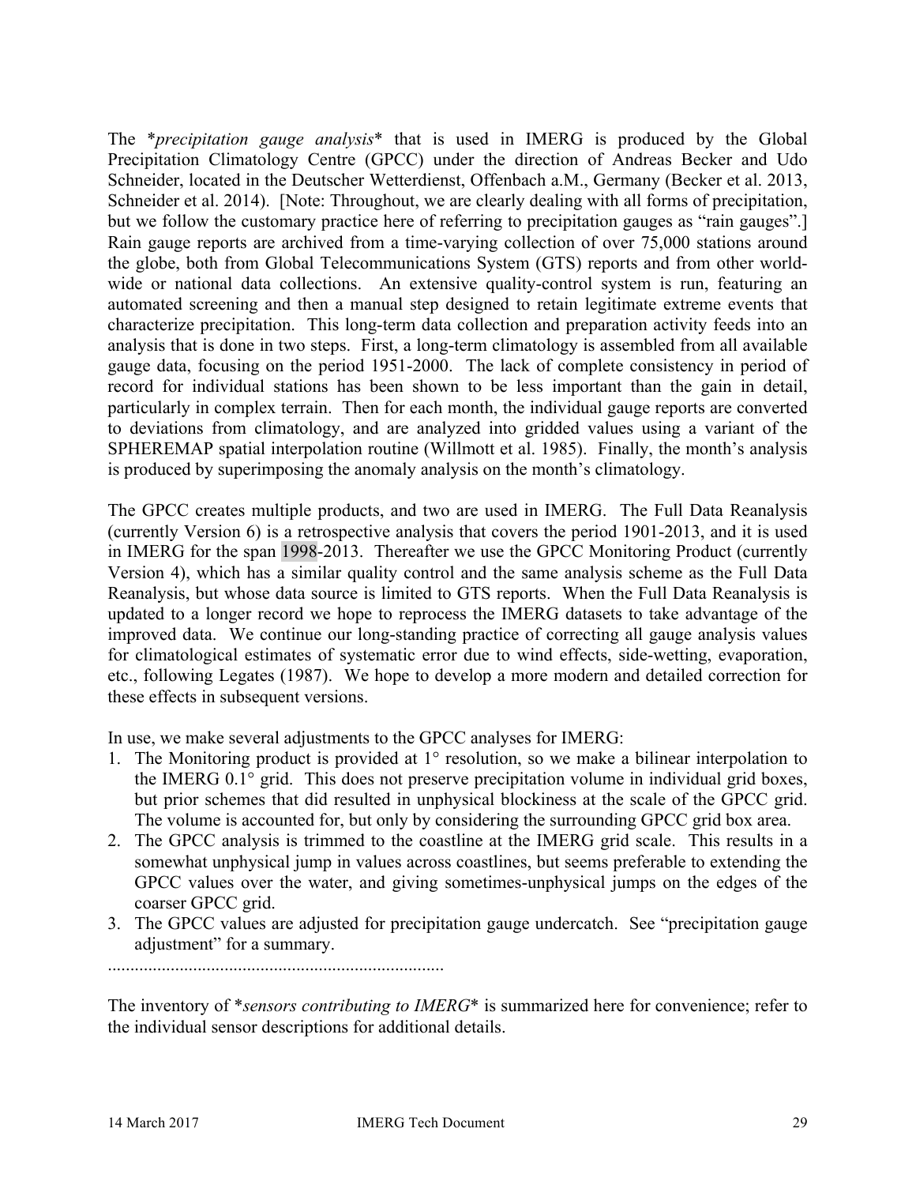The *precipitation gauge analysis* that is used in IMERG is produced by the Global Precipitation Climatology Centre (GPCC) under the direction of Andreas Becker and Udo Schneider, located in the Deutscher Wetterdienst, Offenbach a.M., Germany (Becker et al. 2013, Schneider et al. 2014). [Note: Throughout, we are clearly dealing with all forms of precipitation, but we follow the customary practice here of referring to precipitation gauges as "rain gauges".] Rain gauge reports are archived from a time-varying collection of over 75,000 stations around the globe, both from Global Telecommunications System (GTS) reports and from other world-wide or national data collections. An extensive quality-control system is run, featuring an automated screening and then a manual step designed to retain legitimate extreme events that characterize precipitation. This long-term data collection and preparation activity feeds into an analysis that is done in two steps. First, a long-term climatology is assembled from all available gauge data, focusing on the period 1951-2000. The lack of complete consistency in period of record for individual stations has been shown to be less important than the gain in detail, particularly in complex terrain. Then for each month, the individual gauge reports are converted to deviations from climatology, and are analyzed into gridded values using a variant of the SPHEREMAP spatial interpolation routine (Willmott et al. 1985). Finally, the month's analysis is produced by superimposing the anomaly analysis on the month's climatology.

The GPCC creates multiple products, and two are used in IMERG. The Full Data Reanalysis (currently Version 6) is a retrospective analysis that covers the period 1901-2013, and it is used in IMERG for the span 1998-2013. Thereafter we use the GPCC Monitoring Product (currently Version 4), which has a similar quality control and the same analysis scheme as the Full Data Reanalysis, but whose data source is limited to GTS reports. When the Full Data Reanalysis is updated to a longer record we hope to reprocess the IMERG datasets to take advantage of the improved data. We continue our long-standing practice of correcting all gauge analysis values for climatological estimates of systematic error due to wind effects, side-wetting, evaporation, etc., following Legates (1987). We hope to develop a more modern and detailed correction for these effects in subsequent versions.

In use, we make several adjustments to the GPCC analyses for IMERG:

1. The Monitoring product is provided at 1° resolution, so we make a bilinear interpolation to the IMERG 0.1° grid. This does not preserve precipitation volume in individual grid boxes, but prior schemes that did resulted in unphysical blockiness at the scale of the GPCC grid. The volume is accounted for, but only by considering the surrounding GPCC grid box area.
2. The GPCC analysis is trimmed to the coastline at the IMERG grid scale. This results in a somewhat unphysical jump in values across coastlines, but seems preferable to extending the GPCC values over the water, and giving sometimes-unphysical jumps on the edges of the coarser GPCC grid.
3. The GPCC values are adjusted for precipitation gauge undercatch. See "precipitation gauge adjustment" for a summary.

..........................................................................

The inventory of *sensors contributing to IMERG* is summarized here for convenience; refer to the individual sensor descriptions for additional details.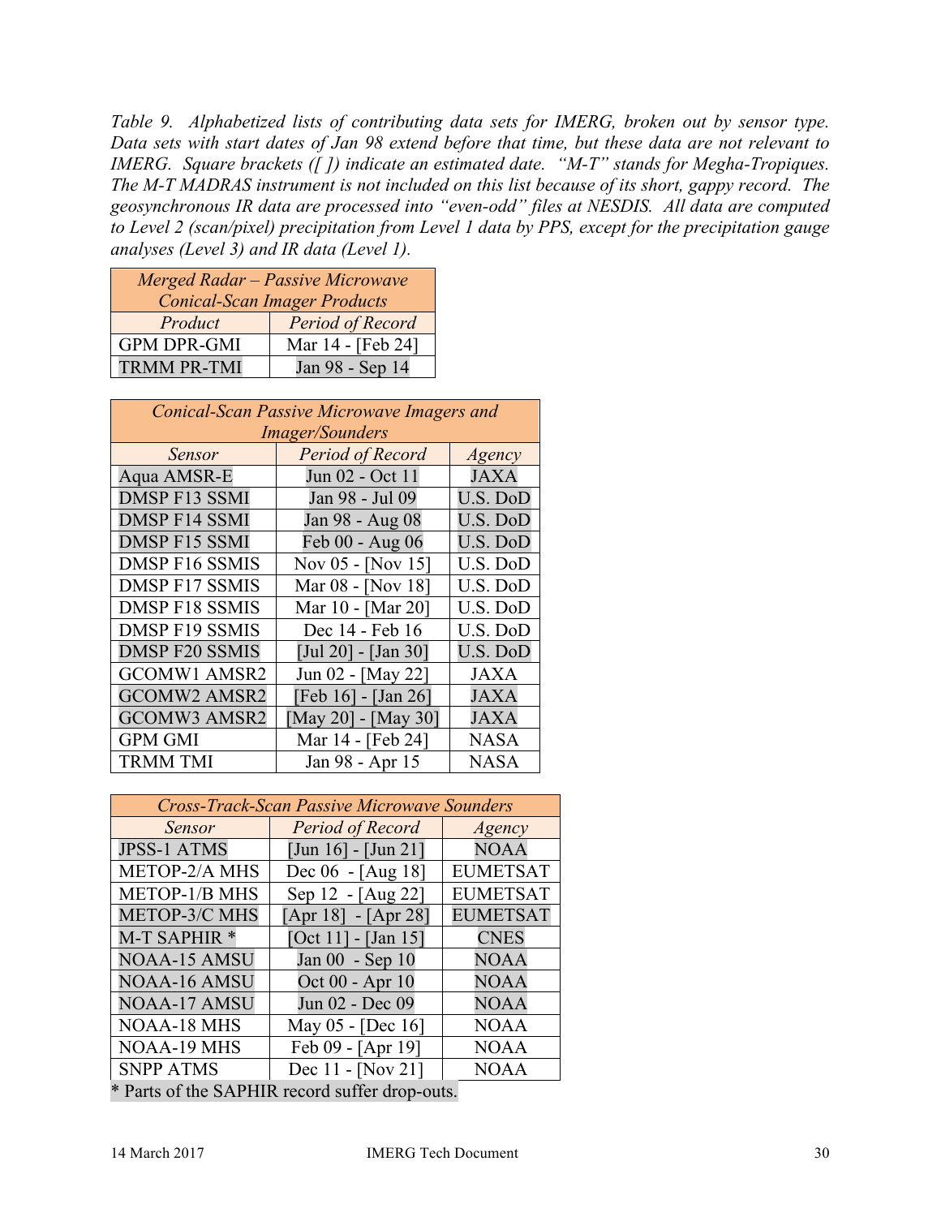*Table 9. Alphabetized lists of contributing data sets for IMERG, broken out by sensor type. Data sets with start dates of Jan 98 extend before that time, but these data are not relevant to IMERG. Square brackets ([ ]) indicate an estimated date. "M-T" stands for Megha-Tropiques. The M-T MADRAS instrument is not included on this list because of its short, gappy record. The geosynchronous IR data are processed into "even-odd" files at NESDIS. All data are computed to Level 2 (scan/pixel) precipitation from Level 1 data by PPS, except for the precipitation gauge analyses (Level 3) and IR data (Level 1).*

| *Merged Radar – Passive Microwave Conical-Scan Imager Products* | |
|---|---|
| *Product* | *Period of Record* |
| GPM DPR-GMI | Mar 14 - [Feb 24] |
| TRMM PR-TMI | Jan 98 - Sep 14 |

| *Conical-Scan Passive Microwave Imagers and Imager/Sounders* | | |
|---|---|---|
| *Sensor* | *Period of Record* | *Agency* |
| Aqua AMSR-E | Jun 02 - Oct 11 | JAXA |
| DMSP F13 SSMI | Jan 98 - Jul 09 | U.S. DoD |
| DMSP F14 SSMI | Jan 98 - Aug 08 | U.S. DoD |
| DMSP F15 SSMI | Feb 00 - Aug 06 | U.S. DoD |
| DMSP F16 SSMIS | Nov 05 - [Nov 15] | U.S. DoD |
| DMSP F17 SSMIS | Mar 08 - [Nov 18] | U.S. DoD |
| DMSP F18 SSMIS | Mar 10 - [Mar 20] | U.S. DoD |
| DMSP F19 SSMIS | Dec 14 - Feb 16 | U.S. DoD |
| DMSP F20 SSMIS | [Jul 20] - [Jan 30] | U.S. DoD |
| GCOMW1 AMSR2 | Jun 02 - [May 22] | JAXA |
| GCOMW2 AMSR2 | [Feb 16] - [Jan 26] | JAXA |
| GCOMW3 AMSR2 | [May 20] - [May 30] | JAXA |
| GPM GMI | Mar 14 - [Feb 24] | NASA |
| TRMM TMI | Jan 98 - Apr 15 | NASA |

| *Cross-Track-Scan Passive Microwave Sounders* | | |
|---|---|---|
| *Sensor* | *Period of Record* | *Agency* |
| JPSS-1 ATMS | [Jun 16] - [Jun 21] | NOAA |
| METOP-2/A MHS | Dec 06 - [Aug 18] | EUMETSAT |
| METOP-1/B MHS | Sep 12 - [Aug 22] | EUMETSAT |
| METOP-3/C MHS | [Apr 18] - [Apr 28] | EUMETSAT |
| M-T SAPHIR * | [Oct 11] - [Jan 15] | CNES |
| NOAA-15 AMSU | Jan 00 - Sep 10 | NOAA |
| NOAA-16 AMSU | Oct 00 - Apr 10 | NOAA |
| NOAA-17 AMSU | Jun 02 - Dec 09 | NOAA |
| NOAA-18 MHS | May 05 - [Dec 16] | NOAA |
| NOAA-19 MHS | Feb 09 - [Apr 19] | NOAA |
| SNPP ATMS | Dec 11 - [Nov 21] | NOAA |

* Parts of the SAPHIR record suffer drop-outs.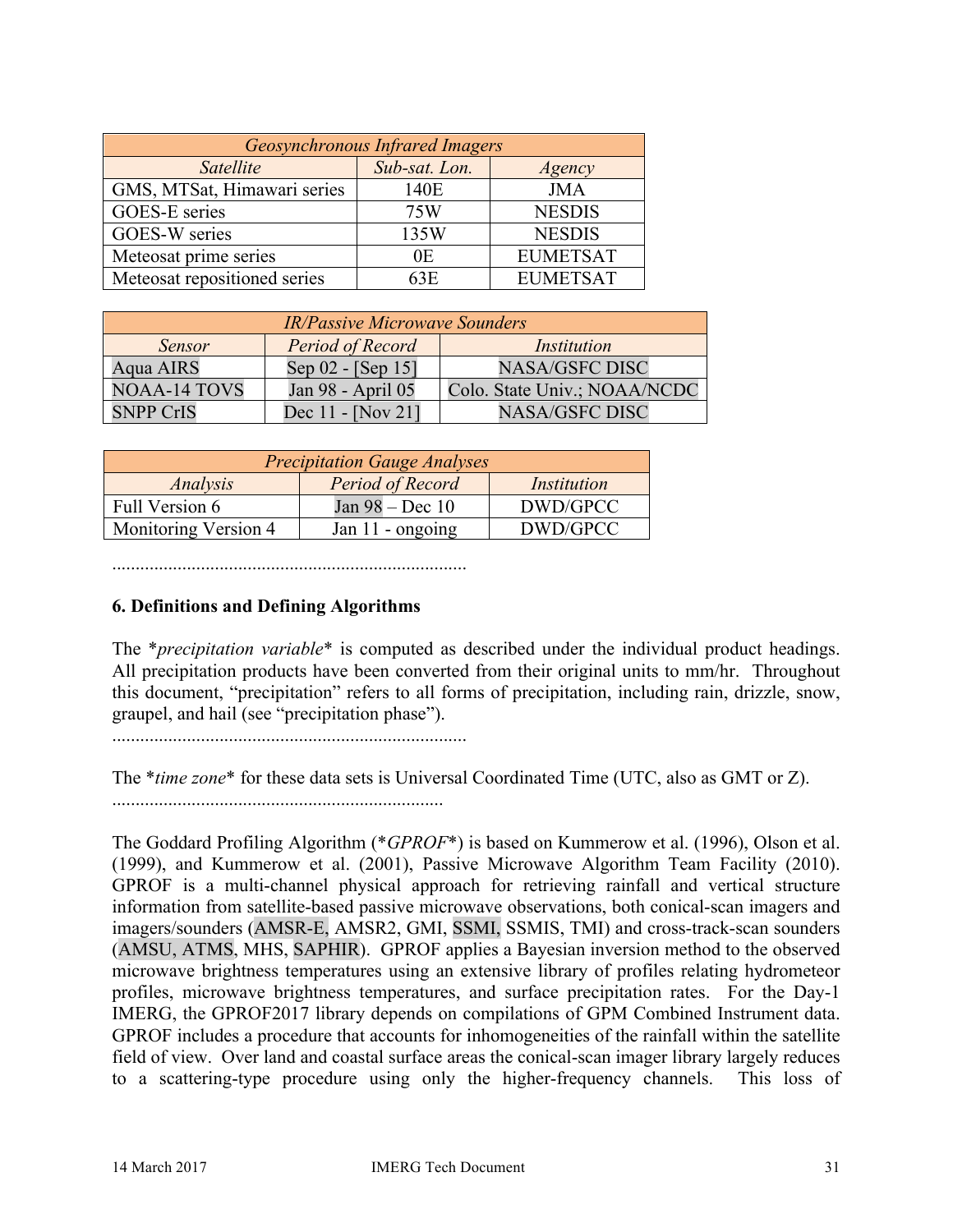| *Geosynchronous Infrared Imagers* | | |
|---|---|---|
| *Satellite* | *Sub-sat. Lon.* | *Agency* |
| GMS, MTSat, Himawari series | 140E | JMA |
| GOES-E series | 75W | NESDIS |
| GOES-W series | 135W | NESDIS |
| Meteosat prime series | 0E | EUMETSAT |
| Meteosat repositioned series | 63E | EUMETSAT |

| *IR/Passive Microwave Sounders* | | |
|---|---|---|
| *Sensor* | *Period of Record* | *Institution* |
| Aqua AIRS | Sep 02 - [Sep 15] | NASA/GSFC DISC |
| NOAA-14 TOVS | Jan 98 - April 05 | Colo. State Univ.; NOAA/NCDC |
| SNPP CrIS | Dec 11 - [Nov 21] | NASA/GSFC DISC |

| *Precipitation Gauge Analyses* | | |
|---|---|---|
| *Analysis* | *Period of Record* | *Institution* |
| Full Version 6 | Jan 98 – Dec 10 | DWD/GPCC |
| Monitoring Version 4 | Jan 11 - ongoing | DWD/GPCC |

............................................................................

## 6. Definitions and Defining Algorithms

The *precipitation variable* is computed as described under the individual product headings. All precipitation products have been converted from their original units to mm/hr. Throughout this document, "precipitation" refers to all forms of precipitation, including rain, drizzle, snow, graupel, and hail (see "precipitation phase").

............................................................................

The *time zone* for these data sets is Universal Coordinated Time (UTC, also as GMT or Z).

......................................................................

The Goddard Profiling Algorithm (*GPROF*) is based on Kummerow et al. (1996), Olson et al. (1999), and Kummerow et al. (2001), Passive Microwave Algorithm Team Facility (2010). GPROF is a multi-channel physical approach for retrieving rainfall and vertical structure information from satellite-based passive microwave observations, both conical-scan imagers and imagers/sounders (AMSR-E, AMSR2, GMI, SSMI, SSMIS, TMI) and cross-track-scan sounders (AMSU, ATMS, MHS, SAPHIR). GPROF applies a Bayesian inversion method to the observed microwave brightness temperatures using an extensive library of profiles relating hydrometeor profiles, microwave brightness temperatures, and surface precipitation rates. For the Day-1 IMERG, the GPROF2017 library depends on compilations of GPM Combined Instrument data. GPROF includes a procedure that accounts for inhomogeneities of the rainfall within the satellite field of view. Over land and coastal surface areas the conical-scan imager library largely reduces to a scattering-type procedure using only the higher-frequency channels. This loss of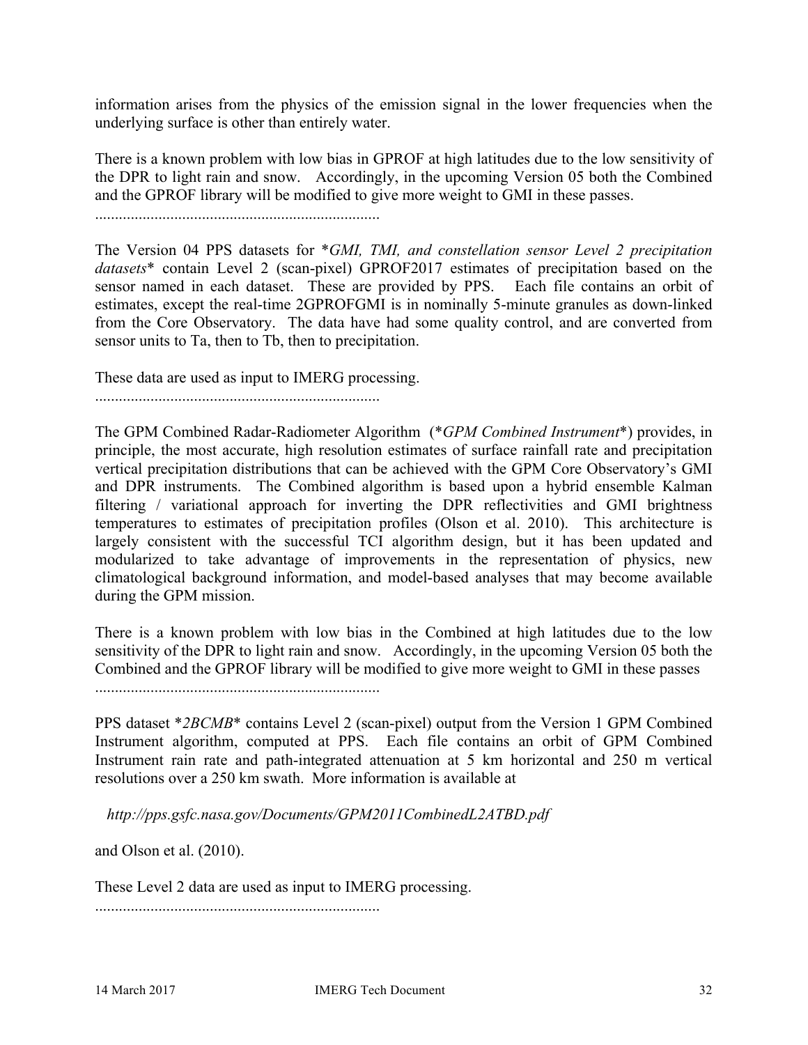information arises from the physics of the emission signal in the lower frequencies when the underlying surface is other than entirely water.

There is a known problem with low bias in GPROF at high latitudes due to the low sensitivity of the DPR to light rain and snow. Accordingly, in the upcoming Version 05 both the Combined and the GPROF library will be modified to give more weight to GMI in these passes.

........................................................................

The Version 04 PPS datasets for **GMI, TMI, and constellation sensor Level 2 precipitation datasets** contain Level 2 (scan-pixel) GPROF2017 estimates of precipitation based on the sensor named in each dataset. These are provided by PPS. Each file contains an orbit of estimates, except the real-time 2GPROFGMI is in nominally 5-minute granules as down-linked from the Core Observatory. The data have had some quality control, and are converted from sensor units to Ta, then to Tb, then to precipitation.

These data are used as input to IMERG processing.

........................................................................

The GPM Combined Radar-Radiometer Algorithm (**GPM Combined Instrument**) provides, in principle, the most accurate, high resolution estimates of surface rainfall rate and precipitation vertical precipitation distributions that can be achieved with the GPM Core Observatory's GMI and DPR instruments. The Combined algorithm is based upon a hybrid ensemble Kalman filtering / variational approach for inverting the DPR reflectivities and GMI brightness temperatures to estimates of precipitation profiles (Olson et al. 2010). This architecture is largely consistent with the successful TCI algorithm design, but it has been updated and modularized to take advantage of improvements in the representation of physics, new climatological background information, and model-based analyses that may become available during the GPM mission.

There is a known problem with low bias in the Combined at high latitudes due to the low sensitivity of the DPR to light rain and snow. Accordingly, in the upcoming Version 05 both the Combined and the GPROF library will be modified to give more weight to GMI in these passes

........................................................................

PPS dataset **2BCMB** contains Level 2 (scan-pixel) output from the Version 1 GPM Combined Instrument algorithm, computed at PPS. Each file contains an orbit of GPM Combined Instrument rain rate and path-integrated attenuation at 5 km horizontal and 250 m vertical resolutions over a 250 km swath. More information is available at

*http://pps.gsfc.nasa.gov/Documents/GPM2011CombinedL2ATBD.pdf*

and Olson et al. (2010).

These Level 2 data are used as input to IMERG processing.

........................................................................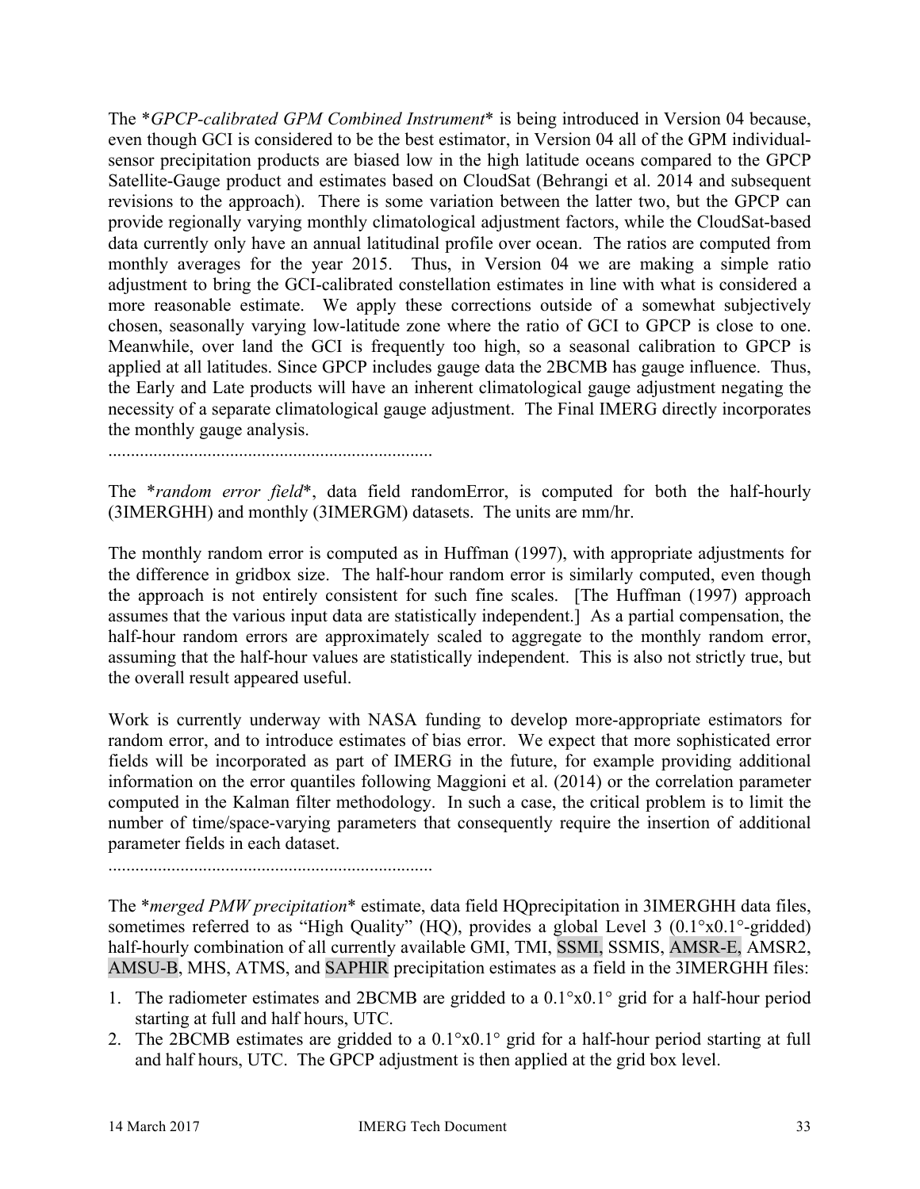The **GPCP-calibrated GPM Combined Instrument** is being introduced in Version 04 because, even though GCI is considered to be the best estimator, in Version 04 all of the GPM individual-sensor precipitation products are biased low in the high latitude oceans compared to the GPCP Satellite-Gauge product and estimates based on CloudSat (Behrangi et al. 2014 and subsequent revisions to the approach). There is some variation between the latter two, but the GPCP can provide regionally varying monthly climatological adjustment factors, while the CloudSat-based data currently only have an annual latitudinal profile over ocean. The ratios are computed from monthly averages for the year 2015. Thus, in Version 04 we are making a simple ratio adjustment to bring the GCI-calibrated constellation estimates in line with what is considered a more reasonable estimate. We apply these corrections outside of a somewhat subjectively chosen, seasonally varying low-latitude zone where the ratio of GCI to GPCP is close to one. Meanwhile, over land the GCI is frequently too high, so a seasonal calibration to GPCP is applied at all latitudes. Since GPCP includes gauge data the 2BCMB has gauge influence. Thus, the Early and Late products will have an inherent climatological gauge adjustment negating the necessity of a separate climatological gauge adjustment. The Final IMERG directly incorporates the monthly gauge analysis.

.........................................................................

The **random error field**, data field randomError, is computed for both the half-hourly (3IMERGHH) and monthly (3IMERGM) datasets. The units are mm/hr.

The monthly random error is computed as in Huffman (1997), with appropriate adjustments for the difference in gridbox size. The half-hour random error is similarly computed, even though the approach is not entirely consistent for such fine scales. [The Huffman (1997) approach assumes that the various input data are statistically independent.] As a partial compensation, the half-hour random errors are approximately scaled to aggregate to the monthly random error, assuming that the half-hour values are statistically independent. This is also not strictly true, but the overall result appeared useful.

Work is currently underway with NASA funding to develop more-appropriate estimators for random error, and to introduce estimates of bias error. We expect that more sophisticated error fields will be incorporated as part of IMERG in the future, for example providing additional information on the error quantiles following Maggioni et al. (2014) or the correlation parameter computed in the Kalman filter methodology. In such a case, the critical problem is to limit the number of time/space-varying parameters that consequently require the insertion of additional parameter fields in each dataset.

.........................................................................

The **merged PMW precipitation** estimate, data field HQprecipitation in 3IMERGHH data files, sometimes referred to as "High Quality" (HQ), provides a global Level 3 (0.1°x0.1°-gridded) half-hourly combination of all currently available GMI, TMI, SSMI, SSMIS, AMSR-E, AMSR2, AMSU-B, MHS, ATMS, and SAPHIR precipitation estimates as a field in the 3IMERGHH files:

1. The radiometer estimates and 2BCMB are gridded to a 0.1°x0.1° grid for a half-hour period starting at full and half hours, UTC.
2. The 2BCMB estimates are gridded to a 0.1°x0.1° grid for a half-hour period starting at full and half hours, UTC. The GPCP adjustment is then applied at the grid box level.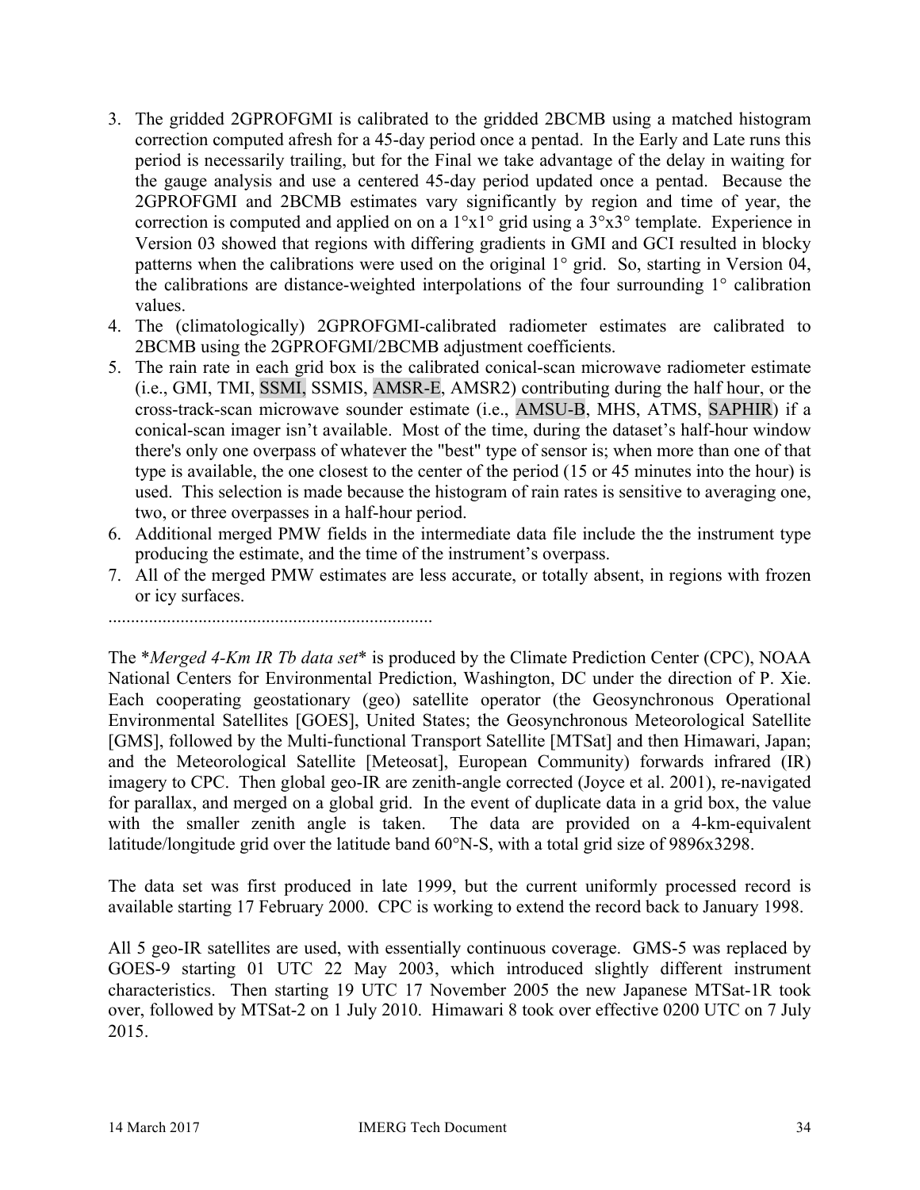3. The gridded 2GPROFGMI is calibrated to the gridded 2BCMB using a matched histogram correction computed afresh for a 45-day period once a pentad. In the Early and Late runs this period is necessarily trailing, but for the Final we take advantage of the delay in waiting for the gauge analysis and use a centered 45-day period updated once a pentad. Because the 2GPROFGMI and 2BCMB estimates vary significantly by region and time of year, the correction is computed and applied on on a 1°x1° grid using a 3°x3° template. Experience in Version 03 showed that regions with differing gradients in GMI and GCI resulted in blocky patterns when the calibrations were used on the original 1° grid. So, starting in Version 04, the calibrations are distance-weighted interpolations of the four surrounding 1° calibration values.
4. The (climatologically) 2GPROFGMI-calibrated radiometer estimates are calibrated to 2BCMB using the 2GPROFGMI/2BCMB adjustment coefficients.
5. The rain rate in each grid box is the calibrated conical-scan microwave radiometer estimate (i.e., GMI, TMI, SSMI, SSMIS, AMSR-E, AMSR2) contributing during the half hour, or the cross-track-scan microwave sounder estimate (i.e., AMSU-B, MHS, ATMS, SAPHIR) if a conical-scan imager isn't available. Most of the time, during the dataset's half-hour window there's only one overpass of whatever the "best" type of sensor is; when more than one of that type is available, the one closest to the center of the period (15 or 45 minutes into the hour) is used. This selection is made because the histogram of rain rates is sensitive to averaging one, two, or three overpasses in a half-hour period.
6. Additional merged PMW fields in the intermediate data file include the the instrument type producing the estimate, and the time of the instrument's overpass.
7. All of the merged PMW estimates are less accurate, or totally absent, in regions with frozen or icy surfaces.

........................................................................

The **Merged 4-Km IR Tb data set** is produced by the Climate Prediction Center (CPC), NOAA National Centers for Environmental Prediction, Washington, DC under the direction of P. Xie. Each cooperating geostationary (geo) satellite operator (the Geosynchronous Operational Environmental Satellites [GOES], United States; the Geosynchronous Meteorological Satellite [GMS], followed by the Multi-functional Transport Satellite [MTSat] and then Himawari, Japan; and the Meteorological Satellite [Meteosat], European Community) forwards infrared (IR) imagery to CPC. Then global geo-IR are zenith-angle corrected (Joyce et al. 2001), re-navigated for parallax, and merged on a global grid. In the event of duplicate data in a grid box, the value with the smaller zenith angle is taken. The data are provided on a 4-km-equivalent latitude/longitude grid over the latitude band 60°N-S, with a total grid size of 9896x3298.

The data set was first produced in late 1999, but the current uniformly processed record is available starting 17 February 2000. CPC is working to extend the record back to January 1998.

All 5 geo-IR satellites are used, with essentially continuous coverage. GMS-5 was replaced by GOES-9 starting 01 UTC 22 May 2003, which introduced slightly different instrument characteristics. Then starting 19 UTC 17 November 2005 the new Japanese MTSat-1R took over, followed by MTSat-2 on 1 July 2010. Himawari 8 took over effective 0200 UTC on 7 July 2015.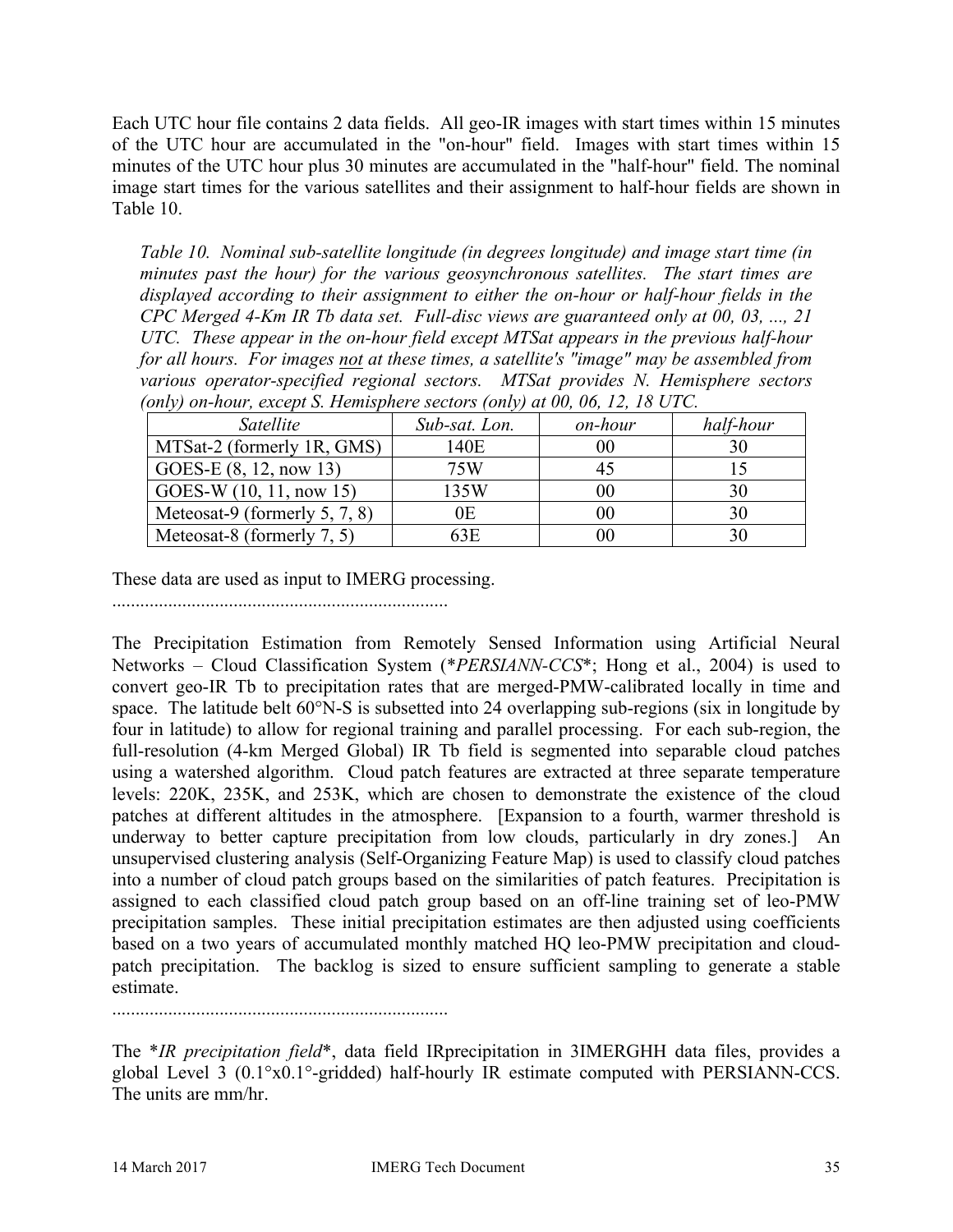Each UTC hour file contains 2 data fields. All geo-IR images with start times within 15 minutes of the UTC hour are accumulated in the "on-hour" field. Images with start times within 15 minutes of the UTC hour plus 30 minutes are accumulated in the "half-hour" field. The nominal image start times for the various satellites and their assignment to half-hour fields are shown in Table 10.

*Table 10. Nominal sub-satellite longitude (in degrees longitude) and image start time (in minutes past the hour) for the various geosynchronous satellites. The start times are displayed according to their assignment to either the on-hour or half-hour fields in the CPC Merged 4-Km IR Tb data set. Full-disc views are guaranteed only at 00, 03, ..., 21 UTC. These appear in the on-hour field except MTSat appears in the previous half-hour for all hours. For images not at these times, a satellite's "image" may be assembled from various operator-specified regional sectors. MTSat provides N. Hemisphere sectors (only) on-hour, except S. Hemisphere sectors (only) at 00, 06, 12, 18 UTC.*

| *Satellite* | *Sub-sat. Lon.* | *on-hour* | *half-hour* |
|---|---|---|---|
| MTSat-2 (formerly 1R, GMS) | 140E | 00 | 30 |
| GOES-E (8, 12, now 13) | 75W | 45 | 15 |
| GOES-W (10, 11, now 15) | 135W | 00 | 30 |
| Meteosat-9 (formerly 5, 7, 8) | 0E | 00 | 30 |
| Meteosat-8 (formerly 7, 5) | 63E | 00 | 30 |

These data are used as input to IMERG processing.

........................................................................

The Precipitation Estimation from Remotely Sensed Information using Artificial Neural Networks – Cloud Classification System (*PERSIANN-CCS*; Hong et al., 2004) is used to convert geo-IR Tb to precipitation rates that are merged-PMW-calibrated locally in time and space. The latitude belt 60°N-S is subsetted into 24 overlapping sub-regions (six in longitude by four in latitude) to allow for regional training and parallel processing. For each sub-region, the full-resolution (4-km Merged Global) IR Tb field is segmented into separable cloud patches using a watershed algorithm. Cloud patch features are extracted at three separate temperature levels: 220K, 235K, and 253K, which are chosen to demonstrate the existence of the cloud patches at different altitudes in the atmosphere. [Expansion to a fourth, warmer threshold is underway to better capture precipitation from low clouds, particularly in dry zones.] An unsupervised clustering analysis (Self-Organizing Feature Map) is used to classify cloud patches into a number of cloud patch groups based on the similarities of patch features. Precipitation is assigned to each classified cloud patch group based on an off-line training set of leo-PMW precipitation samples. These initial precipitation estimates are then adjusted using coefficients based on a two years of accumulated monthly matched HQ leo-PMW precipitation and cloud-patch precipitation. The backlog is sized to ensure sufficient sampling to generate a stable estimate.

........................................................................

The *IR precipitation field*, data field IRprecipitation in 3IMERGHH data files, provides a global Level 3 (0.1°x0.1°-gridded) half-hourly IR estimate computed with PERSIANN-CCS. The units are mm/hr.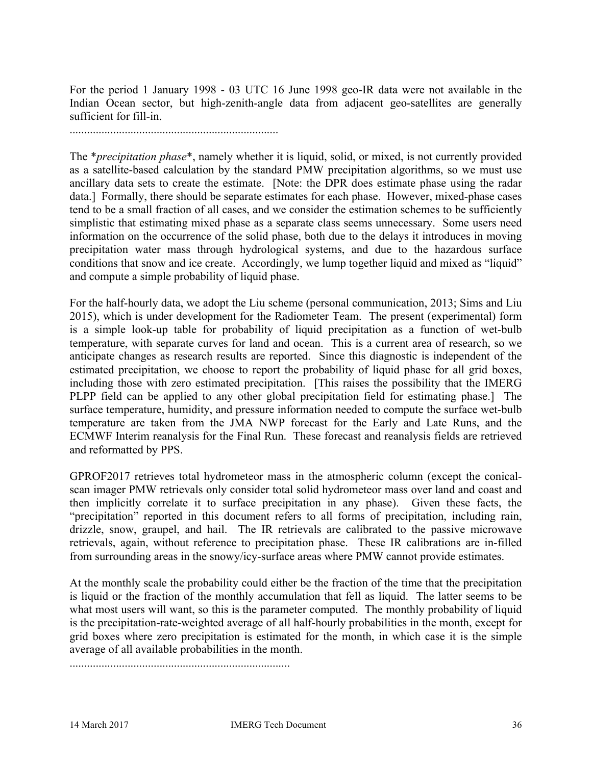For the period 1 January 1998 - 03 UTC 16 June 1998 geo-IR data were not available in the Indian Ocean sector, but high-zenith-angle data from adjacent geo-satellites are generally sufficient for fill-in.

........................................................................

The **precipitation phase**, namely whether it is liquid, solid, or mixed, is not currently provided as a satellite-based calculation by the standard PMW precipitation algorithms, so we must use ancillary data sets to create the estimate. [Note: the DPR does estimate phase using the radar data.] Formally, there should be separate estimates for each phase. However, mixed-phase cases tend to be a small fraction of all cases, and we consider the estimation schemes to be sufficiently simplistic that estimating mixed phase as a separate class seems unnecessary. Some users need information on the occurrence of the solid phase, both due to the delays it introduces in moving precipitation water mass through hydrological systems, and due to the hazardous surface conditions that snow and ice create. Accordingly, we lump together liquid and mixed as "liquid" and compute a simple probability of liquid phase.

For the half-hourly data, we adopt the Liu scheme (personal communication, 2013; Sims and Liu 2015), which is under development for the Radiometer Team. The present (experimental) form is a simple look-up table for probability of liquid precipitation as a function of wet-bulb temperature, with separate curves for land and ocean. This is a current area of research, so we anticipate changes as research results are reported. Since this diagnostic is independent of the estimated precipitation, we choose to report the probability of liquid phase for all grid boxes, including those with zero estimated precipitation. [This raises the possibility that the IMERG PLPP field can be applied to any other global precipitation field for estimating phase.] The surface temperature, humidity, and pressure information needed to compute the surface wet-bulb temperature are taken from the JMA NWP forecast for the Early and Late Runs, and the ECMWF Interim reanalysis for the Final Run. These forecast and reanalysis fields are retrieved and reformatted by PPS.

GPROF2017 retrieves total hydrometeor mass in the atmospheric column (except the conical-scan imager PMW retrievals only consider total solid hydrometeor mass over land and coast and then implicitly correlate it to surface precipitation in any phase). Given these facts, the "precipitation" reported in this document refers to all forms of precipitation, including rain, drizzle, snow, graupel, and hail. The IR retrievals are calibrated to the passive microwave retrievals, again, without reference to precipitation phase. These IR calibrations are in-filled from surrounding areas in the snowy/icy-surface areas where PMW cannot provide estimates.

At the monthly scale the probability could either be the fraction of the time that the precipitation is liquid or the fraction of the monthly accumulation that fell as liquid. The latter seems to be what most users will want, so this is the parameter computed. The monthly probability of liquid is the precipitation-rate-weighted average of all half-hourly probabilities in the month, except for grid boxes where zero precipitation is estimated for the month, in which case it is the simple average of all available probabilities in the month.

........................................................................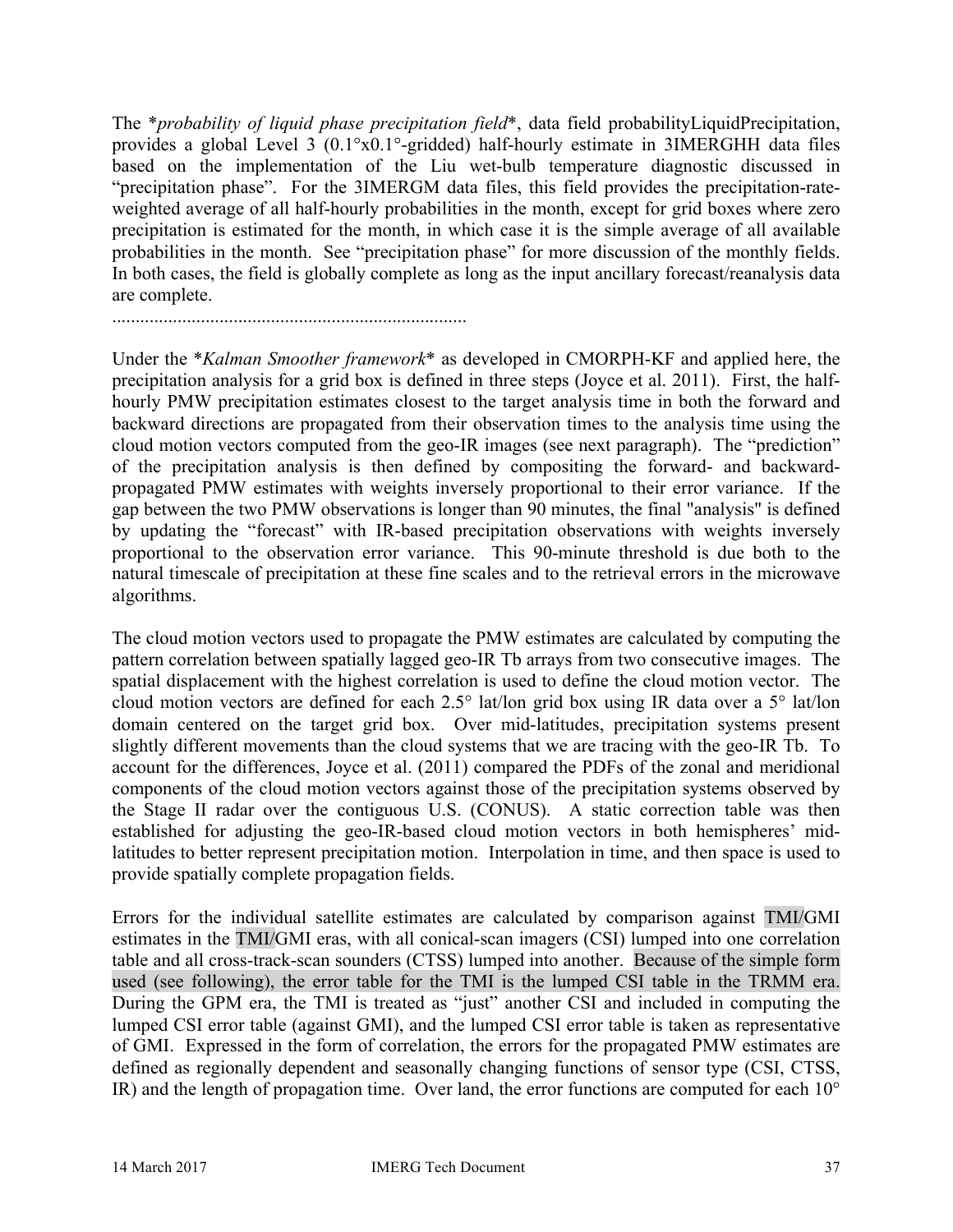The *probability of liquid phase precipitation field*, data field probabilityLiquidPrecipitation, provides a global Level 3 (0.1°x0.1°-gridded) half-hourly estimate in 3IMERGHH data files based on the implementation of the Liu wet-bulb temperature diagnostic discussed in "precipitation phase". For the 3IMERGM data files, this field provides the precipitation-rate-weighted average of all half-hourly probabilities in the month, except for grid boxes where zero precipitation is estimated for the month, in which case it is the simple average of all available probabilities in the month. See "precipitation phase" for more discussion of the monthly fields. In both cases, the field is globally complete as long as the input ancillary forecast/reanalysis data are complete.

............................................................................

Under the *Kalman Smoother framework* as developed in CMORPH-KF and applied here, the precipitation analysis for a grid box is defined in three steps (Joyce et al. 2011). First, the half-hourly PMW precipitation estimates closest to the target analysis time in both the forward and backward directions are propagated from their observation times to the analysis time using the cloud motion vectors computed from the geo-IR images (see next paragraph). The "prediction" of the precipitation analysis is then defined by compositing the forward- and backward-propagated PMW estimates with weights inversely proportional to their error variance. If the gap between the two PMW observations is longer than 90 minutes, the final "analysis" is defined by updating the "forecast" with IR-based precipitation observations with weights inversely proportional to the observation error variance. This 90-minute threshold is due both to the natural timescale of precipitation at these fine scales and to the retrieval errors in the microwave algorithms.

The cloud motion vectors used to propagate the PMW estimates are calculated by computing the pattern correlation between spatially lagged geo-IR Tb arrays from two consecutive images. The spatial displacement with the highest correlation is used to define the cloud motion vector. The cloud motion vectors are defined for each 2.5° lat/lon grid box using IR data over a 5° lat/lon domain centered on the target grid box. Over mid-latitudes, precipitation systems present slightly different movements than the cloud systems that we are tracing with the geo-IR Tb. To account for the differences, Joyce et al. (2011) compared the PDFs of the zonal and meridional components of the cloud motion vectors against those of the precipitation systems observed by the Stage II radar over the contiguous U.S. (CONUS). A static correction table was then established for adjusting the geo-IR-based cloud motion vectors in both hemispheres' mid-latitudes to better represent precipitation motion. Interpolation in time, and then space is used to provide spatially complete propagation fields.

Errors for the individual satellite estimates are calculated by comparison against TMI/GMI estimates in the TMI/GMI eras, with all conical-scan imagers (CSI) lumped into one correlation table and all cross-track-scan sounders (CTSS) lumped into another. Because of the simple form used (see following), the error table for the TMI is the lumped CSI table in the TRMM era. During the GPM era, the TMI is treated as "just" another CSI and included in computing the lumped CSI error table (against GMI), and the lumped CSI error table is taken as representative of GMI. Expressed in the form of correlation, the errors for the propagated PMW estimates are defined as regionally dependent and seasonally changing functions of sensor type (CSI, CTSS, IR) and the length of propagation time. Over land, the error functions are computed for each 10°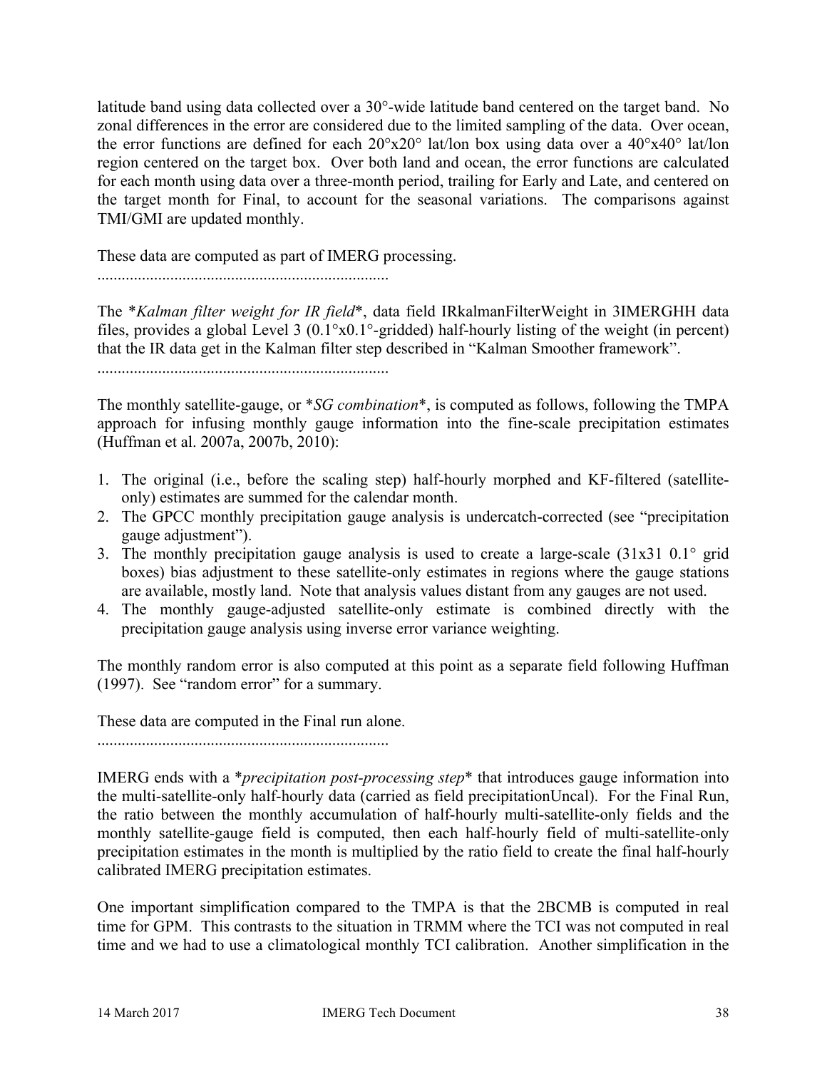latitude band using data collected over a 30°-wide latitude band centered on the target band. No zonal differences in the error are considered due to the limited sampling of the data. Over ocean, the error functions are defined for each 20°x20° lat/lon box using data over a 40°x40° lat/lon region centered on the target box. Over both land and ocean, the error functions are calculated for each month using data over a three-month period, trailing for Early and Late, and centered on the target month for Final, to account for the seasonal variations. The comparisons against TMI/GMI are updated monthly.

These data are computed as part of IMERG processing.

........................................................................

The **Kalman filter weight for IR field**, data field IRkalmanFilterWeight in 3IMERGHH data files, provides a global Level 3 (0.1°x0.1°-gridded) half-hourly listing of the weight (in percent) that the IR data get in the Kalman filter step described in "Kalman Smoother framework".

........................................................................

The monthly satellite-gauge, or **SG combination**, is computed as follows, following the TMPA approach for infusing monthly gauge information into the fine-scale precipitation estimates (Huffman et al. 2007a, 2007b, 2010):

1. The original (i.e., before the scaling step) half-hourly morphed and KF-filtered (satellite-only) estimates are summed for the calendar month.
2. The GPCC monthly precipitation gauge analysis is undercatch-corrected (see "precipitation gauge adjustment").
3. The monthly precipitation gauge analysis is used to create a large-scale (31x31 0.1° grid boxes) bias adjustment to these satellite-only estimates in regions where the gauge stations are available, mostly land. Note that analysis values distant from any gauges are not used.
4. The monthly gauge-adjusted satellite-only estimate is combined directly with the precipitation gauge analysis using inverse error variance weighting.

The monthly random error is also computed at this point as a separate field following Huffman (1997). See "random error" for a summary.

These data are computed in the Final run alone.

........................................................................

IMERG ends with a **precipitation post-processing step** that introduces gauge information into the multi-satellite-only half-hourly data (carried as field precipitationUncal). For the Final Run, the ratio between the monthly accumulation of half-hourly multi-satellite-only fields and the monthly satellite-gauge field is computed, then each half-hourly field of multi-satellite-only precipitation estimates in the month is multiplied by the ratio field to create the final half-hourly calibrated IMERG precipitation estimates.

One important simplification compared to the TMPA is that the 2BCMB is computed in real time for GPM. This contrasts to the situation in TRMM where the TCI was not computed in real time and we had to use a climatological monthly TCI calibration. Another simplification in the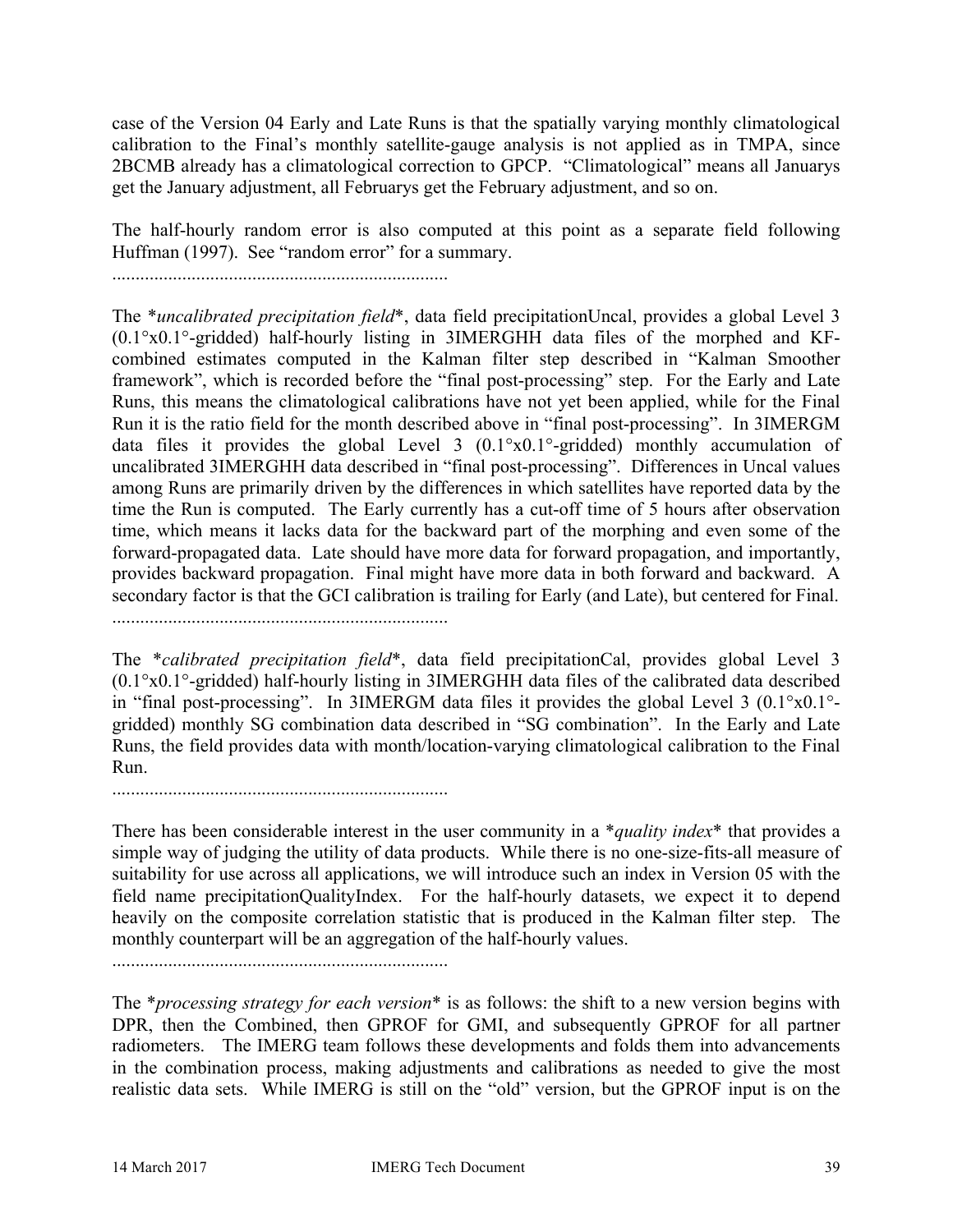case of the Version 04 Early and Late Runs is that the spatially varying monthly climatological calibration to the Final's monthly satellite-gauge analysis is not applied as in TMPA, since 2BCMB already has a climatological correction to GPCP. "Climatological" means all Januarys get the January adjustment, all Februarys get the February adjustment, and so on.

The half-hourly random error is also computed at this point as a separate field following Huffman (1997). See "random error" for a summary.

........................................................................

The **uncalibrated precipitation field**, data field precipitationUncal, provides a global Level 3 (0.1°x0.1°-gridded) half-hourly listing in 3IMERGHH data files of the morphed and KF-combined estimates computed in the Kalman filter step described in "Kalman Smoother framework", which is recorded before the "final post-processing" step. For the Early and Late Runs, this means the climatological calibrations have not yet been applied, while for the Final Run it is the ratio field for the month described above in "final post-processing". In 3IMERGM data files it provides the global Level 3 (0.1°x0.1°-gridded) monthly accumulation of uncalibrated 3IMERGHH data described in "final post-processing". Differences in Uncal values among Runs are primarily driven by the differences in which satellites have reported data by the time the Run is computed. The Early currently has a cut-off time of 5 hours after observation time, which means it lacks data for the backward part of the morphing and even some of the forward-propagated data. Late should have more data for forward propagation, and importantly, provides backward propagation. Final might have more data in both forward and backward. A secondary factor is that the GCI calibration is trailing for Early (and Late), but centered for Final.

........................................................................

The **calibrated precipitation field**, data field precipitationCal, provides global Level 3 (0.1°x0.1°-gridded) half-hourly listing in 3IMERGHH data files of the calibrated data described in "final post-processing". In 3IMERGM data files it provides the global Level 3 (0.1°x0.1°-gridded) monthly SG combination data described in "SG combination". In the Early and Late Runs, the field provides data with month/location-varying climatological calibration to the Final Run.

........................................................................

There has been considerable interest in the user community in a **quality index** that provides a simple way of judging the utility of data products. While there is no one-size-fits-all measure of suitability for use across all applications, we will introduce such an index in Version 05 with the field name precipitationQualityIndex. For the half-hourly datasets, we expect it to depend heavily on the composite correlation statistic that is produced in the Kalman filter step. The monthly counterpart will be an aggregation of the half-hourly values.

........................................................................

The **processing strategy for each version** is as follows: the shift to a new version begins with DPR, then the Combined, then GPROF for GMI, and subsequently GPROF for all partner radiometers. The IMERG team follows these developments and folds them into advancements in the combination process, making adjustments and calibrations as needed to give the most realistic data sets. While IMERG is still on the "old" version, but the GPROF input is on the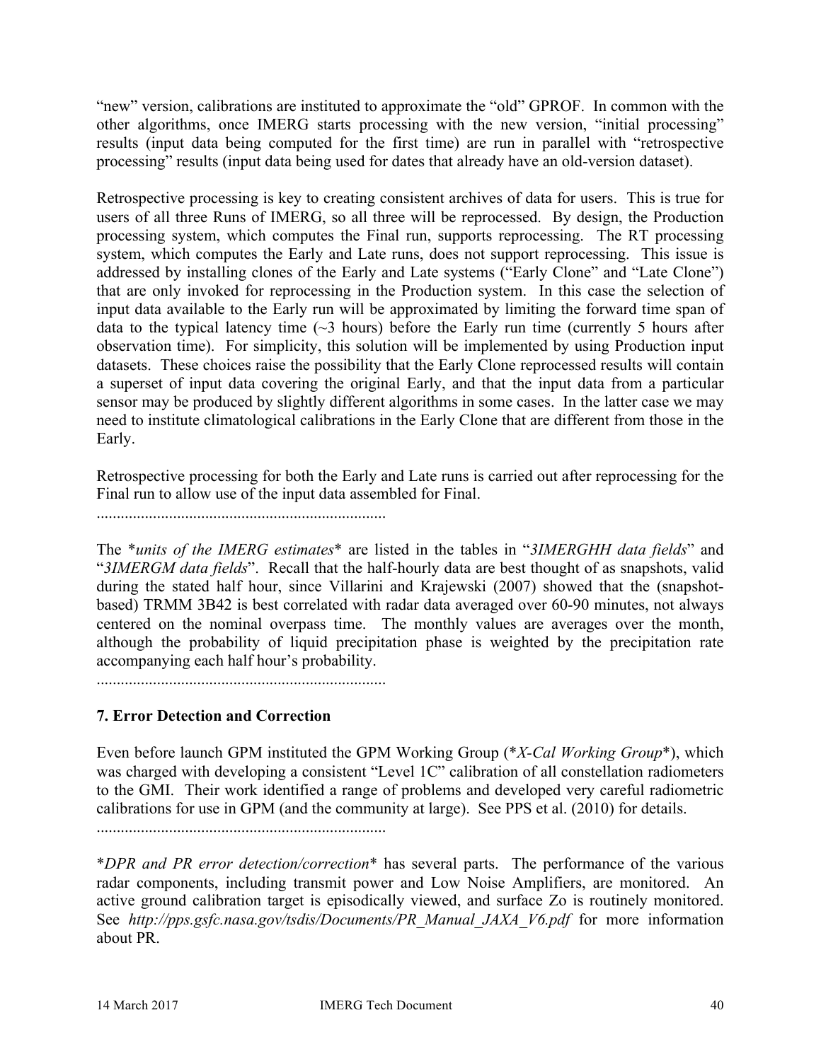"new" version, calibrations are instituted to approximate the "old" GPROF. In common with the other algorithms, once IMERG starts processing with the new version, "initial processing" results (input data being computed for the first time) are run in parallel with "retrospective processing" results (input data being used for dates that already have an old-version dataset).

Retrospective processing is key to creating consistent archives of data for users. This is true for users of all three Runs of IMERG, so all three will be reprocessed. By design, the Production processing system, which computes the Final run, supports reprocessing. The RT processing system, which computes the Early and Late runs, does not support reprocessing. This issue is addressed by installing clones of the Early and Late systems ("Early Clone" and "Late Clone") that are only invoked for reprocessing in the Production system. In this case the selection of input data available to the Early run will be approximated by limiting the forward time span of data to the typical latency time (~3 hours) before the Early run time (currently 5 hours after observation time). For simplicity, this solution will be implemented by using Production input datasets. These choices raise the possibility that the Early Clone reprocessed results will contain a superset of input data covering the original Early, and that the input data from a particular sensor may be produced by slightly different algorithms in some cases. In the latter case we may need to institute climatological calibrations in the Early Clone that are different from those in the Early.

Retrospective processing for both the Early and Late runs is carried out after reprocessing for the Final run to allow use of the input data assembled for Final.

........................................................................

The *\*units of the IMERG estimates\** are listed in the tables in "*3IMERGHH data fields*" and "*3IMERGM data fields*". Recall that the half-hourly data are best thought of as snapshots, valid during the stated half hour, since Villarini and Krajewski (2007) showed that the (snapshot-based) TRMM 3B42 is best correlated with radar data averaged over 60-90 minutes, not always centered on the nominal overpass time. The monthly values are averages over the month, although the probability of liquid precipitation phase is weighted by the precipitation rate accompanying each half hour's probability.

........................................................................

## 7. Error Detection and Correction

Even before launch GPM instituted the GPM Working Group (*\*X-Cal Working Group\**), which was charged with developing a consistent "Level 1C" calibration of all constellation radiometers to the GMI. Their work identified a range of problems and developed very careful radiometric calibrations for use in GPM (and the community at large). See PPS et al. (2010) for details.

........................................................................

*\*DPR and PR error detection/correction\** has several parts. The performance of the various radar components, including transmit power and Low Noise Amplifiers, are monitored. An active ground calibration target is episodically viewed, and surface Zo is routinely monitored. See *http://pps.gsfc.nasa.gov/tsdis/Documents/PR_Manual_JAXA_V6.pdf* for more information about PR.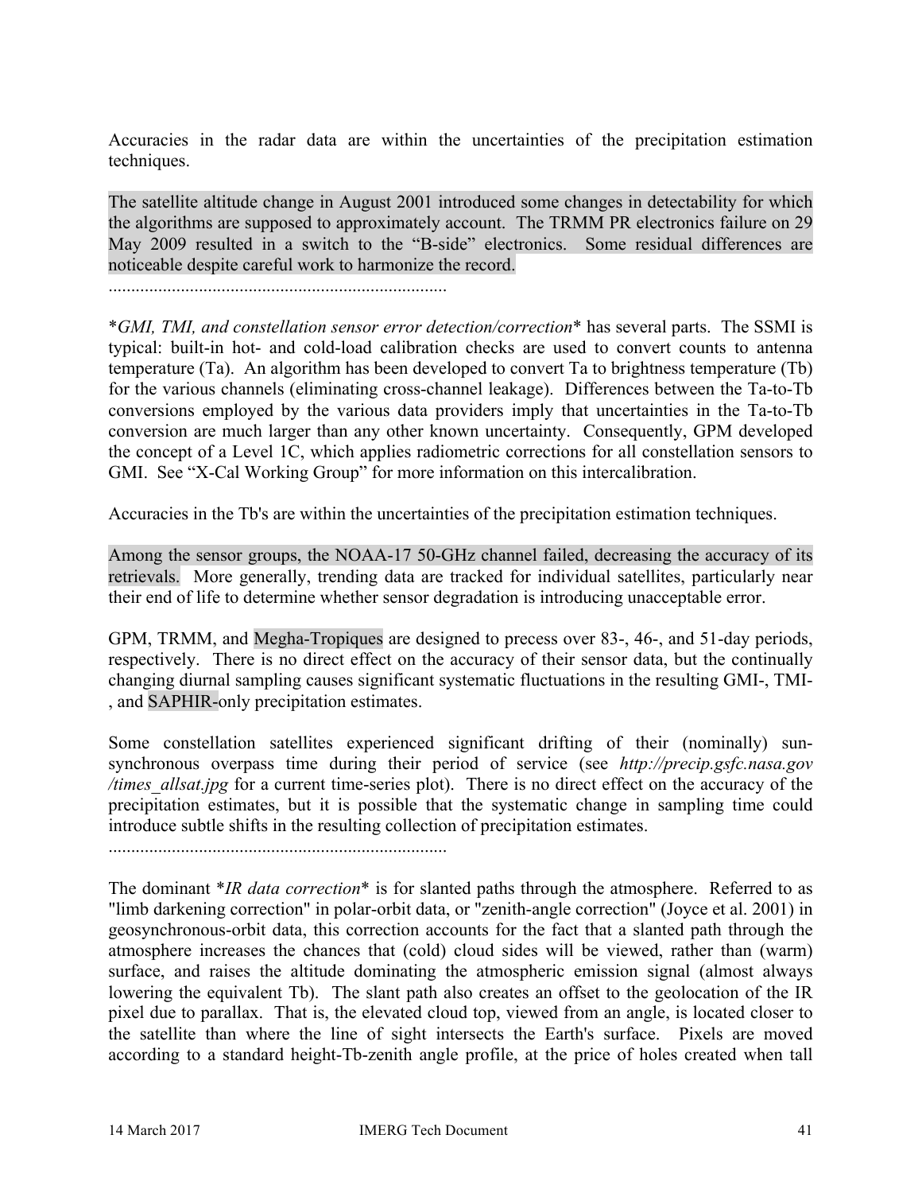Accuracies in the radar data are within the uncertainties of the precipitation estimation techniques.

The satellite altitude change in August 2001 introduced some changes in detectability for which the algorithms are supposed to approximately account. The TRMM PR electronics failure on 29 May 2009 resulted in a switch to the "B-side" electronics. Some residual differences are noticeable despite careful work to harmonize the record.

............................................................................

*GMI, TMI, and constellation sensor error detection/correction* has several parts. The SSMI is typical: built-in hot- and cold-load calibration checks are used to convert counts to antenna temperature (Ta). An algorithm has been developed to convert Ta to brightness temperature (Tb) for the various channels (eliminating cross-channel leakage). Differences between the Ta-to-Tb conversions employed by the various data providers imply that uncertainties in the Ta-to-Tb conversion are much larger than any other known uncertainty. Consequently, GPM developed the concept of a Level 1C, which applies radiometric corrections for all constellation sensors to GMI. See "X-Cal Working Group" for more information on this intercalibration.

Accuracies in the Tb's are within the uncertainties of the precipitation estimation techniques.

Among the sensor groups, the NOAA-17 50-GHz channel failed, decreasing the accuracy of its retrievals. More generally, trending data are tracked for individual satellites, particularly near their end of life to determine whether sensor degradation is introducing unacceptable error.

GPM, TRMM, and Megha-Tropiques are designed to precess over 83-, 46-, and 51-day periods, respectively. There is no direct effect on the accuracy of their sensor data, but the continually changing diurnal sampling causes significant systematic fluctuations in the resulting GMI-, TMI-, and SAPHIR-only precipitation estimates.

Some constellation satellites experienced significant drifting of their (nominally) sun-synchronous overpass time during their period of service (see *http://precip.gsfc.nasa.gov/times_allsat.jpg* for a current time-series plot). There is no direct effect on the accuracy of the precipitation estimates, but it is possible that the systematic change in sampling time could introduce subtle shifts in the resulting collection of precipitation estimates.

............................................................................

The dominant *IR data correction* is for slanted paths through the atmosphere. Referred to as "limb darkening correction" in polar-orbit data, or "zenith-angle correction" (Joyce et al. 2001) in geosynchronous-orbit data, this correction accounts for the fact that a slanted path through the atmosphere increases the chances that (cold) cloud sides will be viewed, rather than (warm) surface, and raises the altitude dominating the atmospheric emission signal (almost always lowering the equivalent Tb). The slant path also creates an offset to the geolocation of the IR pixel due to parallax. That is, the elevated cloud top, viewed from an angle, is located closer to the satellite than where the line of sight intersects the Earth's surface. Pixels are moved according to a standard height-Tb-zenith angle profile, at the price of holes created when tall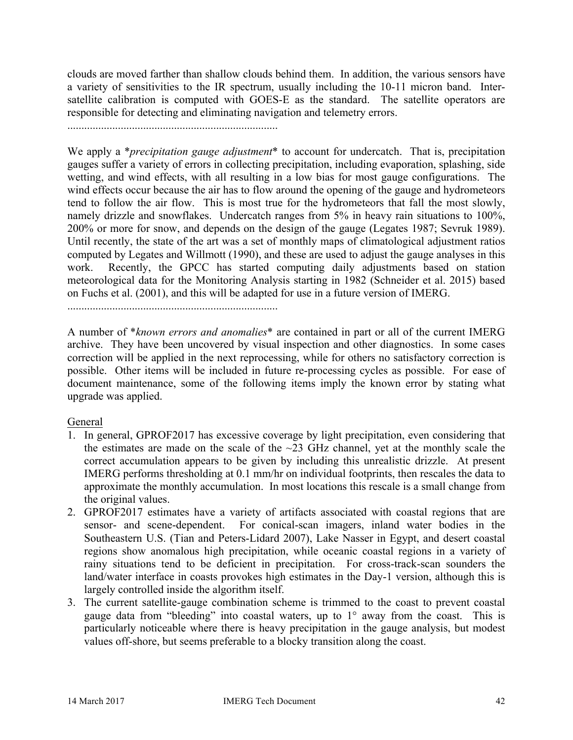clouds are moved farther than shallow clouds behind them. In addition, the various sensors have a variety of sensitivities to the IR spectrum, usually including the 10-11 micron band. Inter-satellite calibration is computed with GOES-E as the standard. The satellite operators are responsible for detecting and eliminating navigation and telemetry errors.

.........................................................................

We apply a **precipitation gauge adjustment** to account for undercatch. That is, precipitation gauges suffer a variety of errors in collecting precipitation, including evaporation, splashing, side wetting, and wind effects, with all resulting in a low bias for most gauge configurations. The wind effects occur because the air has to flow around the opening of the gauge and hydrometeors tend to follow the air flow. This is most true for the hydrometeors that fall the most slowly, namely drizzle and snowflakes. Undercatch ranges from 5% in heavy rain situations to 100%, 200% or more for snow, and depends on the design of the gauge (Legates 1987; Sevruk 1989). Until recently, the state of the art was a set of monthly maps of climatological adjustment ratios computed by Legates and Willmott (1990), and these are used to adjust the gauge analyses in this work. Recently, the GPCC has started computing daily adjustments based on station meteorological data for the Monitoring Analysis starting in 1982 (Schneider et al. 2015) based on Fuchs et al. (2001), and this will be adapted for use in a future version of IMERG.

.........................................................................

A number of **known errors and anomalies** are contained in part or all of the current IMERG archive. They have been uncovered by visual inspection and other diagnostics. In some cases correction will be applied in the next reprocessing, while for others no satisfactory correction is possible. Other items will be included in future re-processing cycles as possible. For ease of document maintenance, some of the following items imply the known error by stating what upgrade was applied.

General

1. In general, GPROF2017 has excessive coverage by light precipitation, even considering that the estimates are made on the scale of the ~23 GHz channel, yet at the monthly scale the correct accumulation appears to be given by including this unrealistic drizzle. At present IMERG performs thresholding at 0.1 mm/hr on individual footprints, then rescales the data to approximate the monthly accumulation. In most locations this rescale is a small change from the original values.
2. GPROF2017 estimates have a variety of artifacts associated with coastal regions that are sensor- and scene-dependent. For conical-scan imagers, inland water bodies in the Southeastern U.S. (Tian and Peters-Lidard 2007), Lake Nasser in Egypt, and desert coastal regions show anomalous high precipitation, while oceanic coastal regions in a variety of rainy situations tend to be deficient in precipitation. For cross-track-scan sounders the land/water interface in coasts provokes high estimates in the Day-1 version, although this is largely controlled inside the algorithm itself.
3. The current satellite-gauge combination scheme is trimmed to the coast to prevent coastal gauge data from "bleeding" into coastal waters, up to 1° away from the coast. This is particularly noticeable where there is heavy precipitation in the gauge analysis, but modest values off-shore, but seems preferable to a blocky transition along the coast.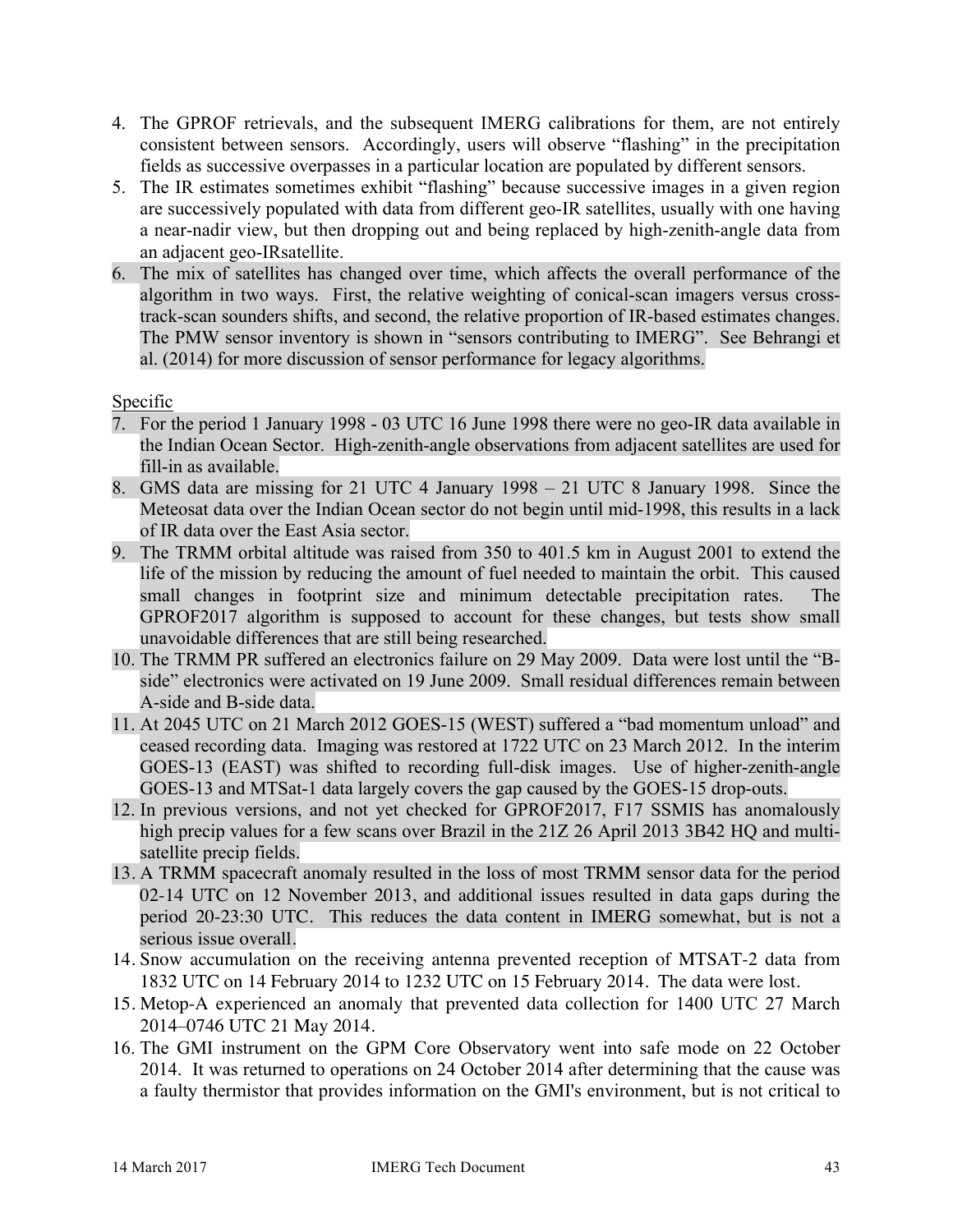4. The GPROF retrievals, and the subsequent IMERG calibrations for them, are not entirely consistent between sensors. Accordingly, users will observe "flashing" in the precipitation fields as successive overpasses in a particular location are populated by different sensors.
5. The IR estimates sometimes exhibit "flashing" because successive images in a given region are successively populated with data from different geo-IR satellites, usually with one having a near-nadir view, but then dropping out and being replaced by high-zenith-angle data from an adjacent geo-IRsatellite.
6. The mix of satellites has changed over time, which affects the overall performance of the algorithm in two ways. First, the relative weighting of conical-scan imagers versus cross-track-scan sounders shifts, and second, the relative proportion of IR-based estimates changes. The PMW sensor inventory is shown in "sensors contributing to IMERG". See Behrangi et al. (2014) for more discussion of sensor performance for legacy algorithms.

Specific

7. For the period 1 January 1998 - 03 UTC 16 June 1998 there were no geo-IR data available in the Indian Ocean Sector. High-zenith-angle observations from adjacent satellites are used for fill-in as available.
8. GMS data are missing for 21 UTC 4 January 1998 – 21 UTC 8 January 1998. Since the Meteosat data over the Indian Ocean sector do not begin until mid-1998, this results in a lack of IR data over the East Asia sector.
9. The TRMM orbital altitude was raised from 350 to 401.5 km in August 2001 to extend the life of the mission by reducing the amount of fuel needed to maintain the orbit. This caused small changes in footprint size and minimum detectable precipitation rates. The GPROF2017 algorithm is supposed to account for these changes, but tests show small unavoidable differences that are still being researched.
10. The TRMM PR suffered an electronics failure on 29 May 2009. Data were lost until the "B-side" electronics were activated on 19 June 2009. Small residual differences remain between A-side and B-side data.
11. At 2045 UTC on 21 March 2012 GOES-15 (WEST) suffered a "bad momentum unload" and ceased recording data. Imaging was restored at 1722 UTC on 23 March 2012. In the interim GOES-13 (EAST) was shifted to recording full-disk images. Use of higher-zenith-angle GOES-13 and MTSat-1 data largely covers the gap caused by the GOES-15 drop-outs.
12. In previous versions, and not yet checked for GPROF2017, F17 SSMIS has anomalously high precip values for a few scans over Brazil in the 21Z 26 April 2013 3B42 HQ and multi-satellite precip fields.
13. A TRMM spacecraft anomaly resulted in the loss of most TRMM sensor data for the period 02-14 UTC on 12 November 2013, and additional issues resulted in data gaps during the period 20-23:30 UTC. This reduces the data content in IMERG somewhat, but is not a serious issue overall.
14. Snow accumulation on the receiving antenna prevented reception of MTSAT-2 data from 1832 UTC on 14 February 2014 to 1232 UTC on 15 February 2014. The data were lost.
15. Metop-A experienced an anomaly that prevented data collection for 1400 UTC 27 March 2014–0746 UTC 21 May 2014.
16. The GMI instrument on the GPM Core Observatory went into safe mode on 22 October 2014. It was returned to operations on 24 October 2014 after determining that the cause was a faulty thermistor that provides information on the GMI's environment, but is not critical to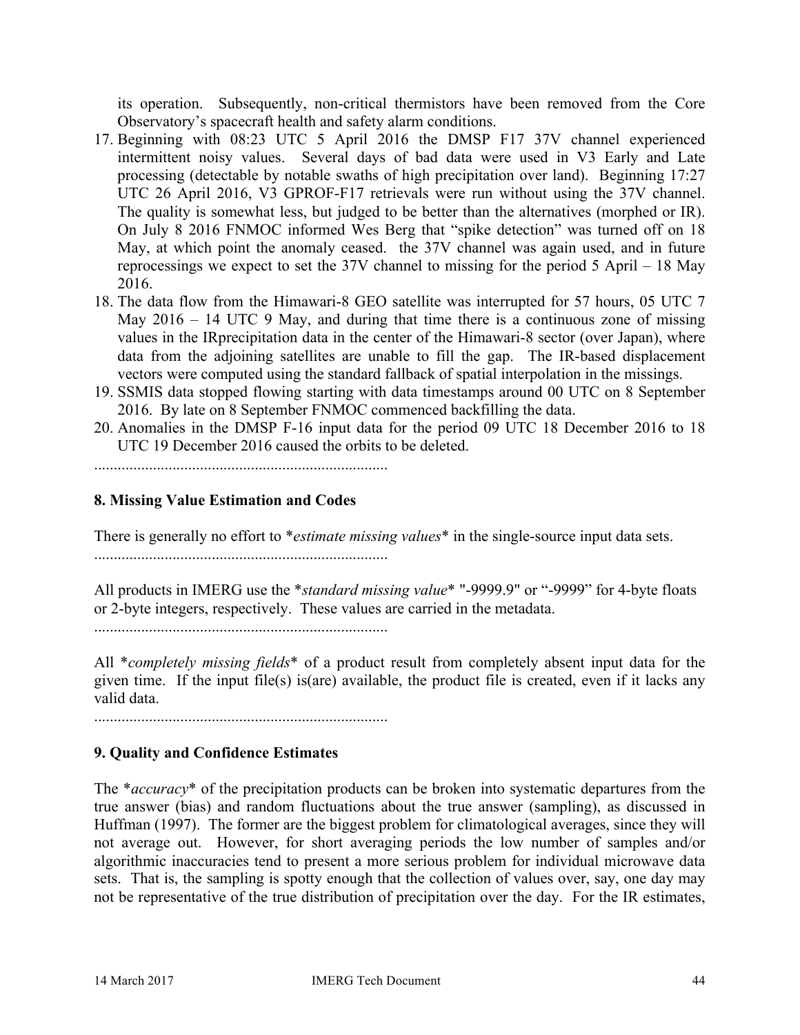its operation. Subsequently, non-critical thermistors have been removed from the Core Observatory's spacecraft health and safety alarm conditions.

17. Beginning with 08:23 UTC 5 April 2016 the DMSP F17 37V channel experienced intermittent noisy values. Several days of bad data were used in V3 Early and Late processing (detectable by notable swaths of high precipitation over land). Beginning 17:27 UTC 26 April 2016, V3 GPROF-F17 retrievals were run without using the 37V channel. The quality is somewhat less, but judged to be better than the alternatives (morphed or IR). On July 8 2016 FNMOC informed Wes Berg that "spike detection" was turned off on 18 May, at which point the anomaly ceased. the 37V channel was again used, and in future reprocessings we expect to set the 37V channel to missing for the period 5 April – 18 May 2016.
18. The data flow from the Himawari-8 GEO satellite was interrupted for 57 hours, 05 UTC 7 May 2016 – 14 UTC 9 May, and during that time there is a continuous zone of missing values in the IRprecipitation data in the center of the Himawari-8 sector (over Japan), where data from the adjoining satellites are unable to fill the gap. The IR-based displacement vectors were computed using the standard fallback of spatial interpolation in the missings.
19. SSMIS data stopped flowing starting with data timestamps around 00 UTC on 8 September 2016. By late on 8 September FNMOC commenced backfilling the data.
20. Anomalies in the DMSP F-16 input data for the period 09 UTC 18 December 2016 to 18 UTC 19 December 2016 caused the orbits to be deleted.

..........................................................................

## 8. Missing Value Estimation and Codes

There is generally no effort to **estimate missing values** in the single-source input data sets.

..........................................................................

All products in IMERG use the **standard missing value** "-9999.9" or "-9999" for 4-byte floats or 2-byte integers, respectively. These values are carried in the metadata.

..........................................................................

All **completely missing fields** of a product result from completely absent input data for the given time. If the input file(s) is(are) available, the product file is created, even if it lacks any valid data.

..........................................................................

## 9. Quality and Confidence Estimates

The **accuracy** of the precipitation products can be broken into systematic departures from the true answer (bias) and random fluctuations about the true answer (sampling), as discussed in Huffman (1997). The former are the biggest problem for climatological averages, since they will not average out. However, for short averaging periods the low number of samples and/or algorithmic inaccuracies tend to present a more serious problem for individual microwave data sets. That is, the sampling is spotty enough that the collection of values over, say, one day may not be representative of the true distribution of precipitation over the day. For the IR estimates,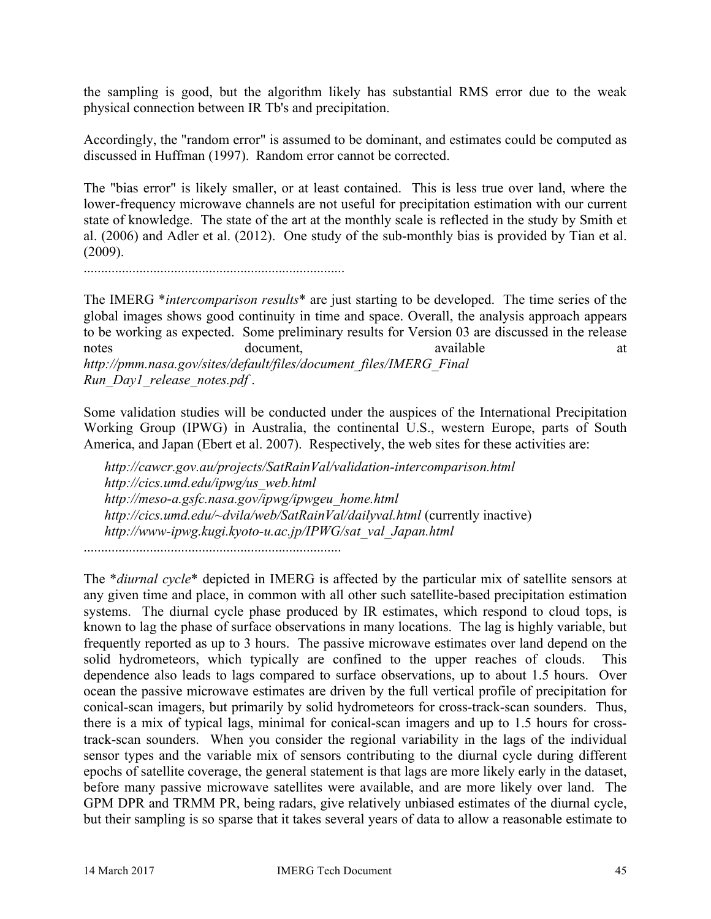the sampling is good, but the algorithm likely has substantial RMS error due to the weak physical connection between IR Tb's and precipitation.

Accordingly, the "random error" is assumed to be dominant, and estimates could be computed as discussed in Huffman (1997). Random error cannot be corrected.

The "bias error" is likely smaller, or at least contained. This is less true over land, where the lower-frequency microwave channels are not useful for precipitation estimation with our current state of knowledge. The state of the art at the monthly scale is reflected in the study by Smith et al. (2006) and Adler et al. (2012). One study of the sub-monthly bias is provided by Tian et al. (2009).

..........................................................................

The IMERG *intercomparison results* are just starting to be developed. The time series of the global images shows good continuity in time and space. Overall, the analysis approach appears to be working as expected. Some preliminary results for Version 03 are discussed in the release notes document, available at *http://pmm.nasa.gov/sites/default/files/document_files/IMERG_FinalRun_Day1_release_notes.pdf* .

Some validation studies will be conducted under the auspices of the International Precipitation Working Group (IPWG) in Australia, the continental U.S., western Europe, parts of South America, and Japan (Ebert et al. 2007). Respectively, the web sites for these activities are:

*http://cawcr.gov.au/projects/SatRainVal/validation-intercomparison.html*
*http://cics.umd.edu/ipwg/us_web.html*
*http://meso-a.gsfc.nasa.gov/ipwg/ipwgeu_home.html*
*http://cics.umd.edu/~dvila/web/SatRainVal/dailyval.html* (currently inactive)
*http://www-ipwg.kugi.kyoto-u.ac.jp/IPWG/sat_val_Japan.html*

..........................................................................

The *diurnal cycle* depicted in IMERG is affected by the particular mix of satellite sensors at any given time and place, in common with all other such satellite-based precipitation estimation systems. The diurnal cycle phase produced by IR estimates, which respond to cloud tops, is known to lag the phase of surface observations in many locations. The lag is highly variable, but frequently reported as up to 3 hours. The passive microwave estimates over land depend on the solid hydrometeors, which typically are confined to the upper reaches of clouds. This dependence also leads to lags compared to surface observations, up to about 1.5 hours. Over ocean the passive microwave estimates are driven by the full vertical profile of precipitation for conical-scan imagers, but primarily by solid hydrometeors for cross-track-scan sounders. Thus, there is a mix of typical lags, minimal for conical-scan imagers and up to 1.5 hours for cross-track-scan sounders. When you consider the regional variability in the lags of the individual sensor types and the variable mix of sensors contributing to the diurnal cycle during different epochs of satellite coverage, the general statement is that lags are more likely early in the dataset, before many passive microwave satellites were available, and are more likely over land. The GPM DPR and TRMM PR, being radars, give relatively unbiased estimates of the diurnal cycle, but their sampling is so sparse that it takes several years of data to allow a reasonable estimate to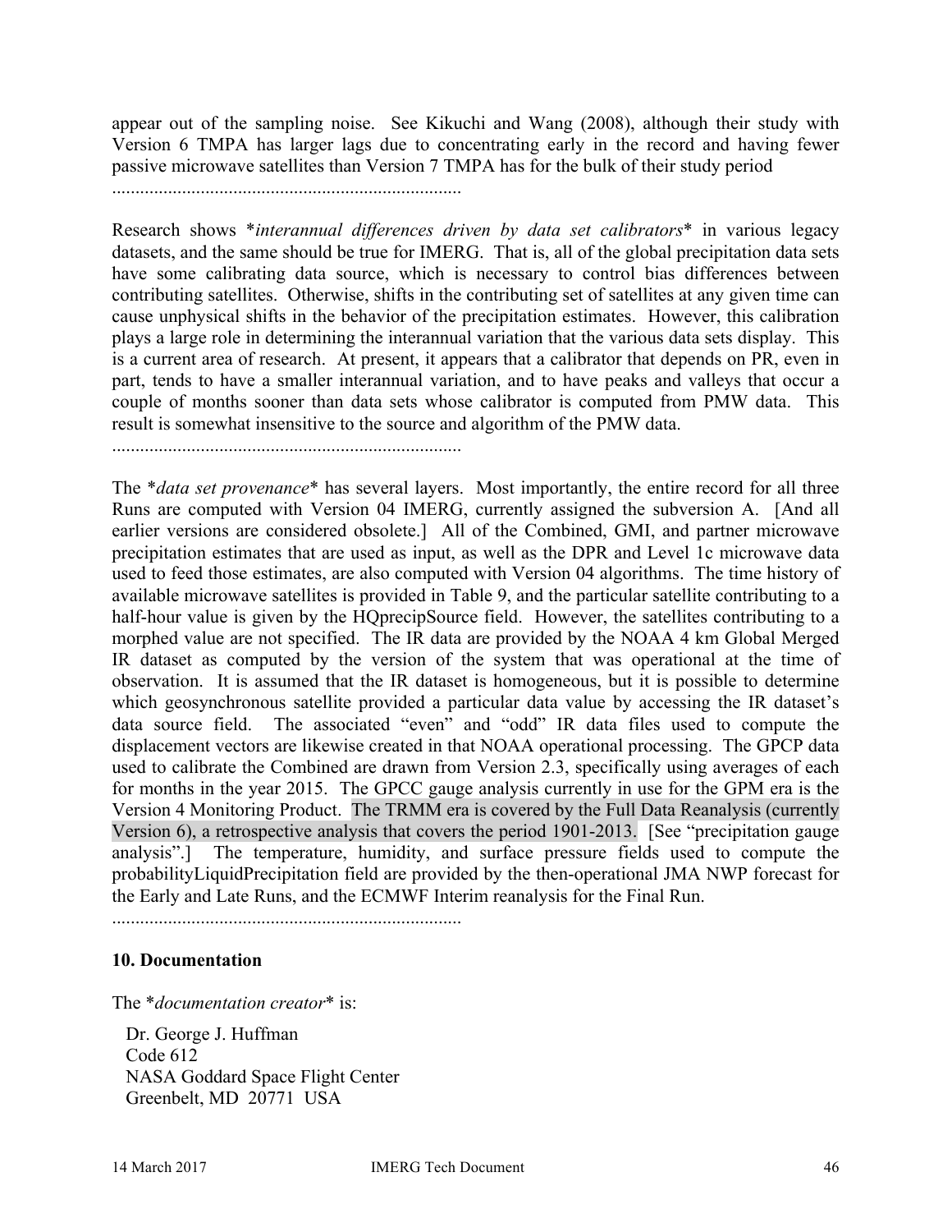appear out of the sampling noise. See Kikuchi and Wang (2008), although their study with Version 6 TMPA has larger lags due to concentrating early in the record and having fewer passive microwave satellites than Version 7 TMPA has for the bulk of their study period

..........................................................................

Research shows **interannual differences driven by data set calibrators** in various legacy datasets, and the same should be true for IMERG. That is, all of the global precipitation data sets have some calibrating data source, which is necessary to control bias differences between contributing satellites. Otherwise, shifts in the contributing set of satellites at any given time can cause unphysical shifts in the behavior of the precipitation estimates. However, this calibration plays a large role in determining the interannual variation that the various data sets display. This is a current area of research. At present, it appears that a calibrator that depends on PR, even in part, tends to have a smaller interannual variation, and to have peaks and valleys that occur a couple of months sooner than data sets whose calibrator is computed from PMW data. This result is somewhat insensitive to the source and algorithm of the PMW data.

..........................................................................

The **data set provenance** has several layers. Most importantly, the entire record for all three Runs are computed with Version 04 IMERG, currently assigned the subversion A. [And all earlier versions are considered obsolete.] All of the Combined, GMI, and partner microwave precipitation estimates that are used as input, as well as the DPR and Level 1c microwave data used to feed those estimates, are also computed with Version 04 algorithms. The time history of available microwave satellites is provided in Table 9, and the particular satellite contributing to a half-hour value is given by the HQprecipSource field. However, the satellites contributing to a morphed value are not specified. The IR data are provided by the NOAA 4 km Global Merged IR dataset as computed by the version of the system that was operational at the time of observation. It is assumed that the IR dataset is homogeneous, but it is possible to determine which geosynchronous satellite provided a particular data value by accessing the IR dataset's data source field. The associated "even" and "odd" IR data files used to compute the displacement vectors are likewise created in that NOAA operational processing. The GPCP data used to calibrate the Combined are drawn from Version 2.3, specifically using averages of each for months in the year 2015. The GPCC gauge analysis currently in use for the GPM era is the Version 4 Monitoring Product. The TRMM era is covered by the Full Data Reanalysis (currently Version 6), a retrospective analysis that covers the period 1901-2013. [See "precipitation gauge analysis".] The temperature, humidity, and surface pressure fields used to compute the probabilityLiquidPrecipitation field are provided by the then-operational JMA NWP forecast for the Early and Late Runs, and the ECMWF Interim reanalysis for the Final Run.

..........................................................................

## 10. Documentation

The **documentation creator** is:

Dr. George J. Huffman  
Code 612  
NASA Goddard Space Flight Center  
Greenbelt, MD 20771 USA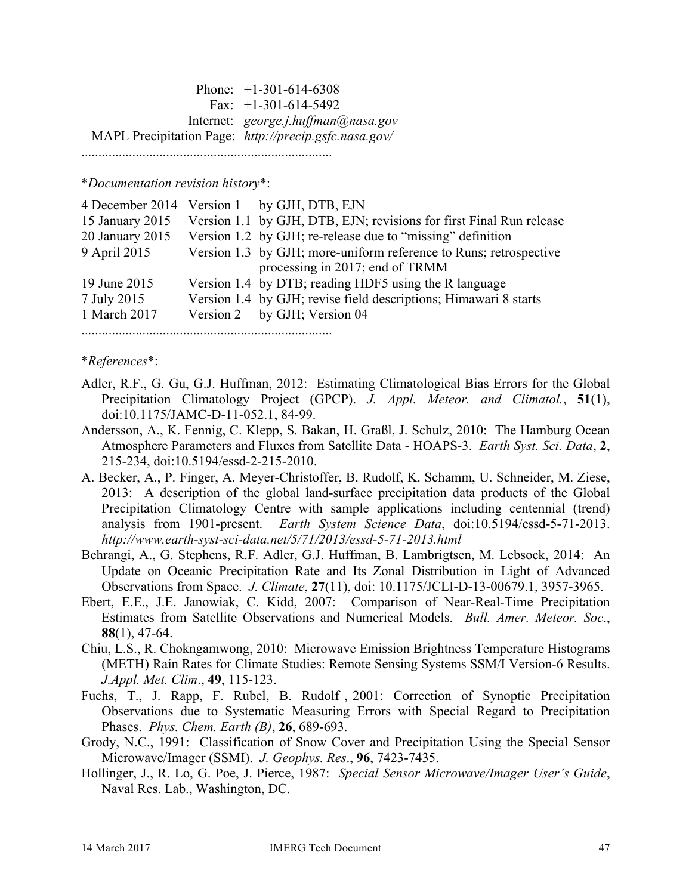Phone: +1-301-614-6308
Fax: +1-301-614-5492
Internet: *george.j.huffman@nasa.gov*
MAPL Precipitation Page: *http://precip.gsfc.nasa.gov/*

..........................................................................

**Documentation revision history*:

| | | |
|---|---|---|
| 4 December 2014 | Version 1 | by GJH, DTB, EJN |
| 15 January 2015 | Version 1.1 | by GJH, DTB, EJN; revisions for first Final Run release |
| 20 January 2015 | Version 1.2 | by GJH; re-release due to "missing" definition |
| 9 April 2015 | Version 1.3 | by GJH; more-uniform reference to Runs; retrospective processing in 2017; end of TRMM |
| 19 June 2015 | Version 1.4 | by DTB; reading HDF5 using the R language |
| 7 July 2015 | Version 1.4 | by GJH; revise field descriptions; Himawari 8 starts |
| 1 March 2017 | Version 2 | by GJH; Version 04 |

..........................................................................

**References*:

Adler, R.F., G. Gu, G.J. Huffman, 2012: Estimating Climatological Bias Errors for the Global Precipitation Climatology Project (GPCP). *J. Appl. Meteor. and Climatol.*, **51**(1), doi:10.1175/JAMC-D-11-052.1, 84-99.

Andersson, A., K. Fennig, C. Klepp, S. Bakan, H. Graßl, J. Schulz, 2010: The Hamburg Ocean Atmosphere Parameters and Fluxes from Satellite Data - HOAPS-3. *Earth Syst. Sci. Data*, **2**, 215-234, doi:10.5194/essd-2-215-2010.

A. Becker, A., P. Finger, A. Meyer-Christoffer, B. Rudolf, K. Schamm, U. Schneider, M. Ziese, 2013: A description of the global land-surface precipitation data products of the Global Precipitation Climatology Centre with sample applications including centennial (trend) analysis from 1901-present. *Earth System Science Data*, doi:10.5194/essd-5-71-2013. *http://www.earth-syst-sci-data.net/5/71/2013/essd-5-71-2013.html*

Behrangi, A., G. Stephens, R.F. Adler, G.J. Huffman, B. Lambrigtsen, M. Lebsock, 2014: An Update on Oceanic Precipitation Rate and Its Zonal Distribution in Light of Advanced Observations from Space. *J. Climate*, **27**(11), doi: 10.1175/JCLI-D-13-00679.1, 3957-3965.

Ebert, E.E., J.E. Janowiak, C. Kidd, 2007: Comparison of Near-Real-Time Precipitation Estimates from Satellite Observations and Numerical Models. *Bull. Amer. Meteor. Soc.*, **88**(1), 47-64.

Chiu, L.S., R. Chokngamwong, 2010: Microwave Emission Brightness Temperature Histograms (METH) Rain Rates for Climate Studies: Remote Sensing Systems SSM/I Version-6 Results. *J.Appl. Met. Clim*., **49**, 115-123.

Fuchs, T., J. Rapp, F. Rubel, B. Rudolf , 2001: Correction of Synoptic Precipitation Observations due to Systematic Measuring Errors with Special Regard to Precipitation Phases. *Phys. Chem. Earth (B)*, **26**, 689-693.

Grody, N.C., 1991: Classification of Snow Cover and Precipitation Using the Special Sensor Microwave/Imager (SSMI). *J. Geophys. Res*., **96**, 7423-7435.

Hollinger, J., R. Lo, G. Poe, J. Pierce, 1987: *Special Sensor Microwave/Imager User's Guide*, Naval Res. Lab., Washington, DC.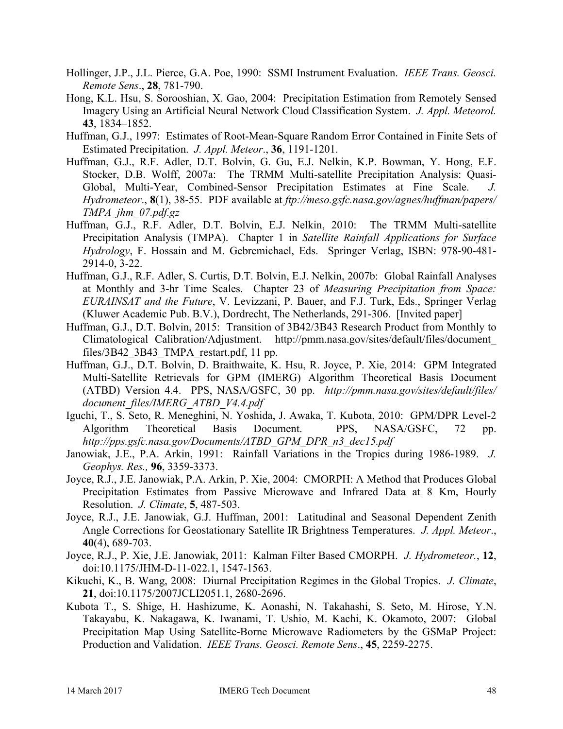Hollinger, J.P., J.L. Pierce, G.A. Poe, 1990: SSMI Instrument Evaluation. *IEEE Trans. Geosci. Remote Sens*., **28**, 781-790.

Hong, K.L. Hsu, S. Sorooshian, X. Gao, 2004: Precipitation Estimation from Remotely Sensed Imagery Using an Artificial Neural Network Cloud Classification System. *J. Appl. Meteorol.* **43**, 1834–1852.

Huffman, G.J., 1997: Estimates of Root-Mean-Square Random Error Contained in Finite Sets of Estimated Precipitation. *J. Appl. Meteor*., **36**, 1191-1201.

Huffman, G.J., R.F. Adler, D.T. Bolvin, G. Gu, E.J. Nelkin, K.P. Bowman, Y. Hong, E.F. Stocker, D.B. Wolff, 2007a: The TRMM Multi-satellite Precipitation Analysis: Quasi-Global, Multi-Year, Combined-Sensor Precipitation Estimates at Fine Scale. *J. Hydrometeor*., **8**(1), 38-55. PDF available at *ftp://meso.gsfc.nasa.gov/agnes/huffman/papers/TMPA_jhm_07.pdf.gz*

Huffman, G.J., R.F. Adler, D.T. Bolvin, E.J. Nelkin, 2010: The TRMM Multi-satellite Precipitation Analysis (TMPA). Chapter 1 in *Satellite Rainfall Applications for Surface Hydrology*, F. Hossain and M. Gebremichael, Eds. Springer Verlag, ISBN: 978-90-481-2914-0, 3-22.

Huffman, G.J., R.F. Adler, S. Curtis, D.T. Bolvin, E.J. Nelkin, 2007b: Global Rainfall Analyses at Monthly and 3-hr Time Scales. Chapter 23 of *Measuring Precipitation from Space: EURAINSAT and the Future*, V. Levizzani, P. Bauer, and F.J. Turk, Eds., Springer Verlag (Kluwer Academic Pub. B.V.), Dordrecht, The Netherlands, 291-306. [Invited paper]

Huffman, G.J., D.T. Bolvin, 2015: Transition of 3B42/3B43 Research Product from Monthly to Climatological Calibration/Adjustment. http://pmm.nasa.gov/sites/default/files/document_files/3B42_3B43_TMPA_restart.pdf, 11 pp.

Huffman, G.J., D.T. Bolvin, D. Braithwaite, K. Hsu, R. Joyce, P. Xie, 2014: GPM Integrated Multi-Satellite Retrievals for GPM (IMERG) Algorithm Theoretical Basis Document (ATBD) Version 4.4. PPS, NASA/GSFC, 30 pp. *http://pmm.nasa.gov/sites/default/files/document_files/IMERG_ATBD_V4.4.pdf*

Iguchi, T., S. Seto, R. Meneghini, N. Yoshida, J. Awaka, T. Kubota, 2010: GPM/DPR Level-2 Algorithm Theoretical Basis Document. PPS, NASA/GSFC, 72 pp. *http://pps.gsfc.nasa.gov/Documents/ATBD_GPM_DPR_n3_dec15.pdf*

Janowiak, J.E., P.A. Arkin, 1991: Rainfall Variations in the Tropics during 1986-1989. *J. Geophys. Res.,* **96**, 3359-3373.

Joyce, R.J., J.E. Janowiak, P.A. Arkin, P. Xie, 2004: CMORPH: A Method that Produces Global Precipitation Estimates from Passive Microwave and Infrared Data at 8 Km, Hourly Resolution. *J. Climate*, **5**, 487-503.

Joyce, R.J., J.E. Janowiak, G.J. Huffman, 2001: Latitudinal and Seasonal Dependent Zenith Angle Corrections for Geostationary Satellite IR Brightness Temperatures. *J. Appl. Meteor*., **40**(4), 689-703.

Joyce, R.J., P. Xie, J.E. Janowiak, 2011: Kalman Filter Based CMORPH. *J. Hydrometeor.*, **12**, doi:10.1175/JHM-D-11-022.1, 1547-1563.

Kikuchi, K., B. Wang, 2008: Diurnal Precipitation Regimes in the Global Tropics. *J. Climate*, **21**, doi:10.1175/2007JCLI2051.1, 2680-2696.

Kubota T., S. Shige, H. Hashizume, K. Aonashi, N. Takahashi, S. Seto, M. Hirose, Y.N. Takayabu, K. Nakagawa, K. Iwanami, T. Ushio, M. Kachi, K. Okamoto, 2007: Global Precipitation Map Using Satellite-Borne Microwave Radiometers by the GSMaP Project: Production and Validation. *IEEE Trans. Geosci. Remote Sens*., **45**, 2259-2275.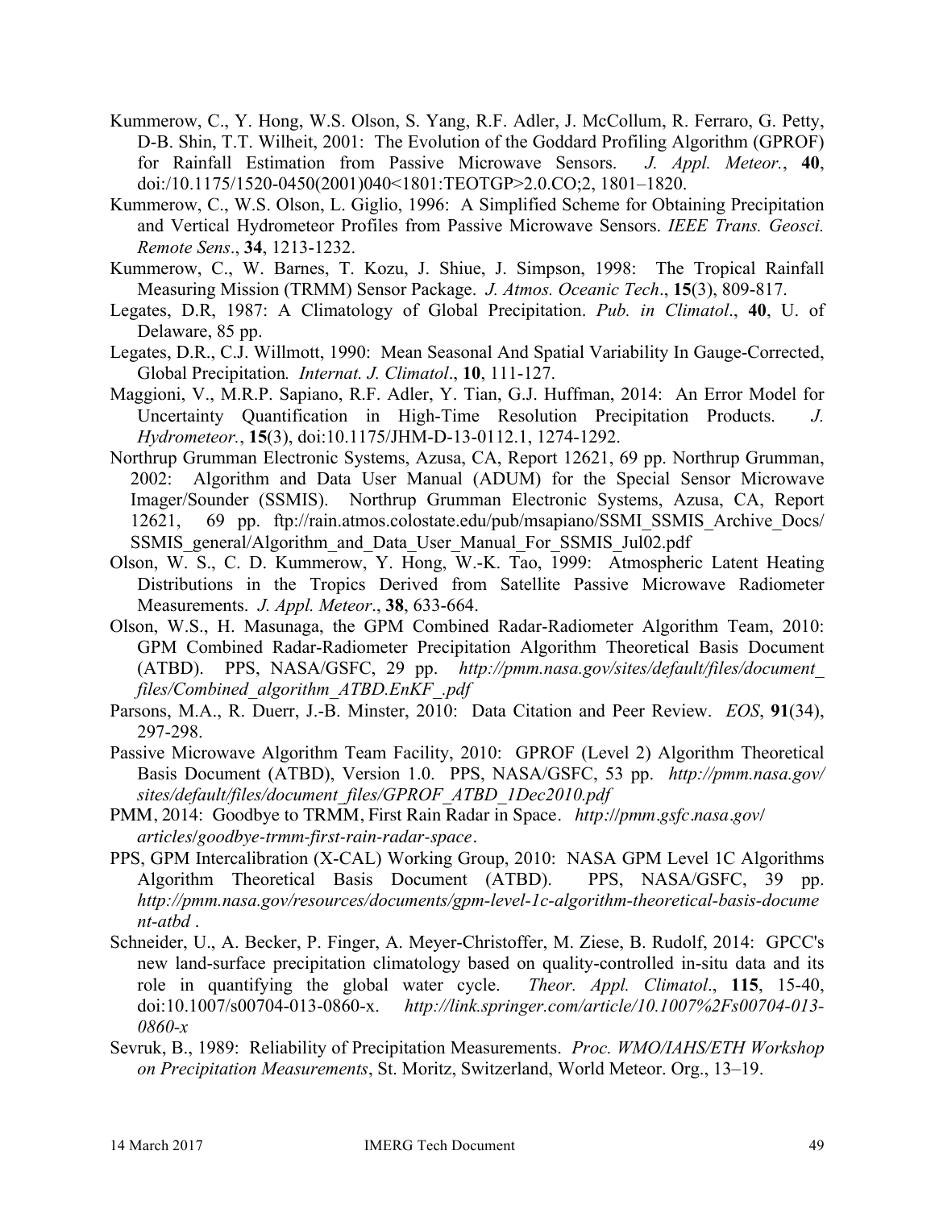Kummerow, C., Y. Hong, W.S. Olson, S. Yang, R.F. Adler, J. McCollum, R. Ferraro, G. Petty, D-B. Shin, T.T. Wilheit, 2001: The Evolution of the Goddard Profiling Algorithm (GPROF) for Rainfall Estimation from Passive Microwave Sensors. *J. Appl. Meteor.*, **40**, doi:/10.1175/1520-0450(2001)040<1801:TEOTGP>2.0.CO;2, 1801–1820.

Kummerow, C., W.S. Olson, L. Giglio, 1996: A Simplified Scheme for Obtaining Precipitation and Vertical Hydrometeor Profiles from Passive Microwave Sensors. *IEEE Trans. Geosci. Remote Sens*., **34**, 1213-1232.

Kummerow, C., W. Barnes, T. Kozu, J. Shiue, J. Simpson, 1998: The Tropical Rainfall Measuring Mission (TRMM) Sensor Package. *J. Atmos. Oceanic Tech*., **15**(3), 809-817.

Legates, D.R, 1987: A Climatology of Global Precipitation. *Pub. in Climatol*., **40**, U. of Delaware, 85 pp.

Legates, D.R., C.J. Willmott, 1990: Mean Seasonal And Spatial Variability In Gauge-Corrected, Global Precipitation*. Internat. J. Climatol*., **10**, 111-127.

Maggioni, V., M.R.P. Sapiano, R.F. Adler, Y. Tian, G.J. Huffman, 2014: An Error Model for Uncertainty Quantification in High-Time Resolution Precipitation Products. *J. Hydrometeor.*, **15**(3), doi:10.1175/JHM-D-13-0112.1, 1274-1292.

Northrup Grumman Electronic Systems, Azusa, CA, Report 12621, 69 pp. Northrup Grumman, 2002: Algorithm and Data User Manual (ADUM) for the Special Sensor Microwave Imager/Sounder (SSMIS). Northrup Grumman Electronic Systems, Azusa, CA, Report 12621, 69 pp. ftp://rain.atmos.colostate.edu/pub/msapiano/SSMI_SSMIS_Archive_Docs/SSMIS_general/Algorithm_and_Data_User_Manual_For_SSMIS_Jul02.pdf

Olson, W. S., C. D. Kummerow, Y. Hong, W.-K. Tao, 1999: Atmospheric Latent Heating Distributions in the Tropics Derived from Satellite Passive Microwave Radiometer Measurements. *J. Appl. Meteor*., **38**, 633-664.

Olson, W.S., H. Masunaga, the GPM Combined Radar-Radiometer Algorithm Team, 2010: GPM Combined Radar-Radiometer Precipitation Algorithm Theoretical Basis Document (ATBD). PPS, NASA/GSFC, 29 pp. *http://pmm.nasa.gov/sites/default/files/document_files/Combined_algorithm_ATBD.EnKF_.pdf*

Parsons, M.A., R. Duerr, J.-B. Minster, 2010: Data Citation and Peer Review. *EOS*, **91**(34), 297-298.

Passive Microwave Algorithm Team Facility, 2010: GPROF (Level 2) Algorithm Theoretical Basis Document (ATBD), Version 1.0. PPS, NASA/GSFC, 53 pp. *http://pmm.nasa.gov/sites/default/files/document_files/GPROF_ATBD_1Dec2010.pdf*

PMM, 2014: Goodbye to TRMM, First Rain Radar in Space. *http://pmm.gsfc.nasa.gov/articles/goodbye-trmm-first-rain-radar-space*.

PPS, GPM Intercalibration (X-CAL) Working Group, 2010: NASA GPM Level 1C Algorithms Algorithm Theoretical Basis Document (ATBD). PPS, NASA/GSFC, 39 pp. *http://pmm.nasa.gov/resources/documents/gpm-level-1c-algorithm-theoretical-basis-document-atbd* .

Schneider, U., A. Becker, P. Finger, A. Meyer-Christoffer, M. Ziese, B. Rudolf, 2014: GPCC's new land-surface precipitation climatology based on quality-controlled in-situ data and its role in quantifying the global water cycle. *Theor. Appl. Climatol*., **115**, 15-40, doi:10.1007/s00704-013-0860-x. *http://link.springer.com/article/10.1007%2Fs00704-013-0860-x*

Sevruk, B., 1989: Reliability of Precipitation Measurements. *Proc. WMO/IAHS/ETH Workshop on Precipitation Measurements*, St. Moritz, Switzerland, World Meteor. Org., 13–19.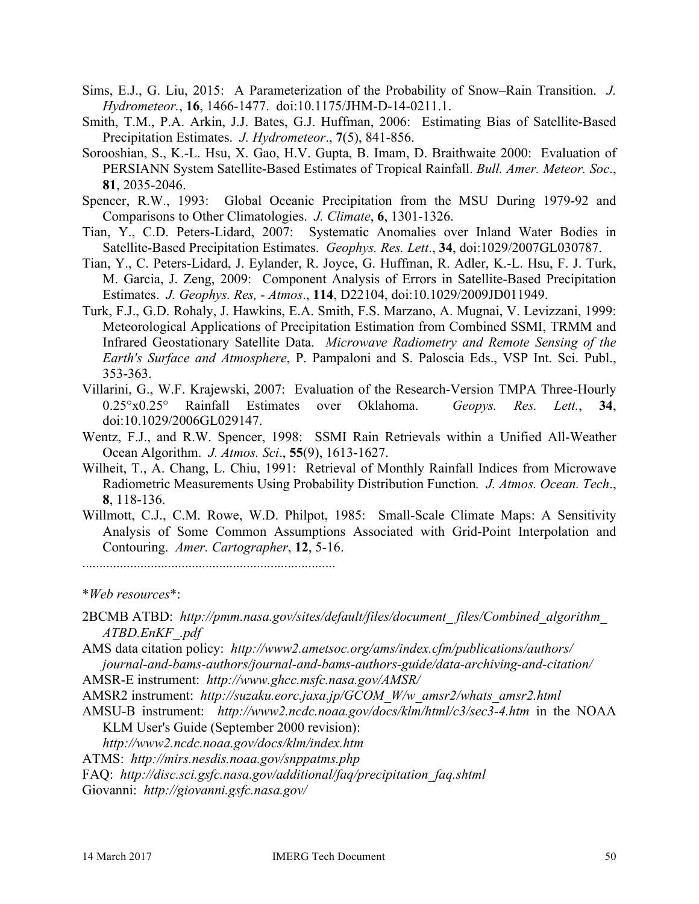Sims, E.J., G. Liu, 2015: A Parameterization of the Probability of Snow–Rain Transition. *J. Hydrometeor.*, **16**, 1466-1477. doi:10.1175/JHM-D-14-0211.1.

Smith, T.M., P.A. Arkin, J.J. Bates, G.J. Huffman, 2006: Estimating Bias of Satellite-Based Precipitation Estimates. *J. Hydrometeor*., **7**(5), 841-856.

Sorooshian, S., K.-L. Hsu, X. Gao, H.V. Gupta, B. Imam, D. Braithwaite 2000: Evaluation of PERSIANN System Satellite-Based Estimates of Tropical Rainfall. *Bull. Amer. Meteor. Soc*., **81**, 2035-2046.

Spencer, R.W., 1993: Global Oceanic Precipitation from the MSU During 1979-92 and Comparisons to Other Climatologies. *J. Climate*, **6**, 1301-1326.

Tian, Y., C.D. Peters-Lidard, 2007: Systematic Anomalies over Inland Water Bodies in Satellite-Based Precipitation Estimates. *Geophys. Res. Lett*., **34**, doi:1029/2007GL030787.

Tian, Y., C. Peters-Lidard, J. Eylander, R. Joyce, G. Huffman, R. Adler, K.-L. Hsu, F. J. Turk, M. Garcia, J. Zeng, 2009: Component Analysis of Errors in Satellite-Based Precipitation Estimates. *J. Geophys. Res, - Atmos*., **114**, D22104, doi:10.1029/2009JD011949.

Turk, F.J., G.D. Rohaly, J. Hawkins, E.A. Smith, F.S. Marzano, A. Mugnai, V. Levizzani, 1999: Meteorological Applications of Precipitation Estimation from Combined SSMI, TRMM and Infrared Geostationary Satellite Data. *Microwave Radiometry and Remote Sensing of the Earth's Surface and Atmosphere*, P. Pampaloni and S. Paloscia Eds., VSP Int. Sci. Publ., 353-363.

Villarini, G., W.F. Krajewski, 2007: Evaluation of the Research-Version TMPA Three-Hourly 0.25°x0.25° Rainfall Estimates over Oklahoma. *Geopys. Res. Lett.*, **34**, doi:10.1029/2006GL029147.

Wentz, F.J., and R.W. Spencer, 1998: SSMI Rain Retrievals within a Unified All-Weather Ocean Algorithm. *J. Atmos. Sci*., **55**(9), 1613-1627.

Wilheit, T., A. Chang, L. Chiu, 1991: Retrieval of Monthly Rainfall Indices from Microwave Radiometric Measurements Using Probability Distribution Function*. J. Atmos. Ocean. Tech*., **8**, 118-136.

Willmott, C.J., C.M. Rowe, W.D. Philpot, 1985: Small-Scale Climate Maps: A Sensitivity Analysis of Some Common Assumptions Associated with Grid-Point Interpolation and Contouring. *Amer. Cartographer*, **12**, 5-16.

..........................................................................

\**Web resources*\*:

2BCMB ATBD: *http://pmm.nasa.gov/sites/default/files/document_files/Combined_algorithm_ATBD.EnKF_.pdf*

AMS data citation policy: *http://www2.ametsoc.org/ams/index.cfm/publications/authors/journal-and-bams-authors/journal-and-bams-authors-guide/data-archiving-and-citation/*

AMSR-E instrument: *http://www.ghcc.msfc.nasa.gov/AMSR/*

AMSR2 instrument: *http://suzaku.eorc.jaxa.jp/GCOM_W/w_amsr2/whats_amsr2.html*

AMSU-B instrument: *http://www2.ncdc.noaa.gov/docs/klm/html/c3/sec3-4.htm* in the NOAA KLM User's Guide (September 2000 revision): *http://www2.ncdc.noaa.gov/docs/klm/index.htm*

ATMS: *http://mirs.nesdis.noaa.gov/snppatms.php*

FAQ: *http://disc.sci.gsfc.nasa.gov/additional/faq/precipitation_faq.shtml*

Giovanni: *http://giovanni.gsfc.nasa.gov/*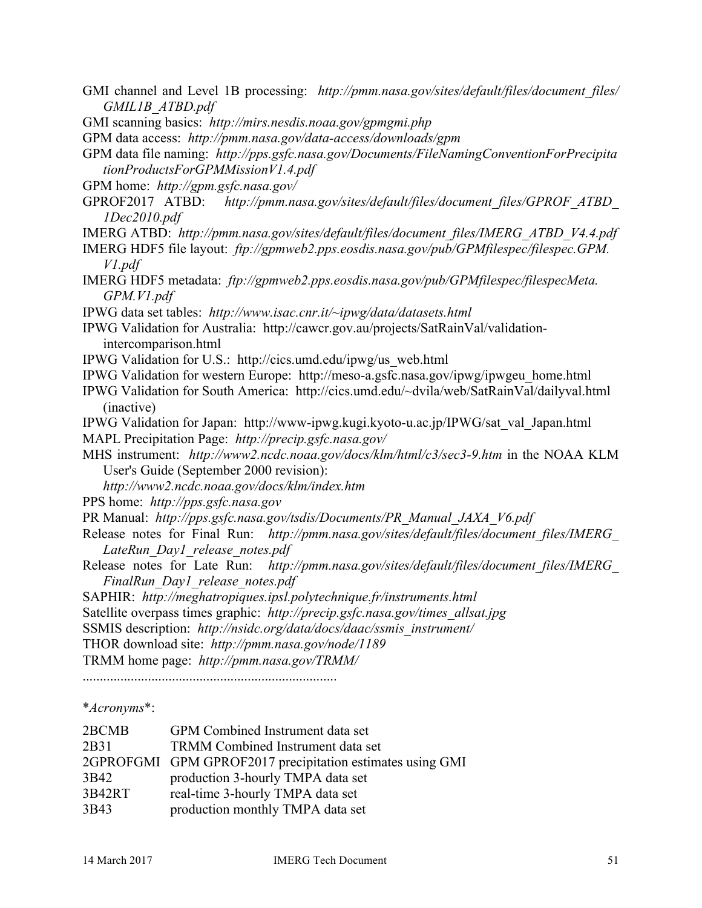GMI channel and Level 1B processing: *http://pmm.nasa.gov/sites/default/files/document_files/GMIL1B_ATBD.pdf*

GMI scanning basics: *http://mirs.nesdis.noaa.gov/gpmgmi.php*

GPM data access: *http://pmm.nasa.gov/data-access/downloads/gpm*

GPM data file naming: *http://pps.gsfc.nasa.gov/Documents/FileNamingConventionForPrecipitationProductsForGPMMissionV1.4.pdf*

GPM home: *http://gpm.gsfc.nasa.gov/*

GPROF2017 ATBD: *http://pmm.nasa.gov/sites/default/files/document_files/GPROF_ATBD_1Dec2010.pdf*

IMERG ATBD: *http://pmm.nasa.gov/sites/default/files/document_files/IMERG_ATBD_V4.4.pdf*

IMERG HDF5 file layout: *ftp://gpmweb2.pps.eosdis.nasa.gov/pub/GPMfilespec/filespec.GPM.V1.pdf*

IMERG HDF5 metadata: *ftp://gpmweb2.pps.eosdis.nasa.gov/pub/GPMfilespec/filespecMeta.GPM.V1.pdf*

IPWG data set tables: *http://www.isac.cnr.it/~ipwg/data/datasets.html*

IPWG Validation for Australia: http://cawcr.gov.au/projects/SatRainVal/validation-intercomparison.html

IPWG Validation for U.S.: http://cics.umd.edu/ipwg/us_web.html

IPWG Validation for western Europe: http://meso-a.gsfc.nasa.gov/ipwg/ipwgeu_home.html

IPWG Validation for South America: http://cics.umd.edu/~dvila/web/SatRainVal/dailyval.html (inactive)

IPWG Validation for Japan: http://www-ipwg.kugi.kyoto-u.ac.jp/IPWG/sat_val_Japan.html

MAPL Precipitation Page: *http://precip.gsfc.nasa.gov/*

MHS instrument: *http://www2.ncdc.noaa.gov/docs/klm/html/c3/sec3-9.htm* in the NOAA KLM User's Guide (September 2000 revision): *http://www2.ncdc.noaa.gov/docs/klm/index.htm*

PPS home: *http://pps.gsfc.nasa.gov*

PR Manual: *http://pps.gsfc.nasa.gov/tsdis/Documents/PR_Manual_JAXA_V6.pdf*

Release notes for Final Run: *http://pmm.nasa.gov/sites/default/files/document_files/IMERG_LateRun_Day1_release_notes.pdf*

Release notes for Late Run: *http://pmm.nasa.gov/sites/default/files/document_files/IMERG_FinalRun_Day1_release_notes.pdf*

SAPHIR: *http://meghatropiques.ipsl.polytechnique.fr/instruments.html*

Satellite overpass times graphic: *http://precip.gsfc.nasa.gov/times_allsat.jpg*

SSMIS description: *http://nsidc.org/data/docs/daac/ssmis_instrument/*

THOR download site: *http://pmm.nasa.gov/node/1189*

TRMM home page: *http://pmm.nasa.gov/TRMM/*

..........................................................................

\**Acronyms*\*:

| | |
|---|---|
| 2BCMB | GPM Combined Instrument data set |
| 2B31 | TRMM Combined Instrument data set |
| 2GPROFGMI | GPM GPROF2017 precipitation estimates using GMI |
| 3B42 | production 3-hourly TMPA data set |
| 3B42RT | real-time 3-hourly TMPA data set |
| 3B43 | production monthly TMPA data set |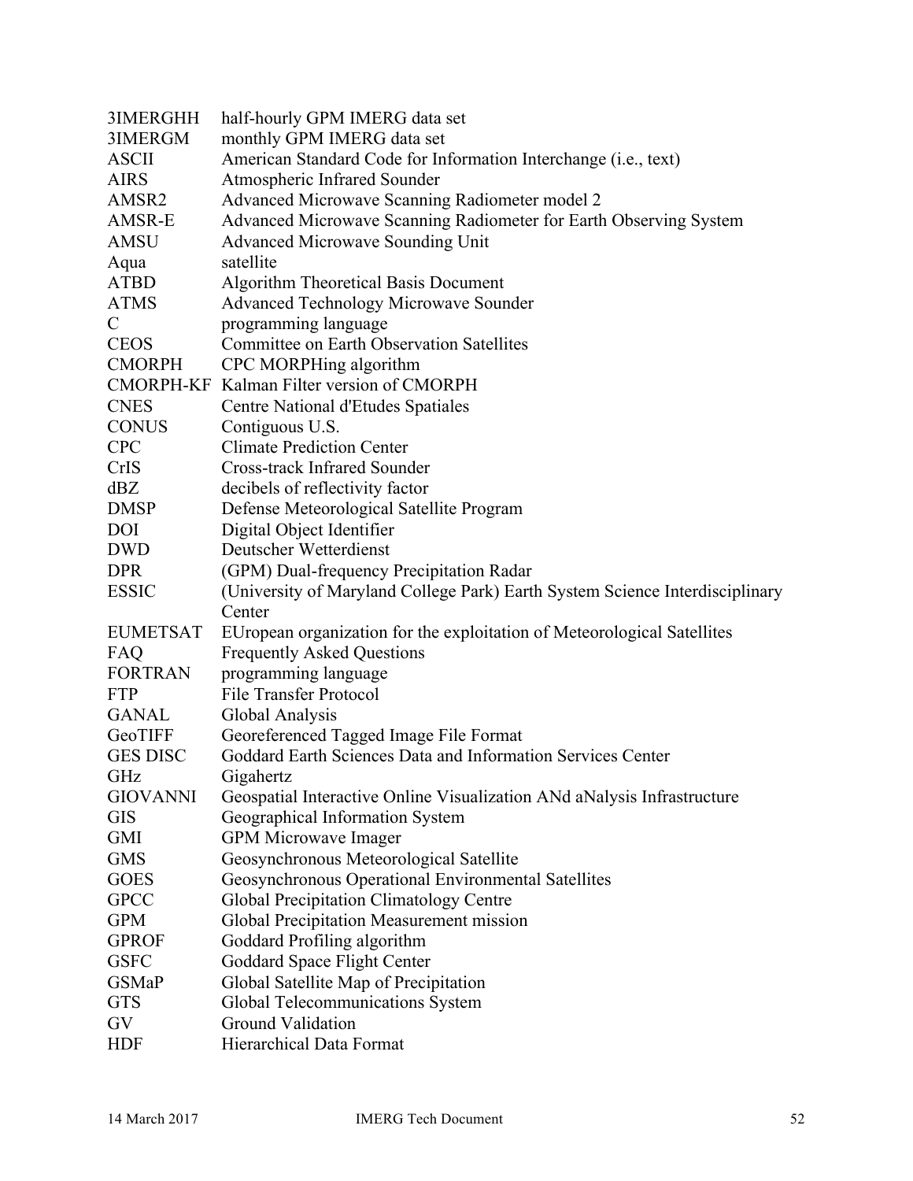| | |
|---|---|
| 3IMERGHH | half-hourly GPM IMERG data set |
| 3IMERGM | monthly GPM IMERG data set |
| ASCII | American Standard Code for Information Interchange (i.e., text) |
| AIRS | Atmospheric Infrared Sounder |
| AMSR2 | Advanced Microwave Scanning Radiometer model 2 |
| AMSR-E | Advanced Microwave Scanning Radiometer for Earth Observing System |
| AMSU | Advanced Microwave Sounding Unit |
| Aqua | satellite |
| ATBD | Algorithm Theoretical Basis Document |
| ATMS | Advanced Technology Microwave Sounder |
| C | programming language |
| CEOS | Committee on Earth Observation Satellites |
| CMORPH | CPC MORPHing algorithm |
| CMORPH-KF | Kalman Filter version of CMORPH |
| CNES | Centre National d'Etudes Spatiales |
| CONUS | Contiguous U.S. |
| CPC | Climate Prediction Center |
| CrIS | Cross-track Infrared Sounder |
| dBZ | decibels of reflectivity factor |
| DMSP | Defense Meteorological Satellite Program |
| DOI | Digital Object Identifier |
| DWD | Deutscher Wetterdienst |
| DPR | (GPM) Dual-frequency Precipitation Radar |
| ESSIC | (University of Maryland College Park) Earth System Science Interdisciplinary Center |
| EUMETSAT | EUropean organization for the exploitation of Meteorological Satellites |
| FAQ | Frequently Asked Questions |
| FORTRAN | programming language |
| FTP | File Transfer Protocol |
| GANAL | Global Analysis |
| GeoTIFF | Georeferenced Tagged Image File Format |
| GES DISC | Goddard Earth Sciences Data and Information Services Center |
| GHz | Gigahertz |
| GIOVANNI | Geospatial Interactive Online Visualization ANd aNalysis Infrastructure |
| GIS | Geographical Information System |
| GMI | GPM Microwave Imager |
| GMS | Geosynchronous Meteorological Satellite |
| GOES | Geosynchronous Operational Environmental Satellites |
| GPCC | Global Precipitation Climatology Centre |
| GPM | Global Precipitation Measurement mission |
| GPROF | Goddard Profiling algorithm |
| GSFC | Goddard Space Flight Center |
| GSMaP | Global Satellite Map of Precipitation |
| GTS | Global Telecommunications System |
| GV | Ground Validation |
| HDF | Hierarchical Data Format |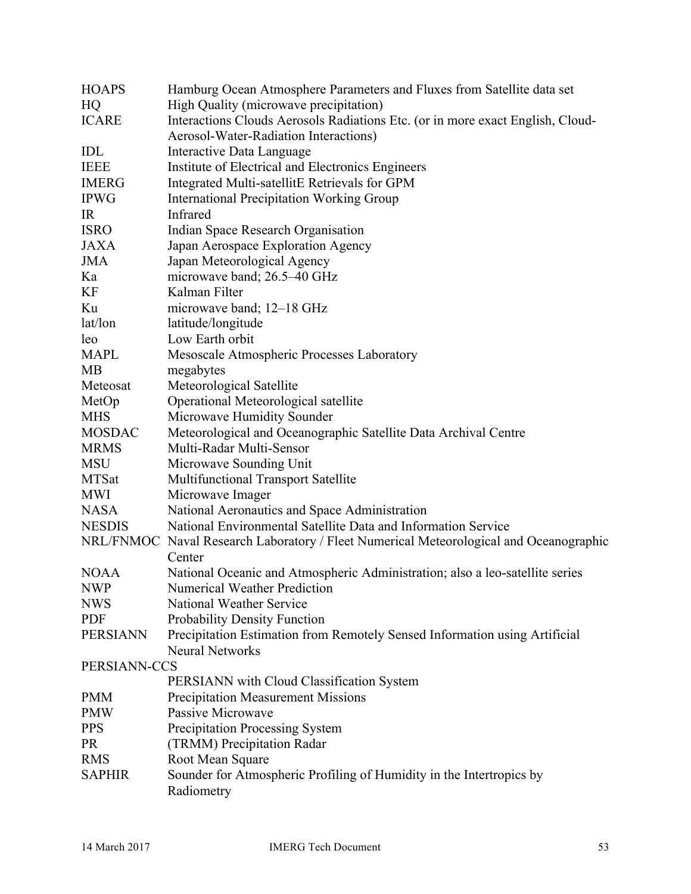| | |
|---|---|
| HOAPS | Hamburg Ocean Atmosphere Parameters and Fluxes from Satellite data set |
| HQ | High Quality (microwave precipitation) |
| ICARE | Interactions Clouds Aerosols Radiations Etc. (or in more exact English, Cloud-Aerosol-Water-Radiation Interactions) |
| IDL | Interactive Data Language |
| IEEE | Institute of Electrical and Electronics Engineers |
| IMERG | Integrated Multi-satellitE Retrievals for GPM |
| IPWG | International Precipitation Working Group |
| IR | Infrared |
| ISRO | Indian Space Research Organisation |
| JAXA | Japan Aerospace Exploration Agency |
| JMA | Japan Meteorological Agency |
| Ka | microwave band; 26.5–40 GHz |
| KF | Kalman Filter |
| Ku | microwave band; 12–18 GHz |
| lat/lon | latitude/longitude |
| leo | Low Earth orbit |
| MAPL | Mesoscale Atmospheric Processes Laboratory |
| MB | megabytes |
| Meteosat | Meteorological Satellite |
| MetOp | Operational Meteorological satellite |
| MHS | Microwave Humidity Sounder |
| MOSDAC | Meteorological and Oceanographic Satellite Data Archival Centre |
| MRMS | Multi-Radar Multi-Sensor |
| MSU | Microwave Sounding Unit |
| MTSat | Multifunctional Transport Satellite |
| MWI | Microwave Imager |
| NASA | National Aeronautics and Space Administration |
| NESDIS | National Environmental Satellite Data and Information Service |
| NRL/FNMOC | Naval Research Laboratory / Fleet Numerical Meteorological and Oceanographic Center |
| NOAA | National Oceanic and Atmospheric Administration; also a leo-satellite series |
| NWP | Numerical Weather Prediction |
| NWS | National Weather Service |
| PDF | Probability Density Function |
| PERSIANN | Precipitation Estimation from Remotely Sensed Information using Artificial Neural Networks |
| PERSIANN-CCS | PERSIANN with Cloud Classification System |
| PMM | Precipitation Measurement Missions |
| PMW | Passive Microwave |
| PPS | Precipitation Processing System |
| PR | (TRMM) Precipitation Radar |
| RMS | Root Mean Square |
| SAPHIR | Sounder for Atmospheric Profiling of Humidity in the Intertropics by Radiometry |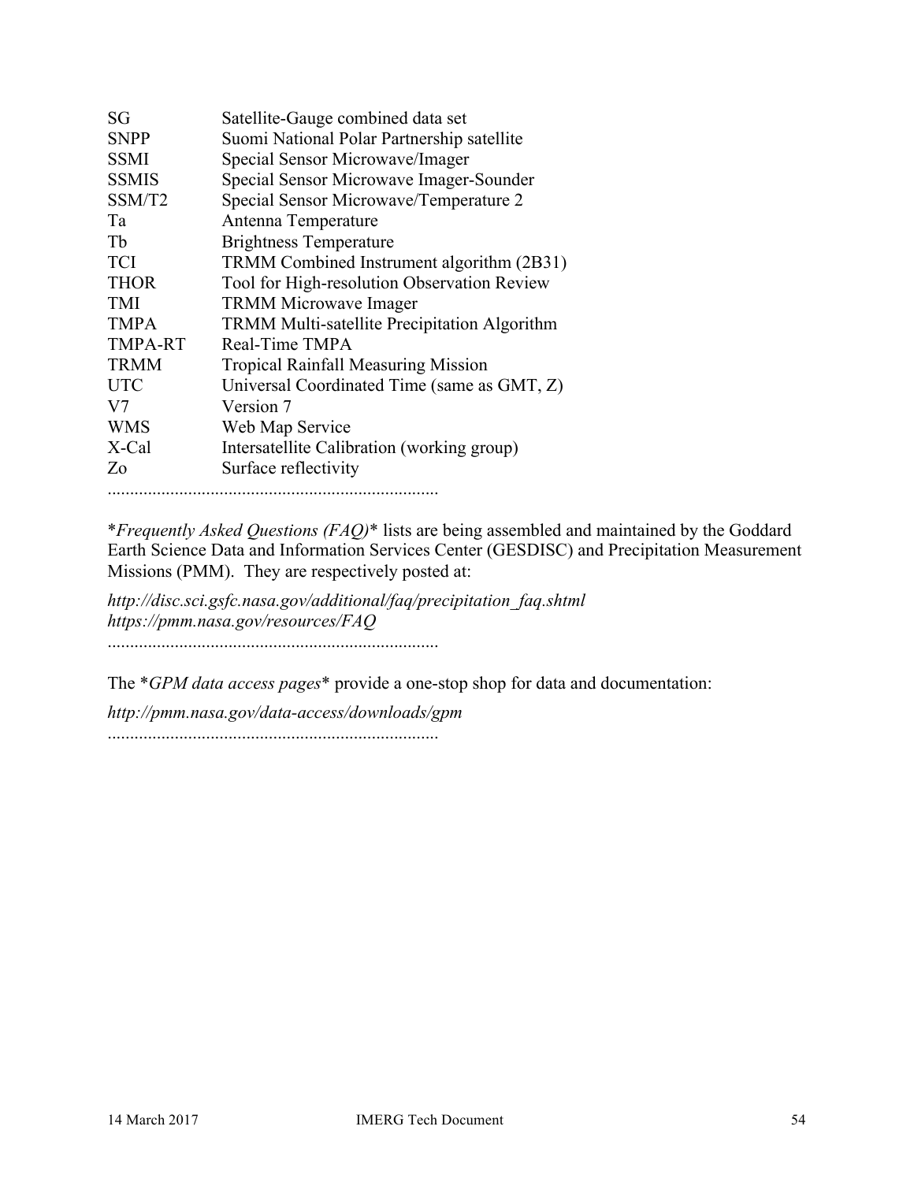| | |
|---|---|
| SG | Satellite-Gauge combined data set |
| SNPP | Suomi National Polar Partnership satellite |
| SSMI | Special Sensor Microwave/Imager |
| SSMIS | Special Sensor Microwave Imager-Sounder |
| SSM/T2 | Special Sensor Microwave/Temperature 2 |
| Ta | Antenna Temperature |
| Tb | Brightness Temperature |
| TCI | TRMM Combined Instrument algorithm (2B31) |
| THOR | Tool for High-resolution Observation Review |
| TMI | TRMM Microwave Imager |
| TMPA | TRMM Multi-satellite Precipitation Algorithm |
| TMPA-RT | Real-Time TMPA |
| TRMM | Tropical Rainfall Measuring Mission |
| UTC | Universal Coordinated Time (same as GMT, Z) |
| V7 | Version 7 |
| WMS | Web Map Service |
| X-Cal | Intersatellite Calibration (working group) |
| Zo | Surface reflectivity |

..........................................................................

\**Frequently Asked Questions (FAQ)*\* lists are being assembled and maintained by the Goddard Earth Science Data and Information Services Center (GESDISC) and Precipitation Measurement Missions (PMM). They are respectively posted at:

*http://disc.sci.gsfc.nasa.gov/additional/faq/precipitation_faq.shtml*
*https://pmm.nasa.gov/resources/FAQ*

..........................................................................

The \**GPM data access pages*\* provide a one-stop shop for data and documentation:

*http://pmm.nasa.gov/data-access/downloads/gpm*

..........................................................................